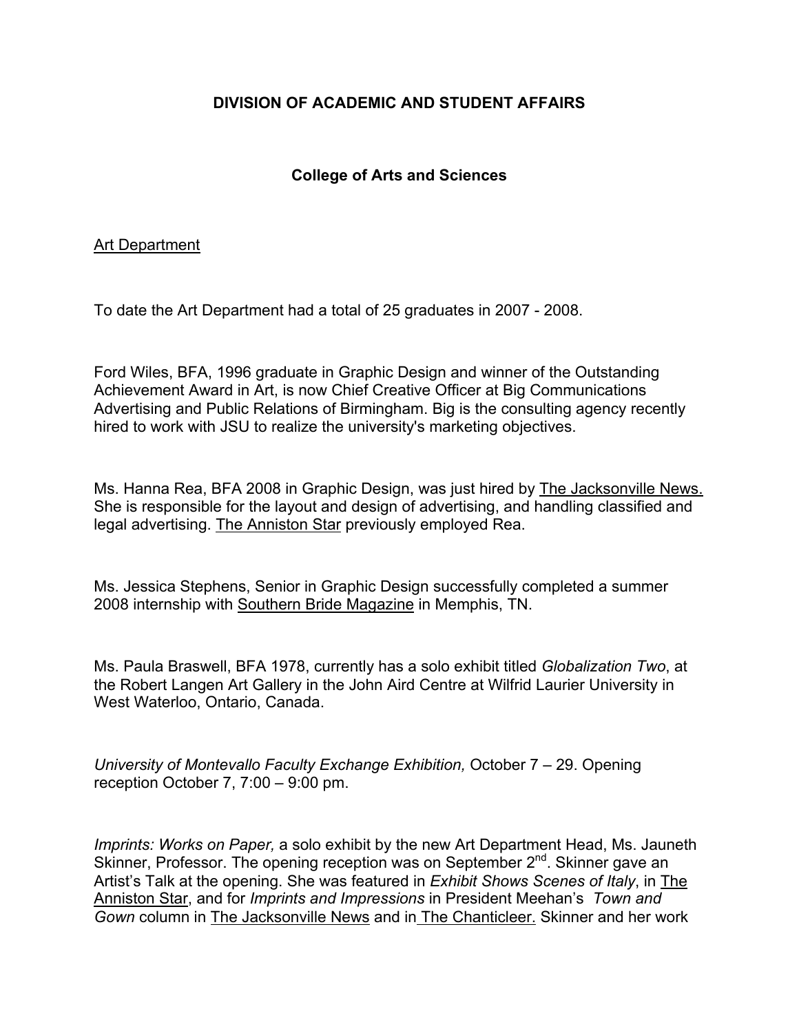# DIVISION OF ACADEMIC AND STUDENT AFFAIRS

## College of Arts and Sciences

### Art Department

To date the Art Department had a total of 25 graduates in 2007 - 2008.

Ford Wiles, BFA, 1996 graduate in Graphic Design and winner of the Outstanding Achievement Award in Art, is now Chief Creative Officer at Big Communications Advertising and Public Relations of Birmingham. Big is the consulting agency recently hired to work with JSU to realize the university's marketing objectives.

Ms. Hanna Rea, BFA 2008 in Graphic Design, was just hired by The Jacksonville News. She is responsible for the layout and design of advertising, and handling classified and legal advertising. The Anniston Star previously employed Rea.

Ms. Jessica Stephens, Senior in Graphic Design successfully completed a summer 2008 internship with Southern Bride Magazine in Memphis, TN.

Ms. Paula Braswell, BFA 1978, currently has a solo exhibit titled *Globalization Two*, at the Robert Langen Art Gallery in the John Aird Centre at Wilfrid Laurier University in West Waterloo, Ontario, Canada.

*University of Montevallo Faculty Exchange Exhibition,* October 7 – 29. Opening reception October 7, 7:00 – 9:00 pm.

*Imprints: Works on Paper,* a solo exhibit by the new Art Department Head, Ms. Jauneth Skinner, Professor. The opening reception was on September 2nd. Skinner gave an Artist's Talk at the opening. She was featured in *Exhibit Shows Scenes of Italy*, in The Anniston Star, and for *Imprints and Impressions* in President Meehan's *Town and Gown* column in The Jacksonville News and in The Chanticleer. Skinner and her work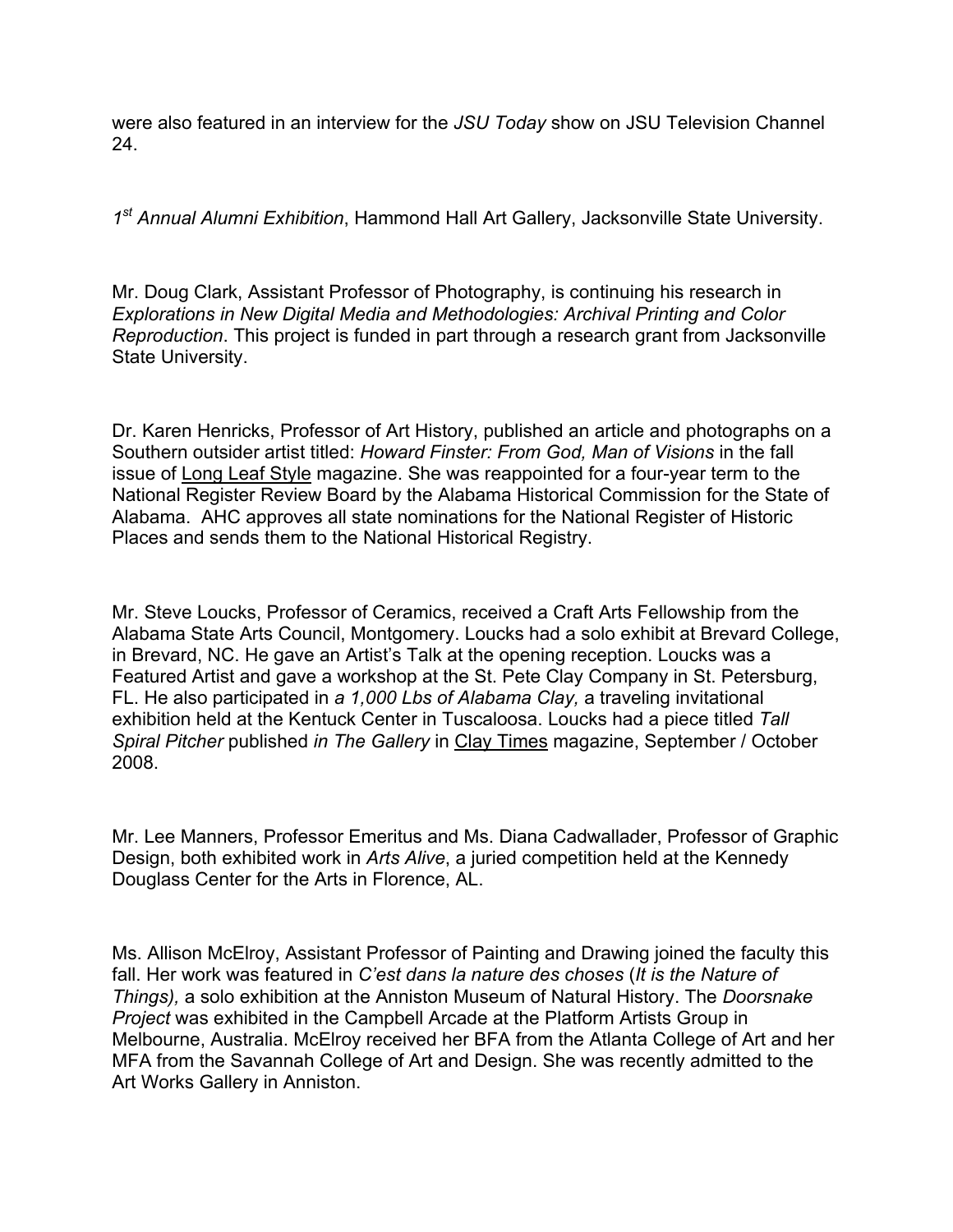were also featured in an interview for the *JSU Today* show on JSU Television Channel 24.

*1st Annual Alumni Exhibition*, Hammond Hall Art Gallery, Jacksonville State University.

Mr. Doug Clark, Assistant Professor of Photography, is continuing his research in *Explorations in New Digital Media and Methodologies: Archival Printing and Color Reproduction*. This project is funded in part through a research grant from Jacksonville State University.

Dr. Karen Henricks, Professor of Art History, published an article and photographs on a Southern outsider artist titled: *Howard Finster: From God, Man of Visions* in the fall issue of Long Leaf Style magazine. She was reappointed for a four-year term to the National Register Review Board by the Alabama Historical Commission for the State of Alabama. AHC approves all state nominations for the National Register of Historic Places and sends them to the National Historical Registry.

Mr. Steve Loucks, Professor of Ceramics, received a Craft Arts Fellowship from the Alabama State Arts Council, Montgomery. Loucks had a solo exhibit at Brevard College, in Brevard, NC. He gave an Artist's Talk at the opening reception. Loucks was a Featured Artist and gave a workshop at the St. Pete Clay Company in St. Petersburg, FL. He also participated in *a 1,000 Lbs of Alabama Clay,* a traveling invitational exhibition held at the Kentuck Center in Tuscaloosa. Loucks had a piece titled *Tall Spiral Pitcher* published *in The Gallery* in Clay Times magazine, September / October 2008.

Mr. Lee Manners, Professor Emeritus and Ms. Diana Cadwallader, Professor of Graphic Design, both exhibited work in *Arts Alive*, a juried competition held at the Kennedy Douglass Center for the Arts in Florence, AL.

Ms. Allison McElroy, Assistant Professor of Painting and Drawing joined the faculty this fall. Her work was featured in *C'est dans la nature des choses* (*It is the Nature of Things),* a solo exhibition at the Anniston Museum of Natural History. The *Doorsnake Project* was exhibited in the Campbell Arcade at the Platform Artists Group in Melbourne, Australia. McElroy received her BFA from the Atlanta College of Art and her MFA from the Savannah College of Art and Design. She was recently admitted to the Art Works Gallery in Anniston.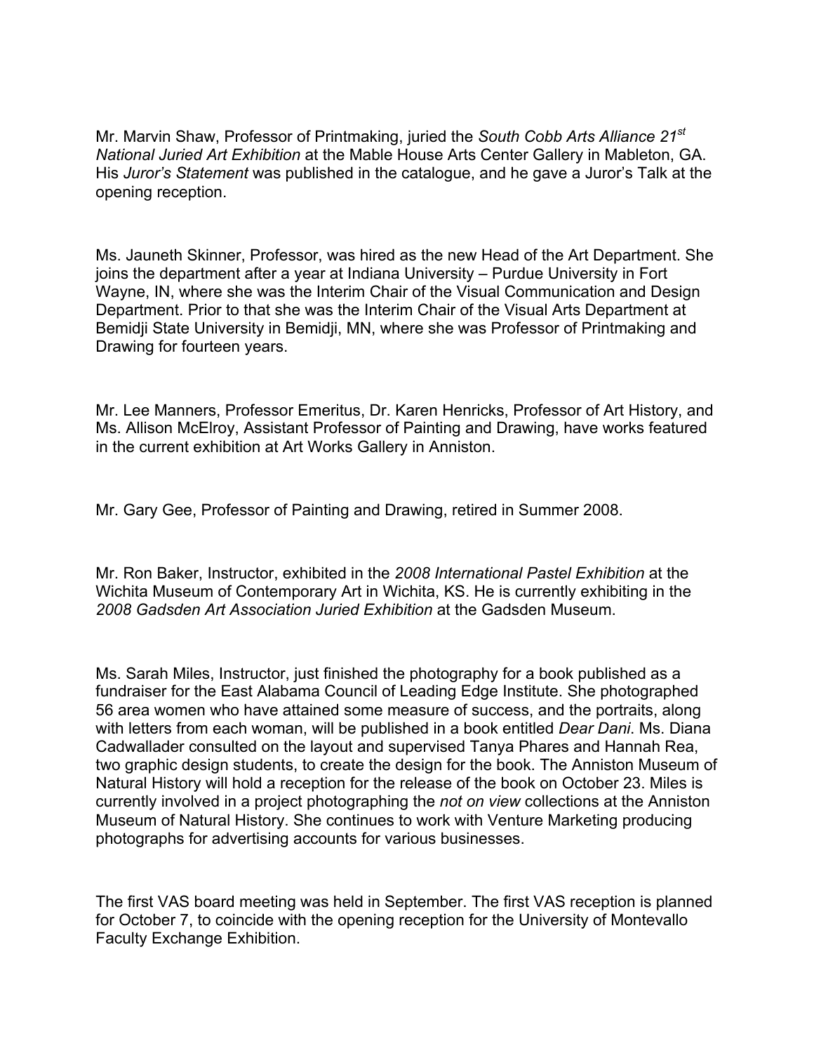Mr. Marvin Shaw, Professor of Printmaking, juried the *South Cobb Arts Alliance 21st National Juried Art Exhibition* at the Mable House Arts Center Gallery in Mableton, GA. His *Juror's Statement* was published in the catalogue, and he gave a Juror's Talk at the opening reception.

Ms. Jauneth Skinner, Professor, was hired as the new Head of the Art Department. She joins the department after a year at Indiana University – Purdue University in Fort Wayne, IN, where she was the Interim Chair of the Visual Communication and Design Department. Prior to that she was the Interim Chair of the Visual Arts Department at Bemidji State University in Bemidji, MN, where she was Professor of Printmaking and Drawing for fourteen years.

Mr. Lee Manners, Professor Emeritus, Dr. Karen Henricks, Professor of Art History, and Ms. Allison McElroy, Assistant Professor of Painting and Drawing, have works featured in the current exhibition at Art Works Gallery in Anniston.

Mr. Gary Gee, Professor of Painting and Drawing, retired in Summer 2008.

Mr. Ron Baker, Instructor, exhibited in the *2008 International Pastel Exhibition* at the Wichita Museum of Contemporary Art in Wichita, KS. He is currently exhibiting in the *2008 Gadsden Art Association Juried Exhibition* at the Gadsden Museum.

Ms. Sarah Miles, Instructor, just finished the photography for a book published as a fundraiser for the East Alabama Council of Leading Edge Institute. She photographed 56 area women who have attained some measure of success, and the portraits, along with letters from each woman, will be published in a book entitled *Dear Dani*. Ms. Diana Cadwallader consulted on the layout and supervised Tanya Phares and Hannah Rea, two graphic design students, to create the design for the book. The Anniston Museum of Natural History will hold a reception for the release of the book on October 23. Miles is currently involved in a project photographing the *not on view* collections at the Anniston Museum of Natural History. She continues to work with Venture Marketing producing photographs for advertising accounts for various businesses.

The first VAS board meeting was held in September. The first VAS reception is planned for October 7, to coincide with the opening reception for the University of Montevallo Faculty Exchange Exhibition.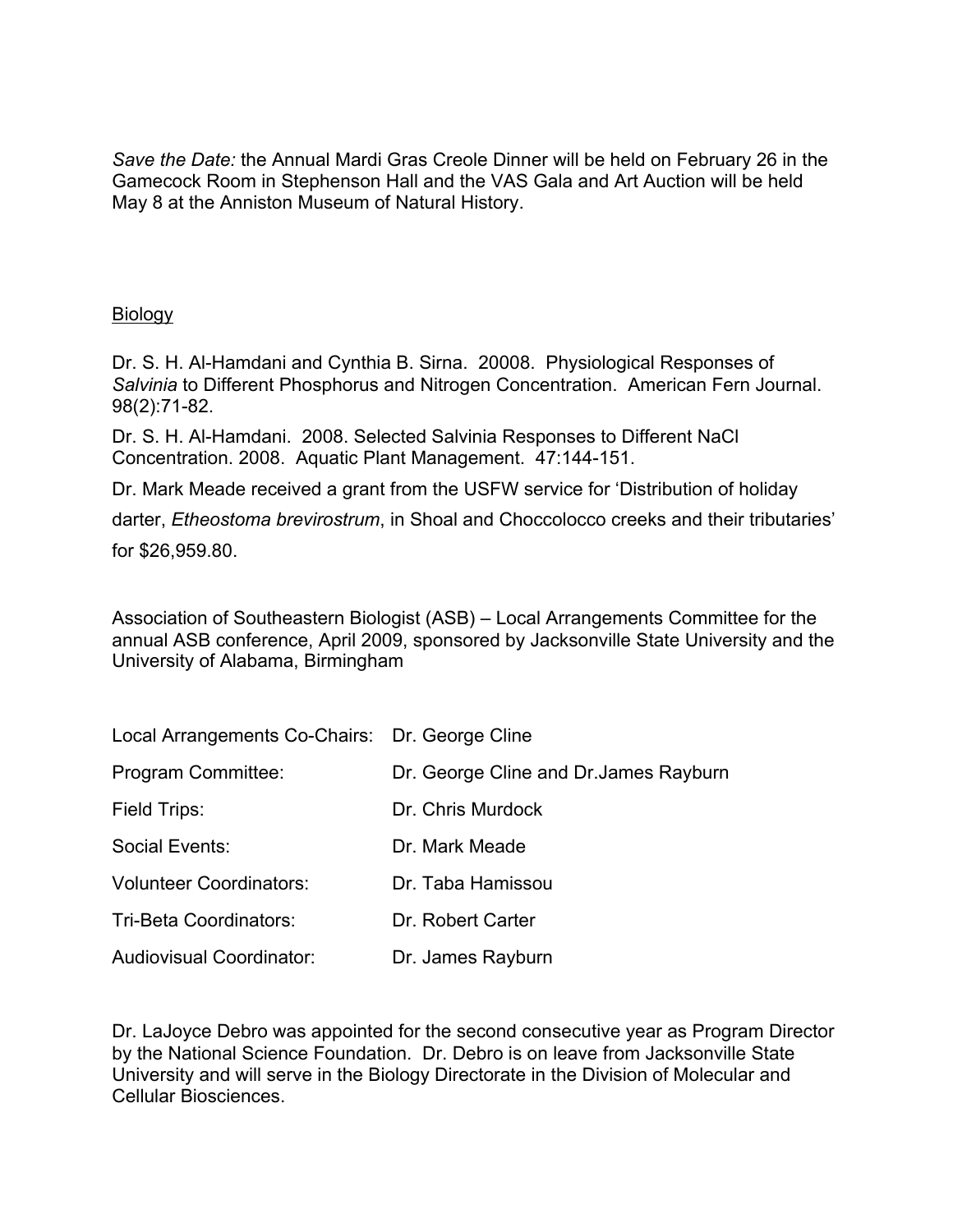*Save the Date:* the Annual Mardi Gras Creole Dinner will be held on February 26 in the Gamecock Room in Stephenson Hall and the VAS Gala and Art Auction will be held May 8 at the Anniston Museum of Natural History.

## Biology

Dr. S. H. Al-Hamdani and Cynthia B. Sirna. 20008. Physiological Responses of *Salvinia* to Different Phosphorus and Nitrogen Concentration. American Fern Journal. 98(2):71-82.

Dr. S. H. Al-Hamdani. 2008. Selected Salvinia Responses to Different NaCl Concentration. 2008. Aquatic Plant Management. 47:144-151.

Dr. Mark Meade received a grant from the USFW service for 'Distribution of holiday darter, *Etheostoma brevirostrum*, in Shoal and Choccolocco creeks and their tributaries' for $26,959.80.

Association of Southeastern Biologist (ASB) – Local Arrangements Committee for the annual ASB conference, April 2009, sponsored by Jacksonville State University and the University of Alabama, Birmingham

| | |
|---|---|
| Local Arrangements Co-Chairs: | Dr. George Cline |
| Program Committee: | Dr. George Cline and Dr.James Rayburn |
| Field Trips: | Dr. Chris Murdock |
| Social Events: | Dr. Mark Meade |
| Volunteer Coordinators: | Dr. Taba Hamissou |
| Tri-Beta Coordinators: | Dr. Robert Carter |
| Audiovisual Coordinator: | Dr. James Rayburn |

Dr. LaJoyce Debro was appointed for the second consecutive year as Program Director by the National Science Foundation. Dr. Debro is on leave from Jacksonville State University and will serve in the Biology Directorate in the Division of Molecular and Cellular Biosciences.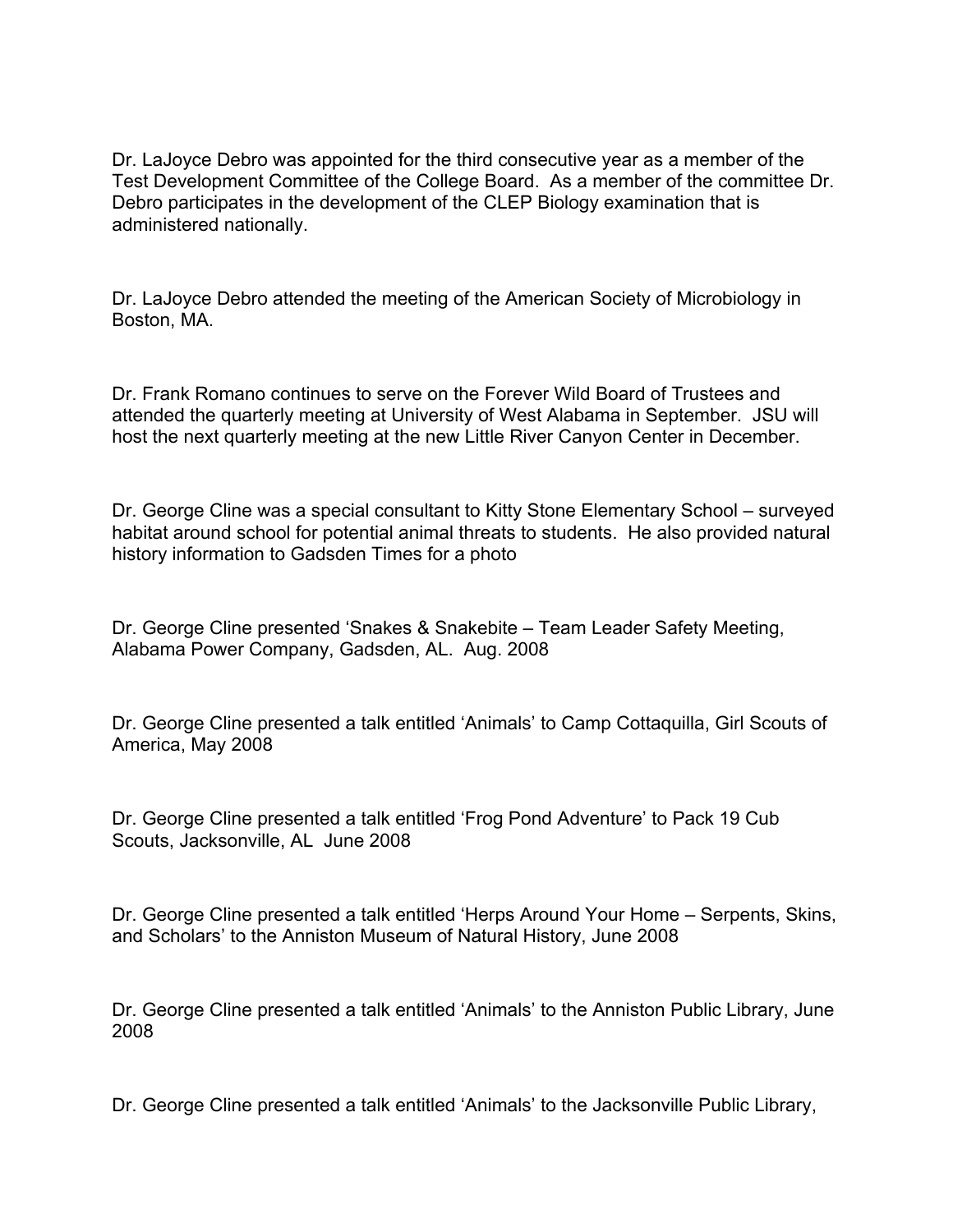Dr. LaJoyce Debro was appointed for the third consecutive year as a member of the Test Development Committee of the College Board. As a member of the committee Dr. Debro participates in the development of the CLEP Biology examination that is administered nationally.

Dr. LaJoyce Debro attended the meeting of the American Society of Microbiology in Boston, MA.

Dr. Frank Romano continues to serve on the Forever Wild Board of Trustees and attended the quarterly meeting at University of West Alabama in September. JSU will host the next quarterly meeting at the new Little River Canyon Center in December.

Dr. George Cline was a special consultant to Kitty Stone Elementary School – surveyed habitat around school for potential animal threats to students. He also provided natural history information to Gadsden Times for a photo

Dr. George Cline presented 'Snakes & Snakebite – Team Leader Safety Meeting, Alabama Power Company, Gadsden, AL. Aug. 2008

Dr. George Cline presented a talk entitled 'Animals' to Camp Cottaquilla, Girl Scouts of America, May 2008

Dr. George Cline presented a talk entitled 'Frog Pond Adventure' to Pack 19 Cub Scouts, Jacksonville, AL June 2008

Dr. George Cline presented a talk entitled 'Herps Around Your Home – Serpents, Skins, and Scholars' to the Anniston Museum of Natural History, June 2008

Dr. George Cline presented a talk entitled 'Animals' to the Anniston Public Library, June 2008

Dr. George Cline presented a talk entitled 'Animals' to the Jacksonville Public Library,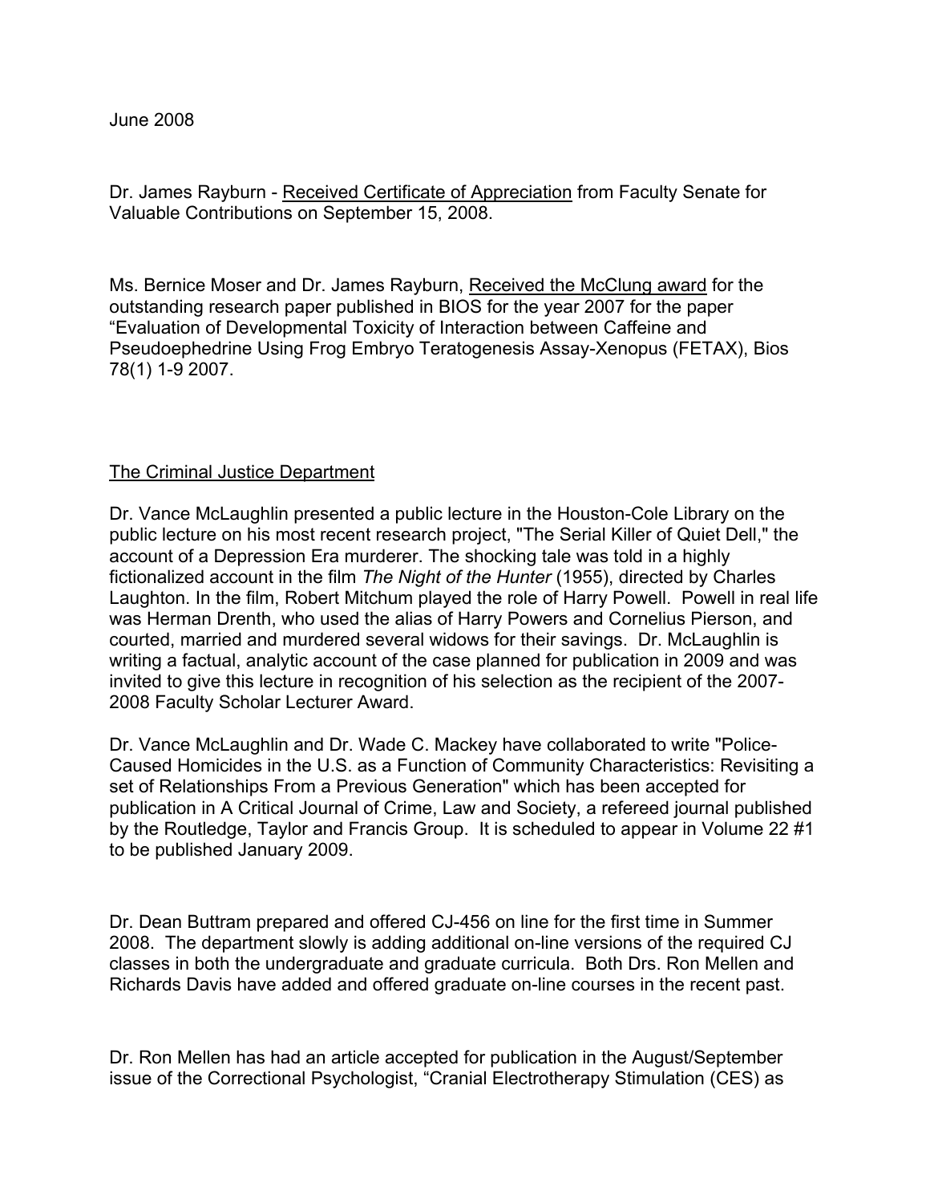June 2008

Dr. James Rayburn - Received Certificate of Appreciation from Faculty Senate for Valuable Contributions on September 15, 2008.

Ms. Bernice Moser and Dr. James Rayburn, Received the McClung award for the outstanding research paper published in BIOS for the year 2007 for the paper "Evaluation of Developmental Toxicity of Interaction between Caffeine and Pseudoephedrine Using Frog Embryo Teratogenesis Assay-Xenopus (FETAX), Bios 78(1) 1-9 2007.

## The Criminal Justice Department

Dr. Vance McLaughlin presented a public lecture in the Houston-Cole Library on the public lecture on his most recent research project, "The Serial Killer of Quiet Dell," the account of a Depression Era murderer. The shocking tale was told in a highly fictionalized account in the film *The Night of the Hunter* (1955), directed by Charles Laughton. In the film, Robert Mitchum played the role of Harry Powell. Powell in real life was Herman Drenth, who used the alias of Harry Powers and Cornelius Pierson, and courted, married and murdered several widows for their savings. Dr. McLaughlin is writing a factual, analytic account of the case planned for publication in 2009 and was invited to give this lecture in recognition of his selection as the recipient of the 2007-2008 Faculty Scholar Lecturer Award.

Dr. Vance McLaughlin and Dr. Wade C. Mackey have collaborated to write "Police-Caused Homicides in the U.S. as a Function of Community Characteristics: Revisiting a set of Relationships From a Previous Generation" which has been accepted for publication in A Critical Journal of Crime, Law and Society, a refereed journal published by the Routledge, Taylor and Francis Group. It is scheduled to appear in Volume 22 #1 to be published January 2009.

Dr. Dean Buttram prepared and offered CJ-456 on line for the first time in Summer 2008. The department slowly is adding additional on-line versions of the required CJ classes in both the undergraduate and graduate curricula. Both Drs. Ron Mellen and Richards Davis have added and offered graduate on-line courses in the recent past.

Dr. Ron Mellen has had an article accepted for publication in the August/September issue of the Correctional Psychologist, "Cranial Electrotherapy Stimulation (CES) as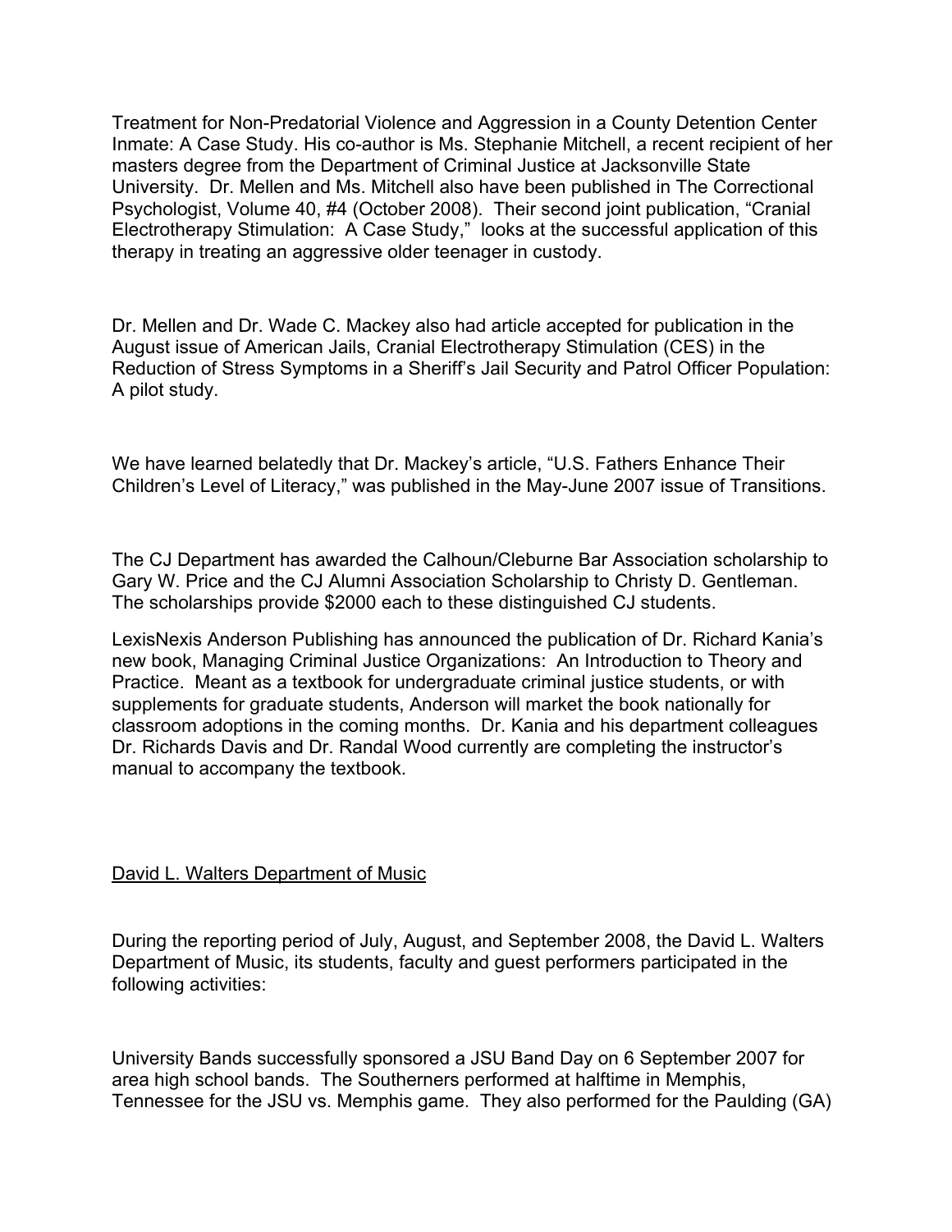Treatment for Non-Predatorial Violence and Aggression in a County Detention Center Inmate: A Case Study. His co-author is Ms. Stephanie Mitchell, a recent recipient of her masters degree from the Department of Criminal Justice at Jacksonville State University. Dr. Mellen and Ms. Mitchell also have been published in The Correctional Psychologist, Volume 40, #4 (October 2008). Their second joint publication, "Cranial Electrotherapy Stimulation: A Case Study," looks at the successful application of this therapy in treating an aggressive older teenager in custody.

Dr. Mellen and Dr. Wade C. Mackey also had article accepted for publication in the August issue of American Jails, Cranial Electrotherapy Stimulation (CES) in the Reduction of Stress Symptoms in a Sheriff's Jail Security and Patrol Officer Population: A pilot study.

We have learned belatedly that Dr. Mackey's article, "U.S. Fathers Enhance Their Children's Level of Literacy," was published in the May-June 2007 issue of Transitions.

The CJ Department has awarded the Calhoun/Cleburne Bar Association scholarship to Gary W. Price and the CJ Alumni Association Scholarship to Christy D. Gentleman. The scholarships provide $2000 each to these distinguished CJ students.

LexisNexis Anderson Publishing has announced the publication of Dr. Richard Kania's new book, Managing Criminal Justice Organizations: An Introduction to Theory and Practice. Meant as a textbook for undergraduate criminal justice students, or with supplements for graduate students, Anderson will market the book nationally for classroom adoptions in the coming months. Dr. Kania and his department colleagues Dr. Richards Davis and Dr. Randal Wood currently are completing the instructor's manual to accompany the textbook.

<u>David L. Walters Department of Music</u>

During the reporting period of July, August, and September 2008, the David L. Walters Department of Music, its students, faculty and guest performers participated in the following activities:

University Bands successfully sponsored a JSU Band Day on 6 September 2007 for area high school bands. The Southerners performed at halftime in Memphis, Tennessee for the JSU vs. Memphis game. They also performed for the Paulding (GA)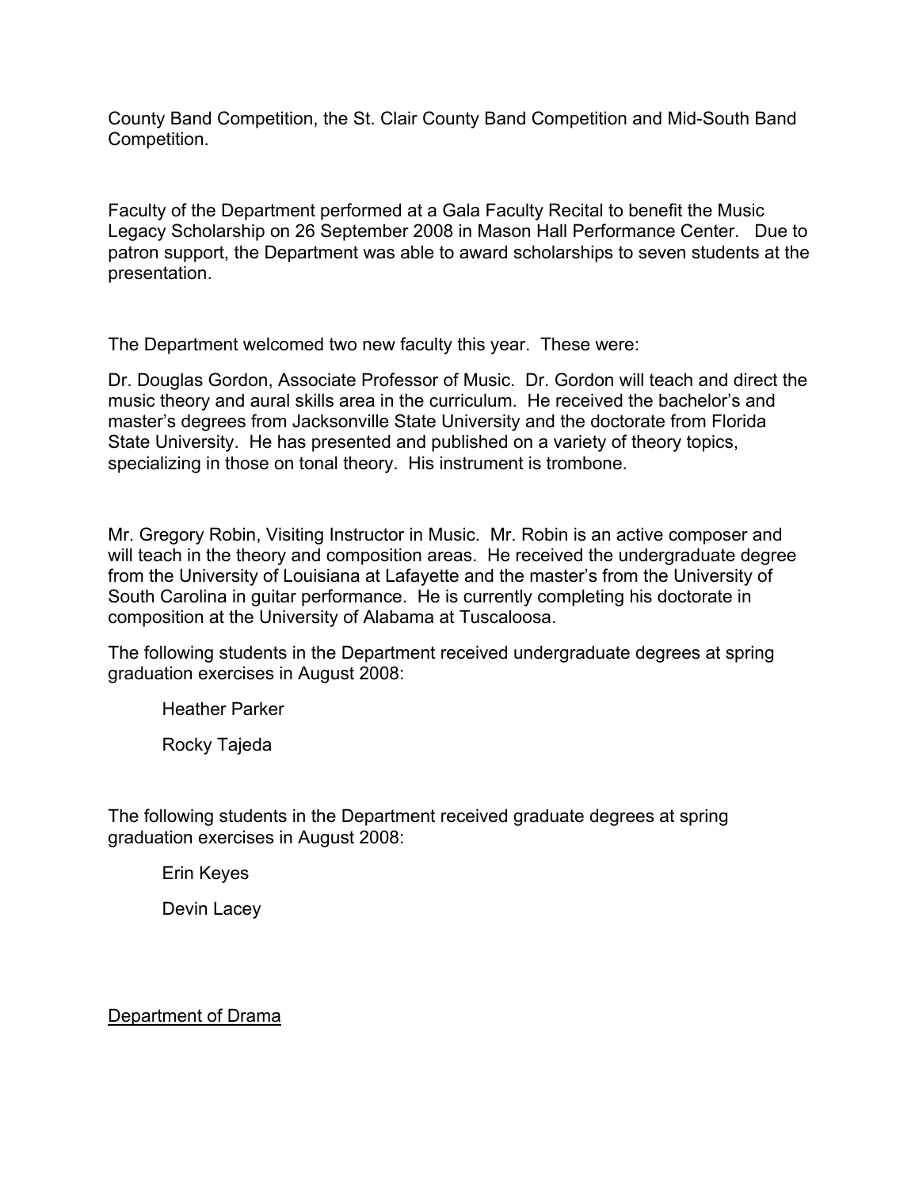County Band Competition, the St. Clair County Band Competition and Mid-South Band Competition.

Faculty of the Department performed at a Gala Faculty Recital to benefit the Music Legacy Scholarship on 26 September 2008 in Mason Hall Performance Center. Due to patron support, the Department was able to award scholarships to seven students at the presentation.

The Department welcomed two new faculty this year. These were:

Dr. Douglas Gordon, Associate Professor of Music. Dr. Gordon will teach and direct the music theory and aural skills area in the curriculum. He received the bachelor's and master's degrees from Jacksonville State University and the doctorate from Florida State University. He has presented and published on a variety of theory topics, specializing in those on tonal theory. His instrument is trombone.

Mr. Gregory Robin, Visiting Instructor in Music. Mr. Robin is an active composer and will teach in the theory and composition areas. He received the undergraduate degree from the University of Louisiana at Lafayette and the master's from the University of South Carolina in guitar performance. He is currently completing his doctorate in composition at the University of Alabama at Tuscaloosa.

The following students in the Department received undergraduate degrees at spring graduation exercises in August 2008:

Heather Parker

Rocky Tajeda

The following students in the Department received graduate degrees at spring graduation exercises in August 2008:

Erin Keyes

Devin Lacey

<u>Department of Drama</u>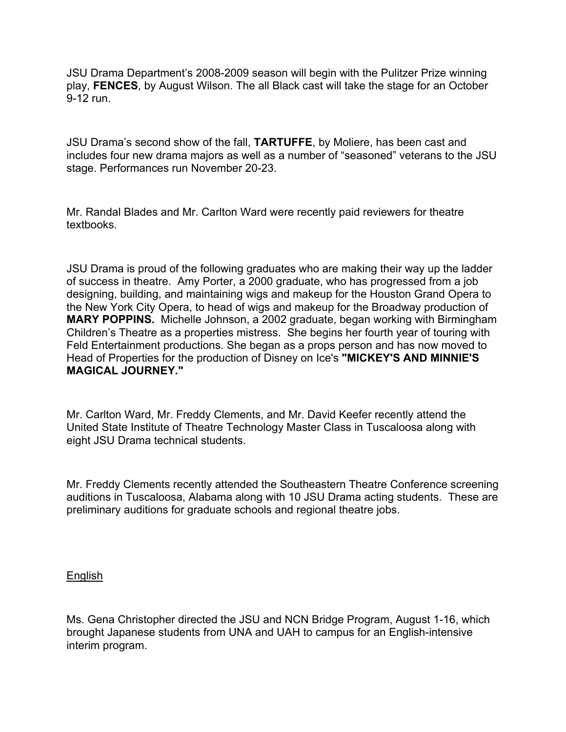JSU Drama Department's 2008-2009 season will begin with the Pulitzer Prize winning play, **FENCES**, by August Wilson. The all Black cast will take the stage for an October 9-12 run.

JSU Drama's second show of the fall, **TARTUFFE**, by Moliere, has been cast and includes four new drama majors as well as a number of "seasoned" veterans to the JSU stage. Performances run November 20-23.

Mr. Randal Blades and Mr. Carlton Ward were recently paid reviewers for theatre textbooks.

JSU Drama is proud of the following graduates who are making their way up the ladder of success in theatre. Amy Porter, a 2000 graduate, who has progressed from a job designing, building, and maintaining wigs and makeup for the Houston Grand Opera to the New York City Opera, to head of wigs and makeup for the Broadway production of **MARY POPPINS.** Michelle Johnson, a 2002 graduate, began working with Birmingham Children's Theatre as a properties mistress. She begins her fourth year of touring with Feld Entertainment productions. She began as a props person and has now moved to Head of Properties for the production of Disney on Ice's **"MICKEY'S AND MINNIE'S MAGICAL JOURNEY."**

Mr. Carlton Ward, Mr. Freddy Clements, and Mr. David Keefer recently attend the United State Institute of Theatre Technology Master Class in Tuscaloosa along with eight JSU Drama technical students.

Mr. Freddy Clements recently attended the Southeastern Theatre Conference screening auditions in Tuscaloosa, Alabama along with 10 JSU Drama acting students. These are preliminary auditions for graduate schools and regional theatre jobs.

## English

Ms. Gena Christopher directed the JSU and NCN Bridge Program, August 1-16, which brought Japanese students from UNA and UAH to campus for an English-intensive interim program.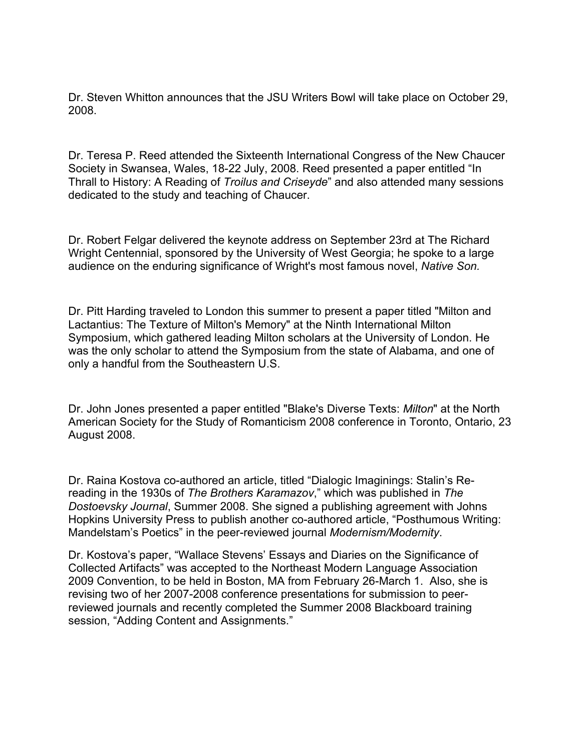Dr. Steven Whitton announces that the JSU Writers Bowl will take place on October 29, 2008.

Dr. Teresa P. Reed attended the Sixteenth International Congress of the New Chaucer Society in Swansea, Wales, 18-22 July, 2008. Reed presented a paper entitled "In Thrall to History: A Reading of *Troilus and Criseyde*" and also attended many sessions dedicated to the study and teaching of Chaucer.

Dr. Robert Felgar delivered the keynote address on September 23rd at The Richard Wright Centennial, sponsored by the University of West Georgia; he spoke to a large audience on the enduring significance of Wright's most famous novel, *Native Son.*

Dr. Pitt Harding traveled to London this summer to present a paper titled "Milton and Lactantius: The Texture of Milton's Memory" at the Ninth International Milton Symposium, which gathered leading Milton scholars at the University of London. He was the only scholar to attend the Symposium from the state of Alabama, and one of only a handful from the Southeastern U.S.

Dr. John Jones presented a paper entitled "Blake's Diverse Texts: *Milton*" at the North American Society for the Study of Romanticism 2008 conference in Toronto, Ontario, 23 August 2008.

Dr. Raina Kostova co-authored an article, titled "Dialogic Imaginings: Stalin's Re-reading in the 1930s of *The Brothers Karamazov*," which was published in *The Dostoevsky Journal*, Summer 2008. She signed a publishing agreement with Johns Hopkins University Press to publish another co-authored article, "Posthumous Writing: Mandelstam's Poetics" in the peer-reviewed journal *Modernism/Modernity*.

Dr. Kostova's paper, "Wallace Stevens' Essays and Diaries on the Significance of Collected Artifacts" was accepted to the Northeast Modern Language Association 2009 Convention, to be held in Boston, MA from February 26-March 1. Also, she is revising two of her 2007-2008 conference presentations for submission to peer-reviewed journals and recently completed the Summer 2008 Blackboard training session, "Adding Content and Assignments."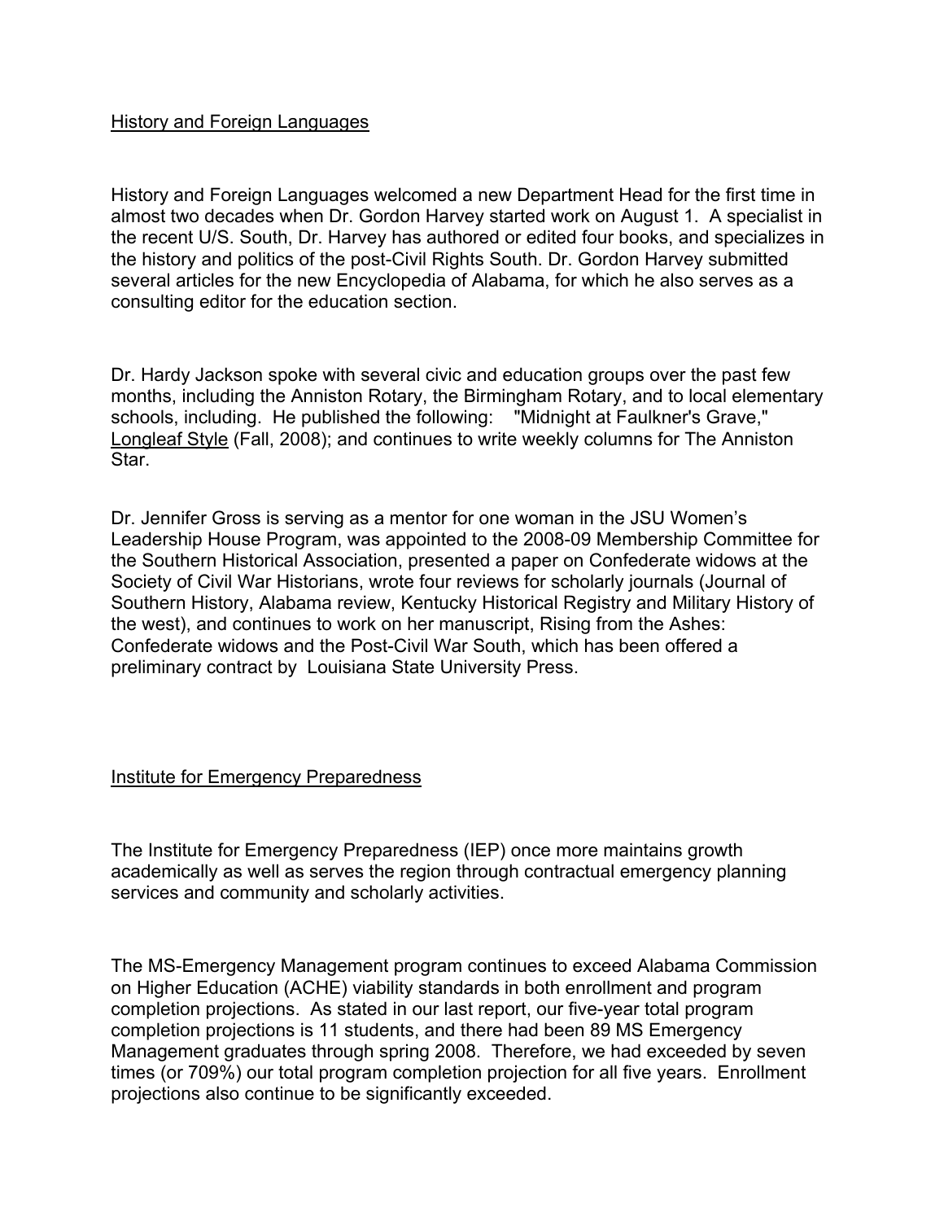History and Foreign Languages

History and Foreign Languages welcomed a new Department Head for the first time in almost two decades when Dr. Gordon Harvey started work on August 1. A specialist in the recent U/S. South, Dr. Harvey has authored or edited four books, and specializes in the history and politics of the post-Civil Rights South. Dr. Gordon Harvey submitted several articles for the new Encyclopedia of Alabama, for which he also serves as a consulting editor for the education section.

Dr. Hardy Jackson spoke with several civic and education groups over the past few months, including the Anniston Rotary, the Birmingham Rotary, and to local elementary schools, including. He published the following: "Midnight at Faulkner's Grave," Longleaf Style (Fall, 2008); and continues to write weekly columns for The Anniston Star.

Dr. Jennifer Gross is serving as a mentor for one woman in the JSU Women's Leadership House Program, was appointed to the 2008-09 Membership Committee for the Southern Historical Association, presented a paper on Confederate widows at the Society of Civil War Historians, wrote four reviews for scholarly journals (Journal of Southern History, Alabama review, Kentucky Historical Registry and Military History of the west), and continues to work on her manuscript, Rising from the Ashes: Confederate widows and the Post-Civil War South, which has been offered a preliminary contract by Louisiana State University Press.

Institute for Emergency Preparedness

The Institute for Emergency Preparedness (IEP) once more maintains growth academically as well as serves the region through contractual emergency planning services and community and scholarly activities.

The MS-Emergency Management program continues to exceed Alabama Commission on Higher Education (ACHE) viability standards in both enrollment and program completion projections. As stated in our last report, our five-year total program completion projections is 11 students, and there had been 89 MS Emergency Management graduates through spring 2008. Therefore, we had exceeded by seven times (or 709%) our total program completion projection for all five years. Enrollment projections also continue to be significantly exceeded.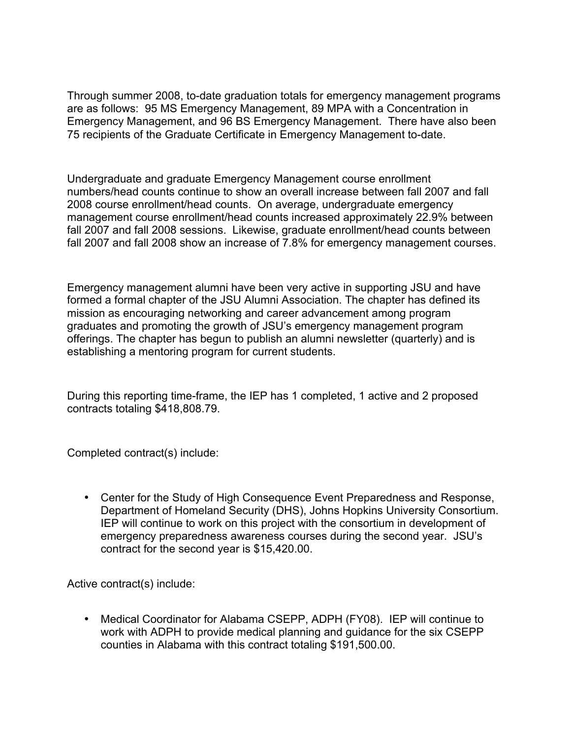Through summer 2008, to-date graduation totals for emergency management programs are as follows: 95 MS Emergency Management, 89 MPA with a Concentration in Emergency Management, and 96 BS Emergency Management. There have also been 75 recipients of the Graduate Certificate in Emergency Management to-date.

Undergraduate and graduate Emergency Management course enrollment numbers/head counts continue to show an overall increase between fall 2007 and fall 2008 course enrollment/head counts. On average, undergraduate emergency management course enrollment/head counts increased approximately 22.9% between fall 2007 and fall 2008 sessions. Likewise, graduate enrollment/head counts between fall 2007 and fall 2008 show an increase of 7.8% for emergency management courses.

Emergency management alumni have been very active in supporting JSU and have formed a formal chapter of the JSU Alumni Association. The chapter has defined its mission as encouraging networking and career advancement among program graduates and promoting the growth of JSU's emergency management program offerings. The chapter has begun to publish an alumni newsletter (quarterly) and is establishing a mentoring program for current students.

During this reporting time-frame, the IEP has 1 completed, 1 active and 2 proposed contracts totaling $418,808.79.

Completed contract(s) include:

- Center for the Study of High Consequence Event Preparedness and Response, Department of Homeland Security (DHS), Johns Hopkins University Consortium. IEP will continue to work on this project with the consortium in development of emergency preparedness awareness courses during the second year. JSU's contract for the second year is $15,420.00.

Active contract(s) include:

- Medical Coordinator for Alabama CSEPP, ADPH (FY08). IEP will continue to work with ADPH to provide medical planning and guidance for the six CSEPP counties in Alabama with this contract totaling $191,500.00.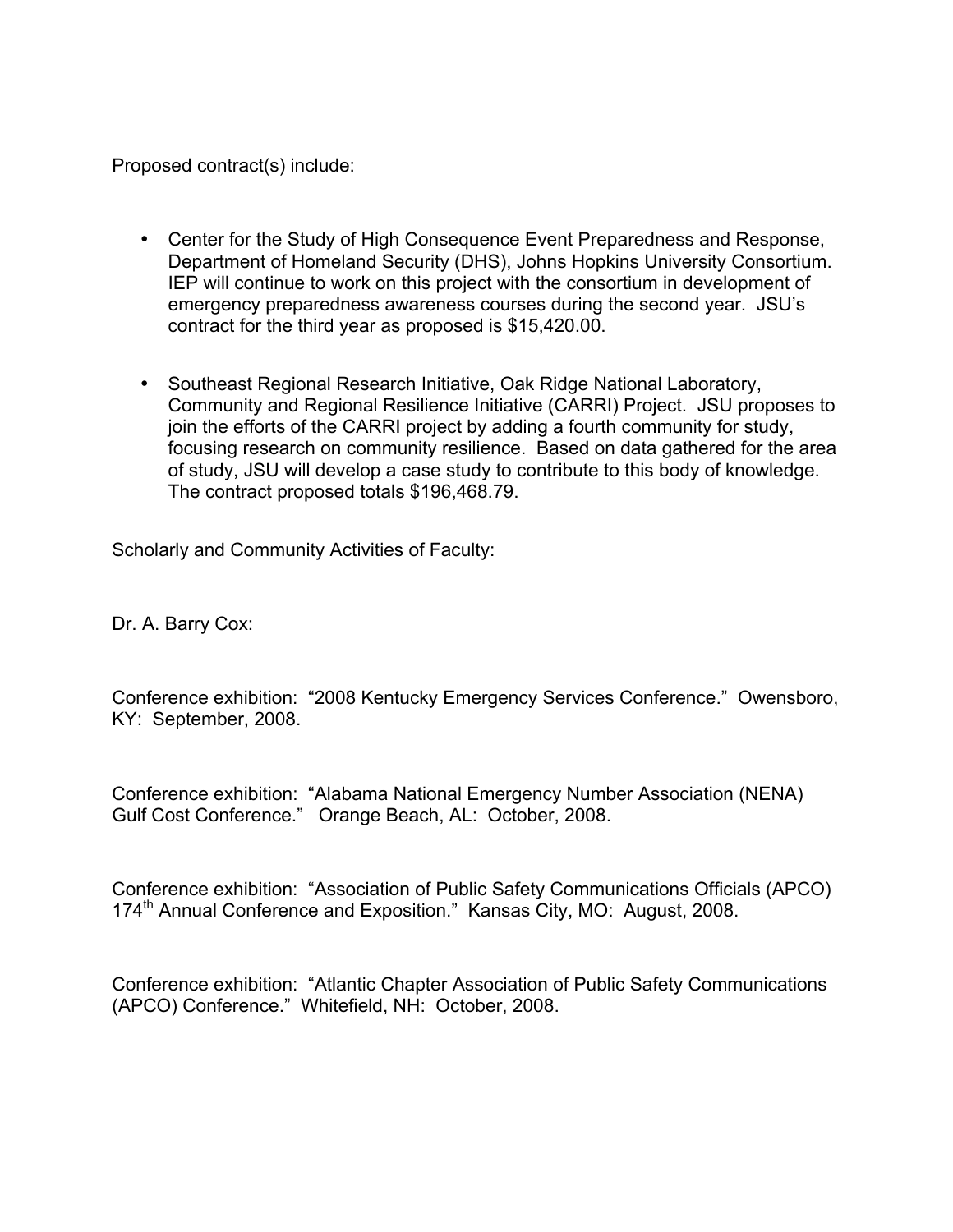Proposed contract(s) include:

- Center for the Study of High Consequence Event Preparedness and Response, Department of Homeland Security (DHS), Johns Hopkins University Consortium. IEP will continue to work on this project with the consortium in development of emergency preparedness awareness courses during the second year. JSU's contract for the third year as proposed is $15,420.00.

- Southeast Regional Research Initiative, Oak Ridge National Laboratory, Community and Regional Resilience Initiative (CARRI) Project. JSU proposes to join the efforts of the CARRI project by adding a fourth community for study, focusing research on community resilience. Based on data gathered for the area of study, JSU will develop a case study to contribute to this body of knowledge. The contract proposed totals $196,468.79.

Scholarly and Community Activities of Faculty:

Dr. A. Barry Cox:

Conference exhibition: "2008 Kentucky Emergency Services Conference." Owensboro, KY: September, 2008.

Conference exhibition: "Alabama National Emergency Number Association (NENA) Gulf Cost Conference." Orange Beach, AL: October, 2008.

Conference exhibition: "Association of Public Safety Communications Officials (APCO) 174th Annual Conference and Exposition." Kansas City, MO: August, 2008.

Conference exhibition: "Atlantic Chapter Association of Public Safety Communications (APCO) Conference." Whitefield, NH: October, 2008.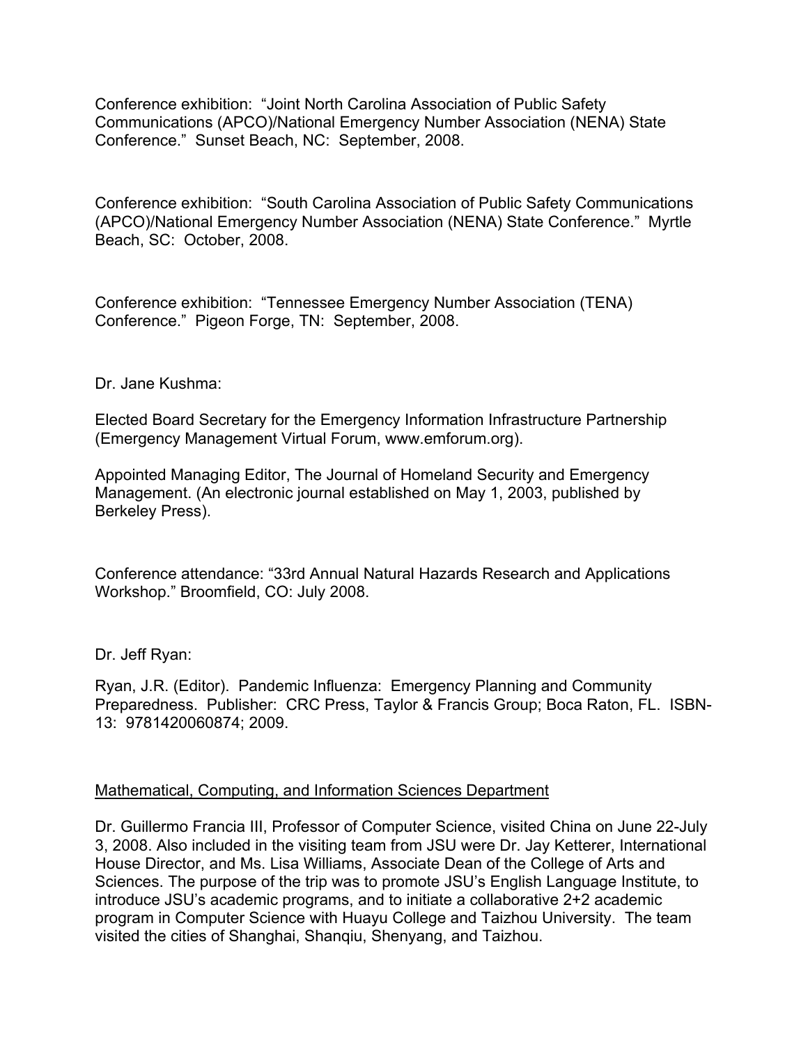Conference exhibition: "Joint North Carolina Association of Public Safety Communications (APCO)/National Emergency Number Association (NENA) State Conference." Sunset Beach, NC: September, 2008.

Conference exhibition: "South Carolina Association of Public Safety Communications (APCO)/National Emergency Number Association (NENA) State Conference." Myrtle Beach, SC: October, 2008.

Conference exhibition: "Tennessee Emergency Number Association (TENA) Conference." Pigeon Forge, TN: September, 2008.

Dr. Jane Kushma:

Elected Board Secretary for the Emergency Information Infrastructure Partnership (Emergency Management Virtual Forum, www.emforum.org).

Appointed Managing Editor, The Journal of Homeland Security and Emergency Management. (An electronic journal established on May 1, 2003, published by Berkeley Press).

Conference attendance: "33rd Annual Natural Hazards Research and Applications Workshop." Broomfield, CO: July 2008.

Dr. Jeff Ryan:

Ryan, J.R. (Editor). Pandemic Influenza: Emergency Planning and Community Preparedness. Publisher: CRC Press, Taylor & Francis Group; Boca Raton, FL. ISBN-13: 9781420060874; 2009.

<u>Mathematical, Computing, and Information Sciences Department</u>

Dr. Guillermo Francia III, Professor of Computer Science, visited China on June 22-July 3, 2008. Also included in the visiting team from JSU were Dr. Jay Ketterer, International House Director, and Ms. Lisa Williams, Associate Dean of the College of Arts and Sciences. The purpose of the trip was to promote JSU's English Language Institute, to introduce JSU's academic programs, and to initiate a collaborative 2+2 academic program in Computer Science with Huayu College and Taizhou University. The team visited the cities of Shanghai, Shanqiu, Shenyang, and Taizhou.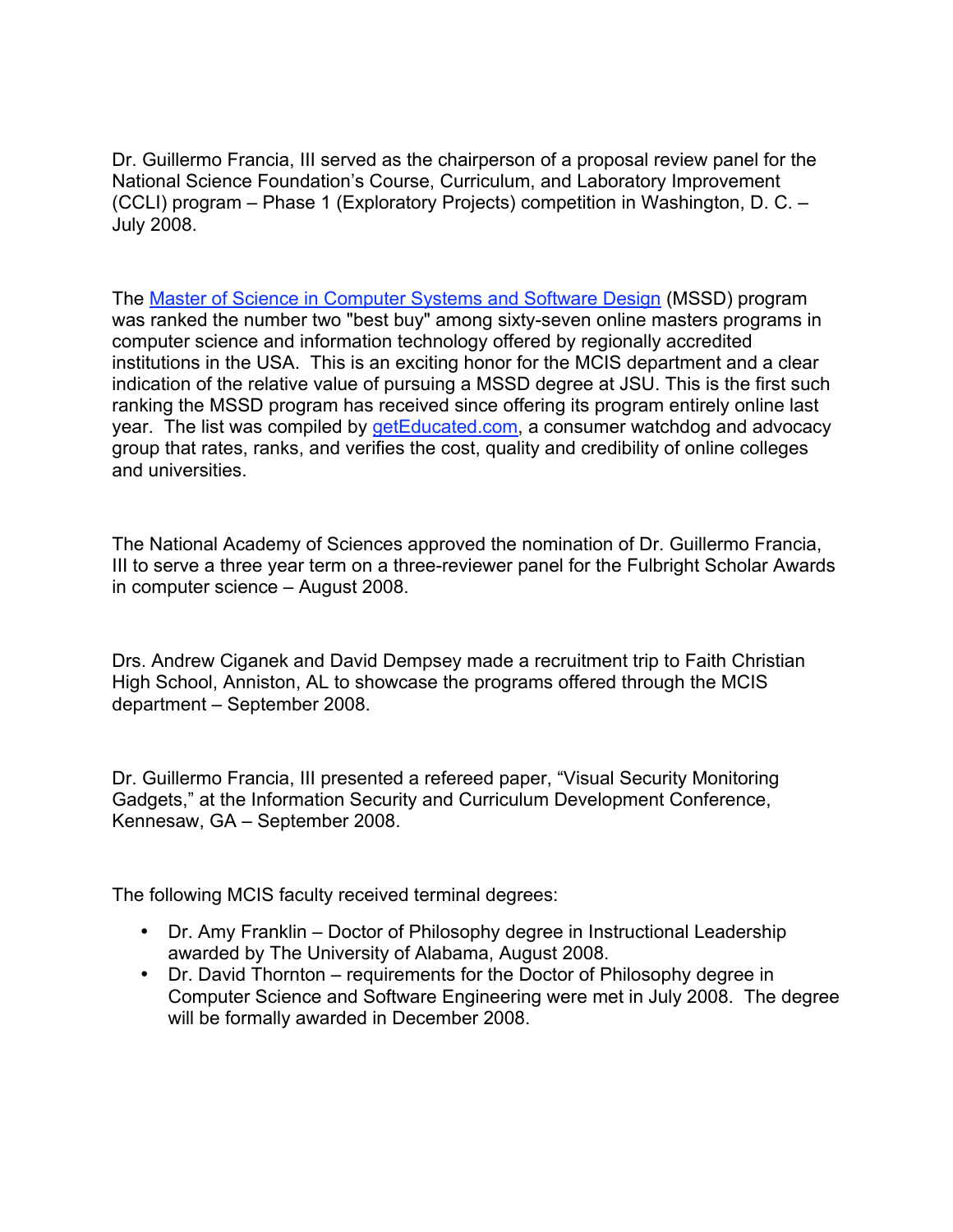Dr. Guillermo Francia, III served as the chairperson of a proposal review panel for the National Science Foundation's Course, Curriculum, and Laboratory Improvement (CCLI) program – Phase 1 (Exploratory Projects) competition in Washington, D. C. – July 2008.

The [Master of Science in Computer Systems and Software Design]() (MSSD) program was ranked the number two "best buy" among sixty-seven online masters programs in computer science and information technology offered by regionally accredited institutions in the USA. This is an exciting honor for the MCIS department and a clear indication of the relative value of pursuing a MSSD degree at JSU. This is the first such ranking the MSSD program has received since offering its program entirely online last year. The list was compiled by [getEducated.com](), a consumer watchdog and advocacy group that rates, ranks, and verifies the cost, quality and credibility of online colleges and universities.

The National Academy of Sciences approved the nomination of Dr. Guillermo Francia, III to serve a three year term on a three-reviewer panel for the Fulbright Scholar Awards in computer science – August 2008.

Drs. Andrew Ciganek and David Dempsey made a recruitment trip to Faith Christian High School, Anniston, AL to showcase the programs offered through the MCIS department – September 2008.

Dr. Guillermo Francia, III presented a refereed paper, "Visual Security Monitoring Gadgets," at the Information Security and Curriculum Development Conference, Kennesaw, GA – September 2008.

The following MCIS faculty received terminal degrees:

- Dr. Amy Franklin – Doctor of Philosophy degree in Instructional Leadership awarded by The University of Alabama, August 2008.
- Dr. David Thornton – requirements for the Doctor of Philosophy degree in Computer Science and Software Engineering were met in July 2008. The degree will be formally awarded in December 2008.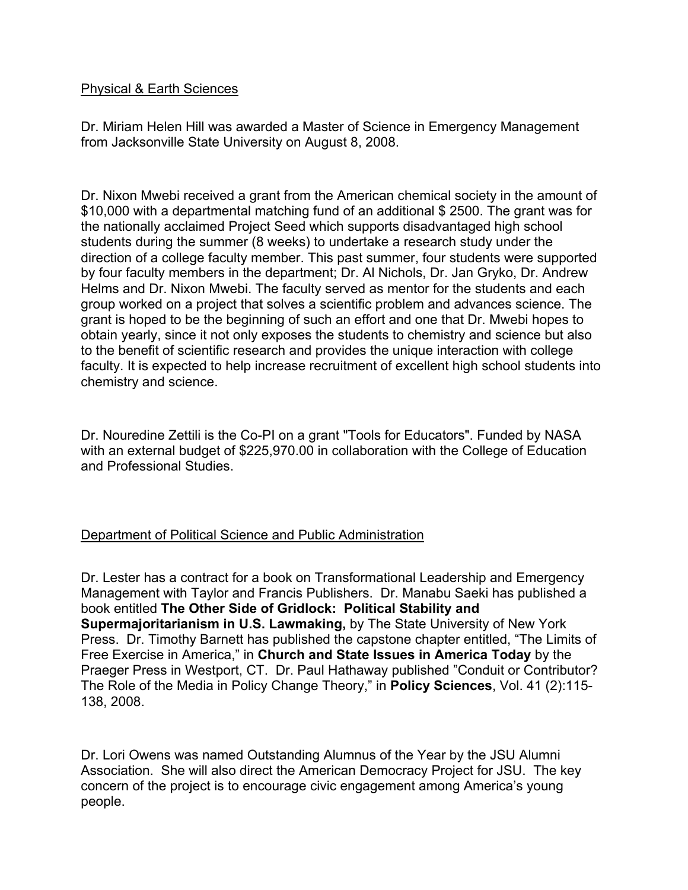## Physical & Earth Sciences

Dr. Miriam Helen Hill was awarded a Master of Science in Emergency Management from Jacksonville State University on August 8, 2008.

Dr. Nixon Mwebi received a grant from the American chemical society in the amount of $10,000 with a departmental matching fund of an additional $ 2500. The grant was for the nationally acclaimed Project Seed which supports disadvantaged high school students during the summer (8 weeks) to undertake a research study under the direction of a college faculty member. This past summer, four students were supported by four faculty members in the department; Dr. Al Nichols, Dr. Jan Gryko, Dr. Andrew Helms and Dr. Nixon Mwebi. The faculty served as mentor for the students and each group worked on a project that solves a scientific problem and advances science. The grant is hoped to be the beginning of such an effort and one that Dr. Mwebi hopes to obtain yearly, since it not only exposes the students to chemistry and science but also to the benefit of scientific research and provides the unique interaction with college faculty. It is expected to help increase recruitment of excellent high school students into chemistry and science.

Dr. Nouredine Zettili is the Co-PI on a grant "Tools for Educators". Funded by NASA with an external budget of $225,970.00 in collaboration with the College of Education and Professional Studies.

## Department of Political Science and Public Administration

Dr. Lester has a contract for a book on Transformational Leadership and Emergency Management with Taylor and Francis Publishers. Dr. Manabu Saeki has published a book entitled **The Other Side of Gridlock: Political Stability and Supermajoritarianism in U.S. Lawmaking,** by The State University of New York Press. Dr. Timothy Barnett has published the capstone chapter entitled, "The Limits of Free Exercise in America," in **Church and State Issues in America Today** by the Praeger Press in Westport, CT. Dr. Paul Hathaway published "Conduit or Contributor? The Role of the Media in Policy Change Theory," in **Policy Sciences**, Vol. 41 (2):115-138, 2008.

Dr. Lori Owens was named Outstanding Alumnus of the Year by the JSU Alumni Association. She will also direct the American Democracy Project for JSU. The key concern of the project is to encourage civic engagement among America's young people.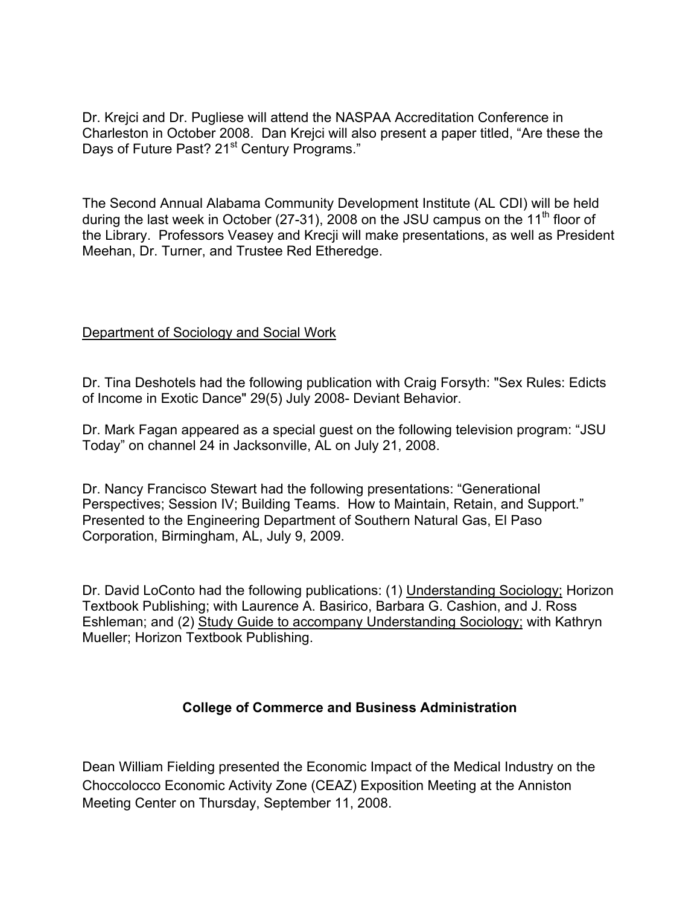Dr. Krejci and Dr. Pugliese will attend the NASPAA Accreditation Conference in Charleston in October 2008. Dan Krejci will also present a paper titled, "Are these the Days of Future Past? 21st Century Programs."

The Second Annual Alabama Community Development Institute (AL CDI) will be held during the last week in October (27-31), 2008 on the JSU campus on the 11th floor of the Library. Professors Veasey and Krecji will make presentations, as well as President Meehan, Dr. Turner, and Trustee Red Etheredge.

Department of Sociology and Social Work

Dr. Tina Deshotels had the following publication with Craig Forsyth: "Sex Rules: Edicts of Income in Exotic Dance" 29(5) July 2008- Deviant Behavior.

Dr. Mark Fagan appeared as a special guest on the following television program: "JSU Today" on channel 24 in Jacksonville, AL on July 21, 2008.

Dr. Nancy Francisco Stewart had the following presentations: "Generational Perspectives; Session IV; Building Teams. How to Maintain, Retain, and Support." Presented to the Engineering Department of Southern Natural Gas, El Paso Corporation, Birmingham, AL, July 9, 2009.

Dr. David LoConto had the following publications: (1) Understanding Sociology; Horizon Textbook Publishing; with Laurence A. Basirico, Barbara G. Cashion, and J. Ross Eshleman; and (2) Study Guide to accompany Understanding Sociology; with Kathryn Mueller; Horizon Textbook Publishing.

## College of Commerce and Business Administration

Dean William Fielding presented the Economic Impact of the Medical Industry on the Choccolocco Economic Activity Zone (CEAZ) Exposition Meeting at the Anniston Meeting Center on Thursday, September 11, 2008.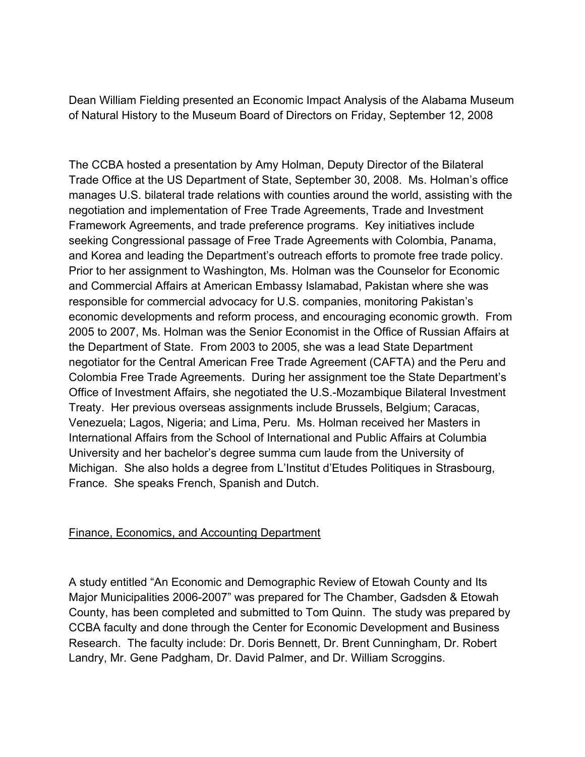Dean William Fielding presented an Economic Impact Analysis of the Alabama Museum of Natural History to the Museum Board of Directors on Friday, September 12, 2008

The CCBA hosted a presentation by Amy Holman, Deputy Director of the Bilateral Trade Office at the US Department of State, September 30, 2008. Ms. Holman's office manages U.S. bilateral trade relations with counties around the world, assisting with the negotiation and implementation of Free Trade Agreements, Trade and Investment Framework Agreements, and trade preference programs. Key initiatives include seeking Congressional passage of Free Trade Agreements with Colombia, Panama, and Korea and leading the Department's outreach efforts to promote free trade policy. Prior to her assignment to Washington, Ms. Holman was the Counselor for Economic and Commercial Affairs at American Embassy Islamabad, Pakistan where she was responsible for commercial advocacy for U.S. companies, monitoring Pakistan's economic developments and reform process, and encouraging economic growth. From 2005 to 2007, Ms. Holman was the Senior Economist in the Office of Russian Affairs at the Department of State. From 2003 to 2005, she was a lead State Department negotiator for the Central American Free Trade Agreement (CAFTA) and the Peru and Colombia Free Trade Agreements. During her assignment toe the State Department's Office of Investment Affairs, she negotiated the U.S.-Mozambique Bilateral Investment Treaty. Her previous overseas assignments include Brussels, Belgium; Caracas, Venezuela; Lagos, Nigeria; and Lima, Peru. Ms. Holman received her Masters in International Affairs from the School of International and Public Affairs at Columbia University and her bachelor's degree summa cum laude from the University of Michigan. She also holds a degree from L'Institut d'Etudes Politiques in Strasbourg, France. She speaks French, Spanish and Dutch.

Finance, Economics, and Accounting Department

A study entitled "An Economic and Demographic Review of Etowah County and Its Major Municipalities 2006-2007" was prepared for The Chamber, Gadsden & Etowah County, has been completed and submitted to Tom Quinn. The study was prepared by CCBA faculty and done through the Center for Economic Development and Business Research. The faculty include: Dr. Doris Bennett, Dr. Brent Cunningham, Dr. Robert Landry, Mr. Gene Padgham, Dr. David Palmer, and Dr. William Scroggins.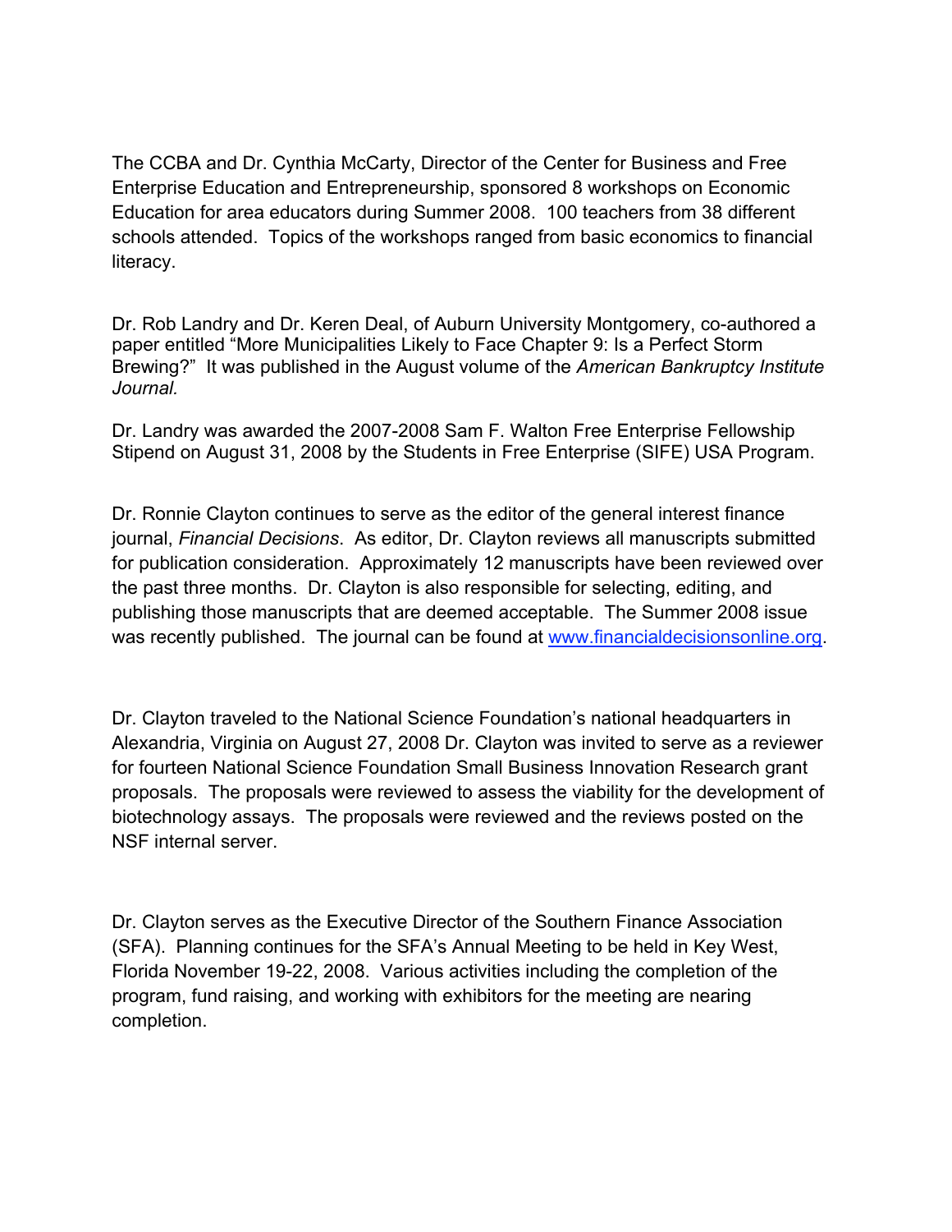The CCBA and Dr. Cynthia McCarty, Director of the Center for Business and Free Enterprise Education and Entrepreneurship, sponsored 8 workshops on Economic Education for area educators during Summer 2008. 100 teachers from 38 different schools attended. Topics of the workshops ranged from basic economics to financial literacy.

Dr. Rob Landry and Dr. Keren Deal, of Auburn University Montgomery, co-authored a paper entitled "More Municipalities Likely to Face Chapter 9: Is a Perfect Storm Brewing?" It was published in the August volume of the *American Bankruptcy Institute Journal.*

Dr. Landry was awarded the 2007-2008 Sam F. Walton Free Enterprise Fellowship Stipend on August 31, 2008 by the Students in Free Enterprise (SIFE) USA Program.

Dr. Ronnie Clayton continues to serve as the editor of the general interest finance journal, *Financial Decisions*. As editor, Dr. Clayton reviews all manuscripts submitted for publication consideration. Approximately 12 manuscripts have been reviewed over the past three months. Dr. Clayton is also responsible for selecting, editing, and publishing those manuscripts that are deemed acceptable. The Summer 2008 issue was recently published. The journal can be found at www.financialdecisionsonline.org.

Dr. Clayton traveled to the National Science Foundation's national headquarters in Alexandria, Virginia on August 27, 2008 Dr. Clayton was invited to serve as a reviewer for fourteen National Science Foundation Small Business Innovation Research grant proposals. The proposals were reviewed to assess the viability for the development of biotechnology assays. The proposals were reviewed and the reviews posted on the NSF internal server.

Dr. Clayton serves as the Executive Director of the Southern Finance Association (SFA). Planning continues for the SFA's Annual Meeting to be held in Key West, Florida November 19-22, 2008. Various activities including the completion of the program, fund raising, and working with exhibitors for the meeting are nearing completion.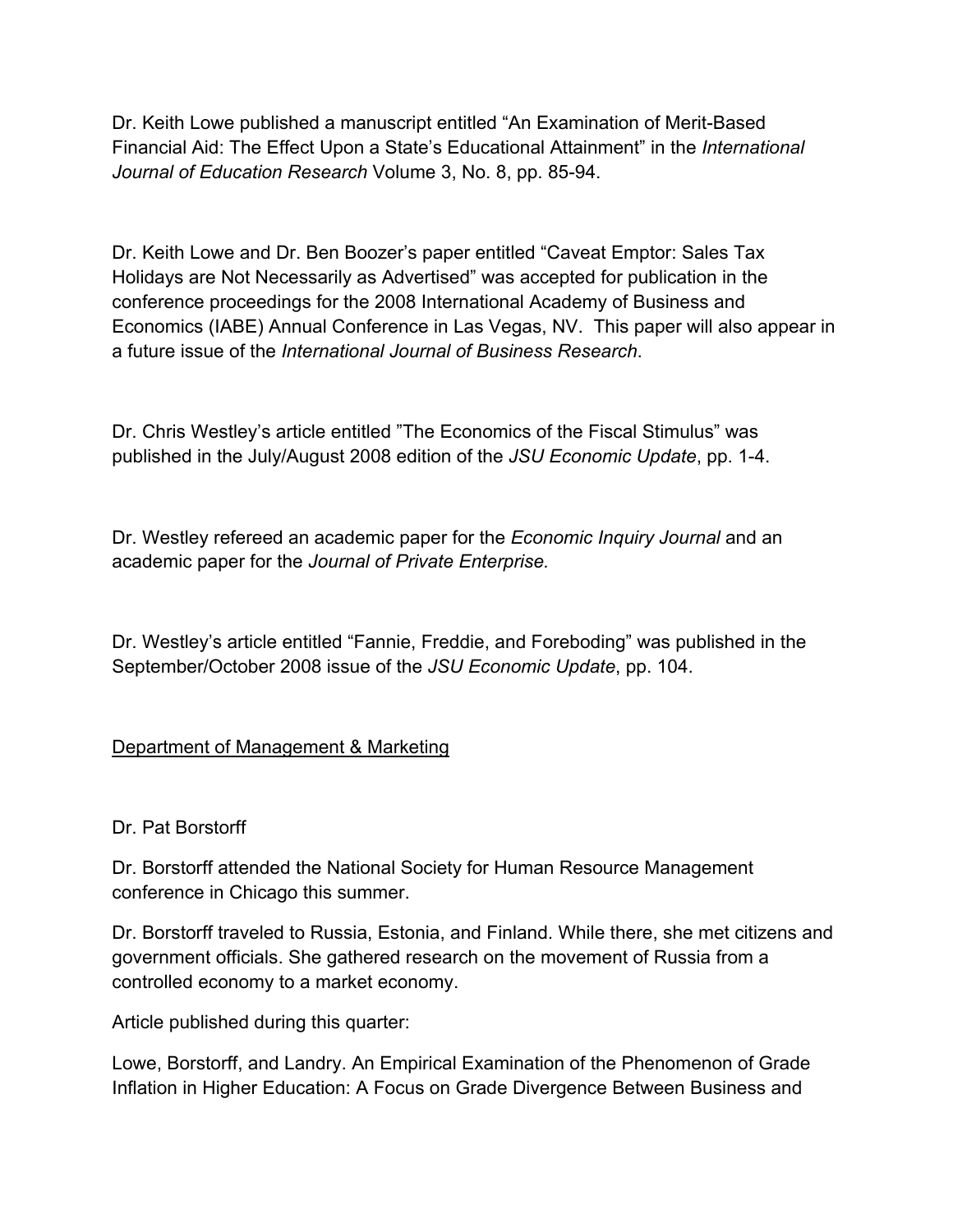Dr. Keith Lowe published a manuscript entitled "An Examination of Merit-Based Financial Aid: The Effect Upon a State's Educational Attainment" in the *International Journal of Education Research* Volume 3, No. 8, pp. 85-94.

Dr. Keith Lowe and Dr. Ben Boozer's paper entitled "Caveat Emptor: Sales Tax Holidays are Not Necessarily as Advertised" was accepted for publication in the conference proceedings for the 2008 International Academy of Business and Economics (IABE) Annual Conference in Las Vegas, NV. This paper will also appear in a future issue of the *International Journal of Business Research*.

Dr. Chris Westley's article entitled "The Economics of the Fiscal Stimulus" was published in the July/August 2008 edition of the *JSU Economic Update*, pp. 1-4.

Dr. Westley refereed an academic paper for the *Economic Inquiry Journal* and an academic paper for the *Journal of Private Enterprise.*

Dr. Westley's article entitled "Fannie, Freddie, and Foreboding" was published in the September/October 2008 issue of the *JSU Economic Update*, pp. 104.

<u>Department of Management & Marketing</u>

Dr. Pat Borstorff

Dr. Borstorff attended the National Society for Human Resource Management conference in Chicago this summer.

Dr. Borstorff traveled to Russia, Estonia, and Finland. While there, she met citizens and government officials. She gathered research on the movement of Russia from a controlled economy to a market economy.

Article published during this quarter:

Lowe, Borstorff, and Landry. An Empirical Examination of the Phenomenon of Grade Inflation in Higher Education: A Focus on Grade Divergence Between Business and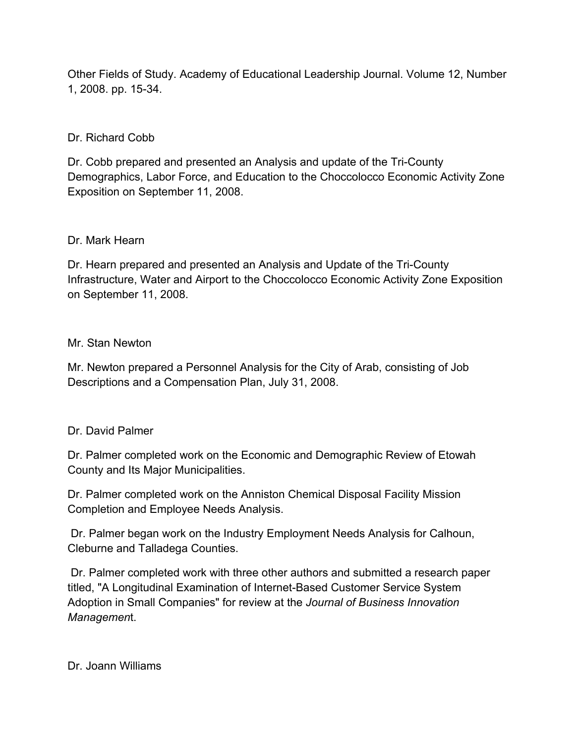Other Fields of Study. Academy of Educational Leadership Journal. Volume 12, Number 1, 2008. pp. 15-34.

Dr. Richard Cobb

Dr. Cobb prepared and presented an Analysis and update of the Tri-County Demographics, Labor Force, and Education to the Choccolocco Economic Activity Zone Exposition on September 11, 2008.

Dr. Mark Hearn

Dr. Hearn prepared and presented an Analysis and Update of the Tri-County Infrastructure, Water and Airport to the Choccolocco Economic Activity Zone Exposition on September 11, 2008.

Mr. Stan Newton

Mr. Newton prepared a Personnel Analysis for the City of Arab, consisting of Job Descriptions and a Compensation Plan, July 31, 2008.

Dr. David Palmer

Dr. Palmer completed work on the Economic and Demographic Review of Etowah County and Its Major Municipalities.

Dr. Palmer completed work on the Anniston Chemical Disposal Facility Mission Completion and Employee Needs Analysis.

Dr. Palmer began work on the Industry Employment Needs Analysis for Calhoun, Cleburne and Talladega Counties.

Dr. Palmer completed work with three other authors and submitted a research paper titled, "A Longitudinal Examination of Internet-Based Customer Service System Adoption in Small Companies" for review at the *Journal of Business Innovation Managemen*t.

Dr. Joann Williams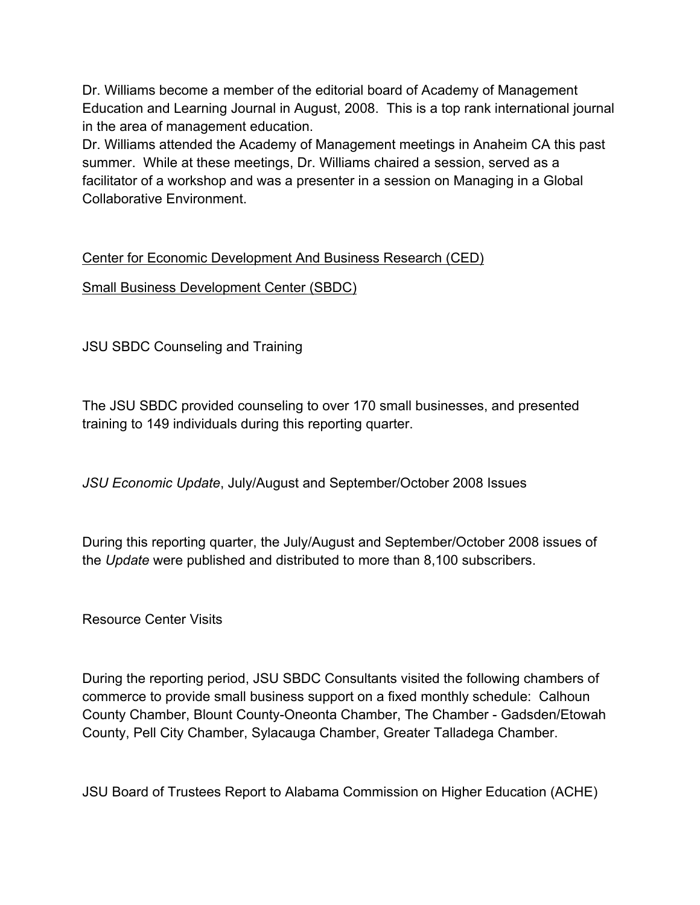Dr. Williams become a member of the editorial board of Academy of Management Education and Learning Journal in August, 2008. This is a top rank international journal in the area of management education.

Dr. Williams attended the Academy of Management meetings in Anaheim CA this past summer. While at these meetings, Dr. Williams chaired a session, served as a facilitator of a workshop and was a presenter in a session on Managing in a Global Collaborative Environment.

<u>Center for Economic Development And Business Research (CED)</u>

<u>Small Business Development Center (SBDC)</u>

JSU SBDC Counseling and Training

The JSU SBDC provided counseling to over 170 small businesses, and presented training to 149 individuals during this reporting quarter.

*JSU Economic Update*, July/August and September/October 2008 Issues

During this reporting quarter, the July/August and September/October 2008 issues of the *Update* were published and distributed to more than 8,100 subscribers.

Resource Center Visits

During the reporting period, JSU SBDC Consultants visited the following chambers of commerce to provide small business support on a fixed monthly schedule: Calhoun County Chamber, Blount County-Oneonta Chamber, The Chamber - Gadsden/Etowah County, Pell City Chamber, Sylacauga Chamber, Greater Talladega Chamber.

JSU Board of Trustees Report to Alabama Commission on Higher Education (ACHE)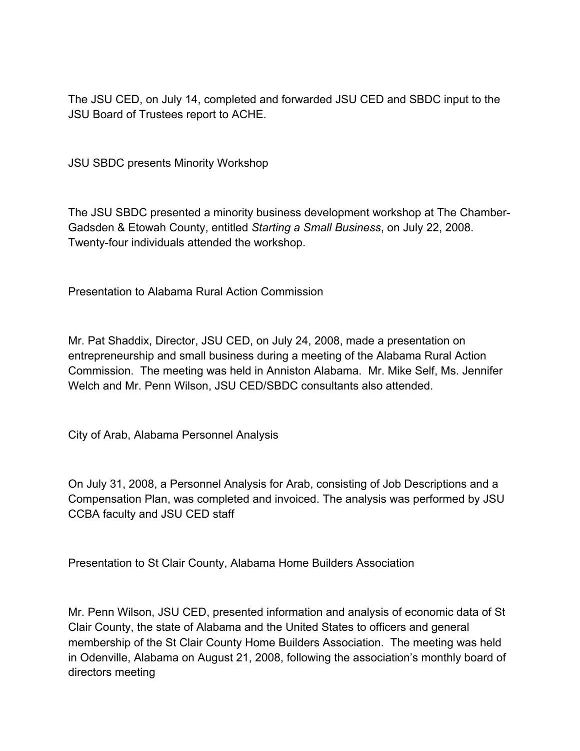The JSU CED, on July 14, completed and forwarded JSU CED and SBDC input to the JSU Board of Trustees report to ACHE.

## JSU SBDC presents Minority Workshop

The JSU SBDC presented a minority business development workshop at The Chamber-Gadsden & Etowah County, entitled *Starting a Small Business*, on July 22, 2008. Twenty-four individuals attended the workshop.

## Presentation to Alabama Rural Action Commission

Mr. Pat Shaddix, Director, JSU CED, on July 24, 2008, made a presentation on entrepreneurship and small business during a meeting of the Alabama Rural Action Commission. The meeting was held in Anniston Alabama. Mr. Mike Self, Ms. Jennifer Welch and Mr. Penn Wilson, JSU CED/SBDC consultants also attended.

## City of Arab, Alabama Personnel Analysis

On July 31, 2008, a Personnel Analysis for Arab, consisting of Job Descriptions and a Compensation Plan, was completed and invoiced. The analysis was performed by JSU CCBA faculty and JSU CED staff

## Presentation to St Clair County, Alabama Home Builders Association

Mr. Penn Wilson, JSU CED, presented information and analysis of economic data of St Clair County, the state of Alabama and the United States to officers and general membership of the St Clair County Home Builders Association. The meeting was held in Odenville, Alabama on August 21, 2008, following the association's monthly board of directors meeting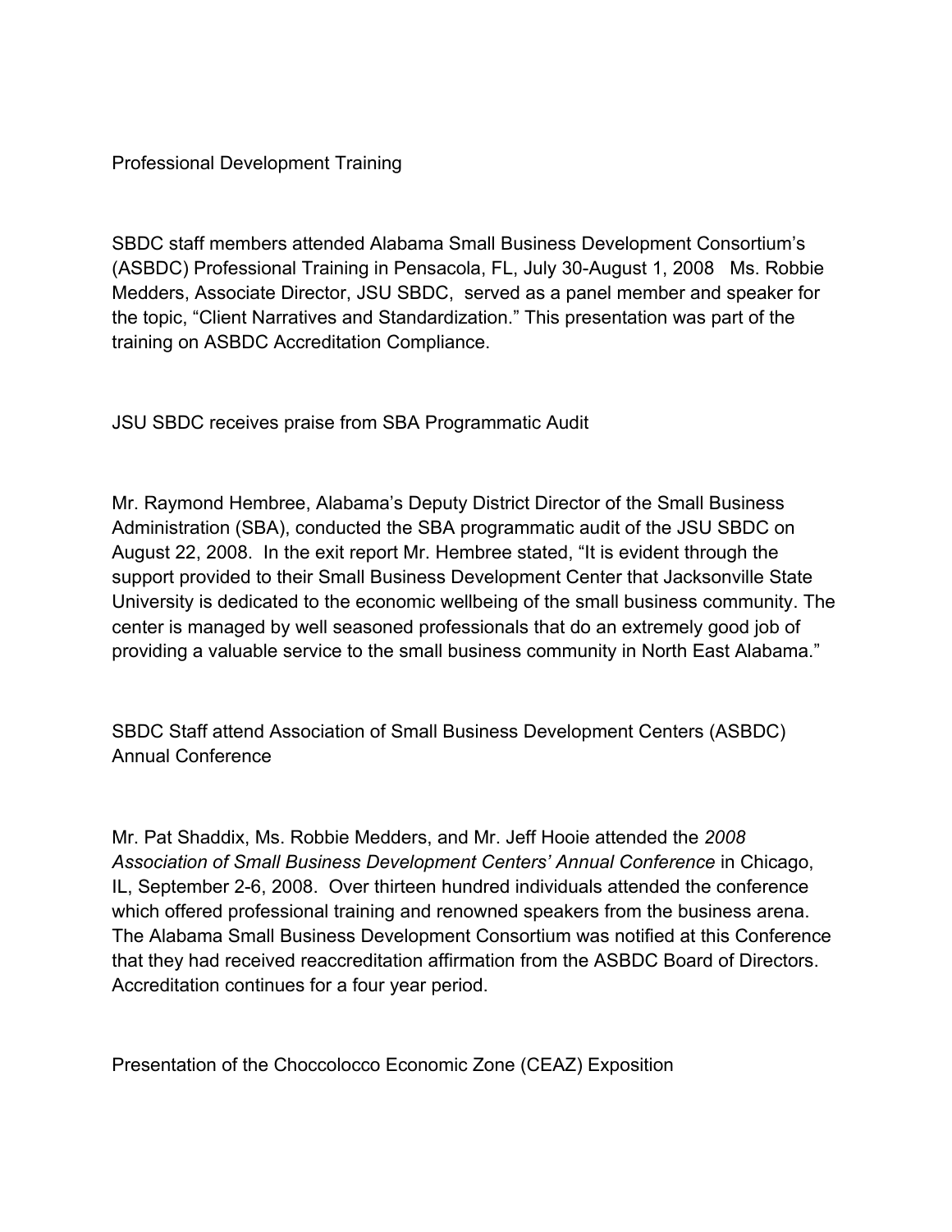## Professional Development Training

SBDC staff members attended Alabama Small Business Development Consortium's (ASBDC) Professional Training in Pensacola, FL, July 30-August 1, 2008 Ms. Robbie Medders, Associate Director, JSU SBDC, served as a panel member and speaker for the topic, "Client Narratives and Standardization." This presentation was part of the training on ASBDC Accreditation Compliance.

## JSU SBDC receives praise from SBA Programmatic Audit

Mr. Raymond Hembree, Alabama's Deputy District Director of the Small Business Administration (SBA), conducted the SBA programmatic audit of the JSU SBDC on August 22, 2008. In the exit report Mr. Hembree stated, "It is evident through the support provided to their Small Business Development Center that Jacksonville State University is dedicated to the economic wellbeing of the small business community. The center is managed by well seasoned professionals that do an extremely good job of providing a valuable service to the small business community in North East Alabama."

## SBDC Staff attend Association of Small Business Development Centers (ASBDC) Annual Conference

Mr. Pat Shaddix, Ms. Robbie Medders, and Mr. Jeff Hooie attended the *2008 Association of Small Business Development Centers' Annual Conference* in Chicago, IL, September 2-6, 2008. Over thirteen hundred individuals attended the conference which offered professional training and renowned speakers from the business arena. The Alabama Small Business Development Consortium was notified at this Conference that they had received reaccreditation affirmation from the ASBDC Board of Directors. Accreditation continues for a four year period.

## Presentation of the Choccolocco Economic Zone (CEAZ) Exposition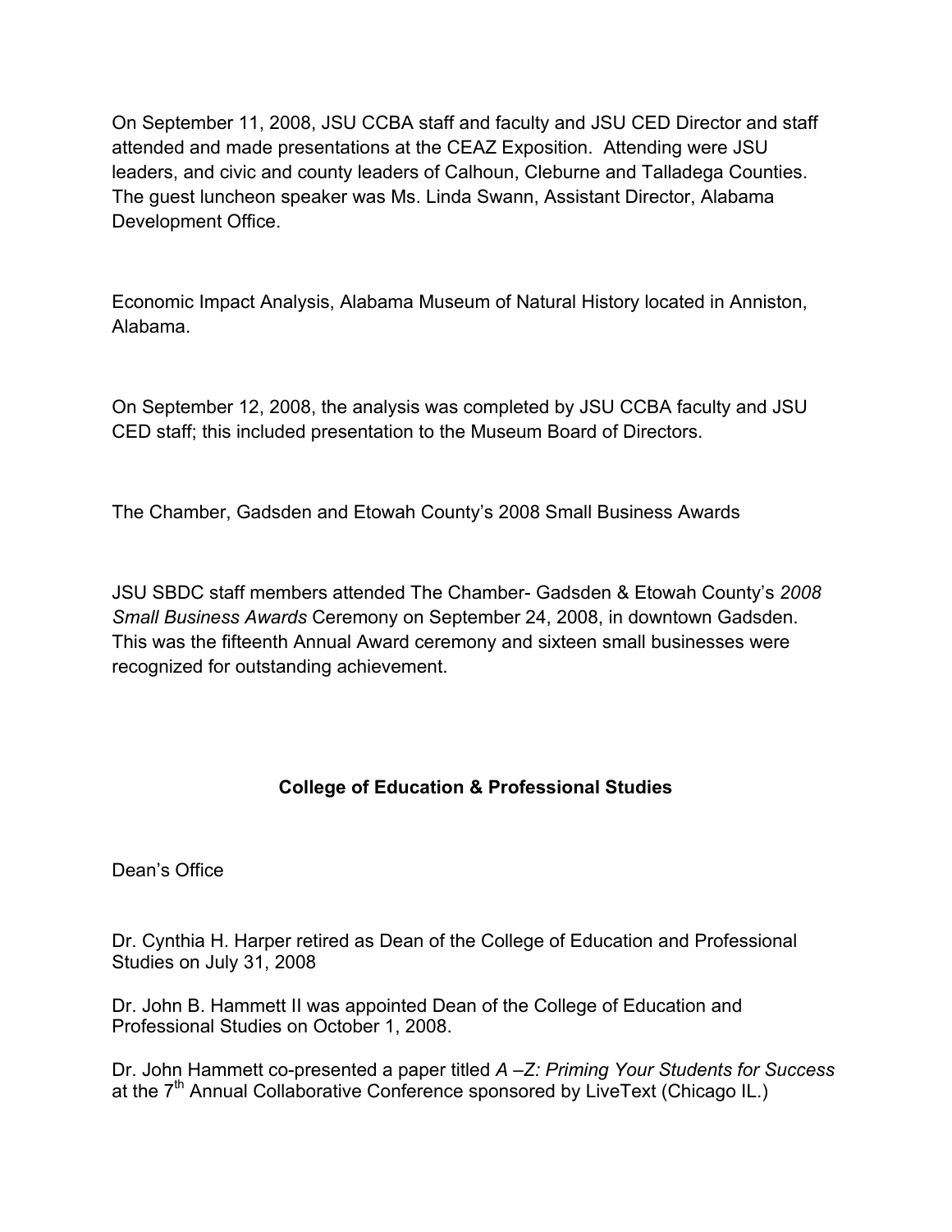On September 11, 2008, JSU CCBA staff and faculty and JSU CED Director and staff attended and made presentations at the CEAZ Exposition. Attending were JSU leaders, and civic and county leaders of Calhoun, Cleburne and Talladega Counties. The guest luncheon speaker was Ms. Linda Swann, Assistant Director, Alabama Development Office.

Economic Impact Analysis, Alabama Museum of Natural History located in Anniston, Alabama.

On September 12, 2008, the analysis was completed by JSU CCBA faculty and JSU CED staff; this included presentation to the Museum Board of Directors.

The Chamber, Gadsden and Etowah County's 2008 Small Business Awards

JSU SBDC staff members attended The Chamber- Gadsden & Etowah County's *2008 Small Business Awards* Ceremony on September 24, 2008, in downtown Gadsden. This was the fifteenth Annual Award ceremony and sixteen small businesses were recognized for outstanding achievement.

## College of Education & Professional Studies

Dean's Office

Dr. Cynthia H. Harper retired as Dean of the College of Education and Professional Studies on July 31, 2008

Dr. John B. Hammett II was appointed Dean of the College of Education and Professional Studies on October 1, 2008.

Dr. John Hammett co-presented a paper titled *A –Z: Priming Your Students for Success* at the 7th Annual Collaborative Conference sponsored by LiveText (Chicago IL.)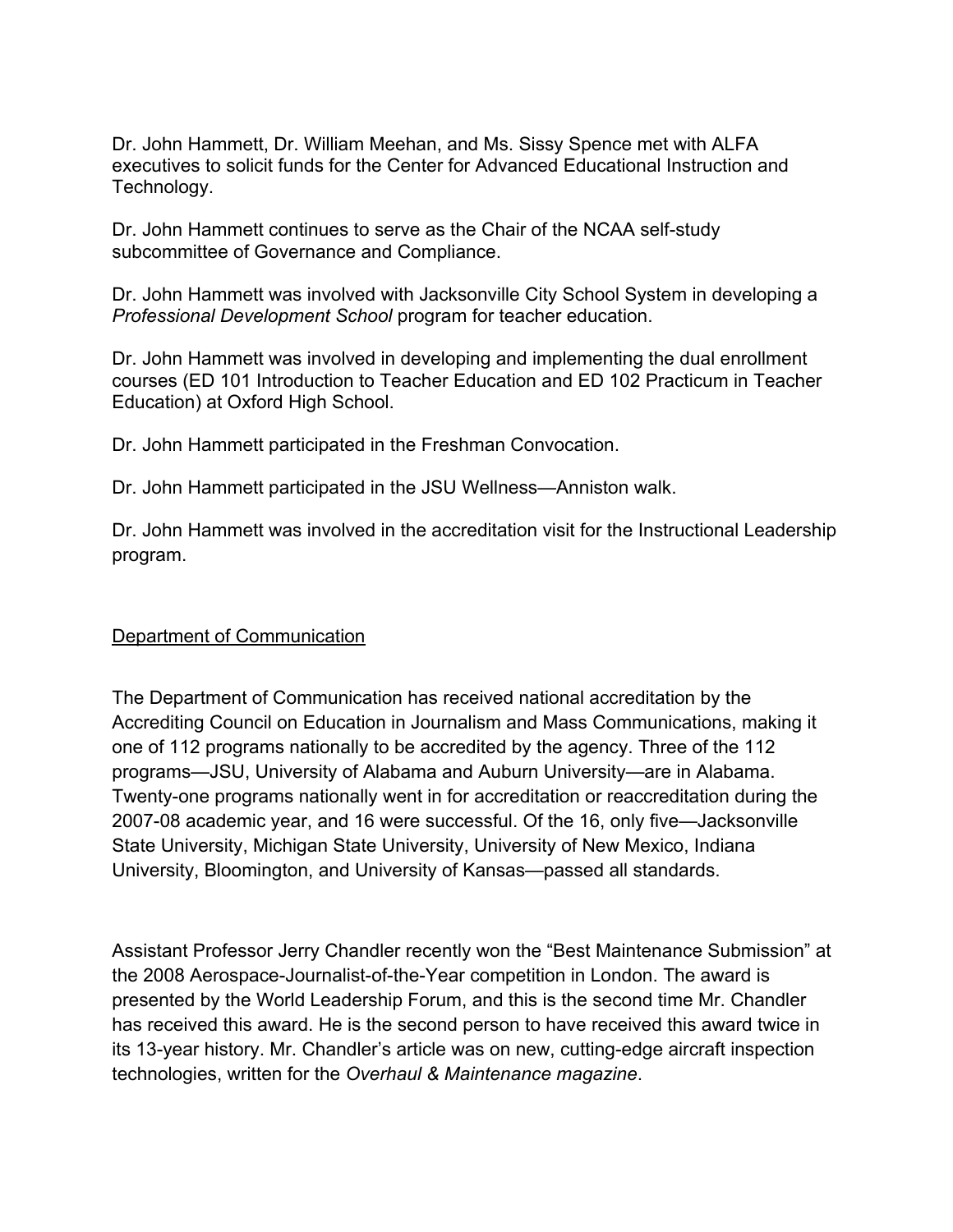Dr. John Hammett, Dr. William Meehan, and Ms. Sissy Spence met with ALFA executives to solicit funds for the Center for Advanced Educational Instruction and Technology.

Dr. John Hammett continues to serve as the Chair of the NCAA self-study subcommittee of Governance and Compliance.

Dr. John Hammett was involved with Jacksonville City School System in developing a *Professional Development School* program for teacher education.

Dr. John Hammett was involved in developing and implementing the dual enrollment courses (ED 101 Introduction to Teacher Education and ED 102 Practicum in Teacher Education) at Oxford High School.

Dr. John Hammett participated in the Freshman Convocation.

Dr. John Hammett participated in the JSU Wellness—Anniston walk.

Dr. John Hammett was involved in the accreditation visit for the Instructional Leadership program.

## Department of Communication

The Department of Communication has received national accreditation by the Accrediting Council on Education in Journalism and Mass Communications, making it one of 112 programs nationally to be accredited by the agency. Three of the 112 programs—JSU, University of Alabama and Auburn University—are in Alabama. Twenty-one programs nationally went in for accreditation or reaccreditation during the 2007-08 academic year, and 16 were successful. Of the 16, only five—Jacksonville State University, Michigan State University, University of New Mexico, Indiana University, Bloomington, and University of Kansas—passed all standards.

Assistant Professor Jerry Chandler recently won the "Best Maintenance Submission" at the 2008 Aerospace-Journalist-of-the-Year competition in London. The award is presented by the World Leadership Forum, and this is the second time Mr. Chandler has received this award. He is the second person to have received this award twice in its 13-year history. Mr. Chandler's article was on new, cutting-edge aircraft inspection technologies, written for the *Overhaul & Maintenance magazine*.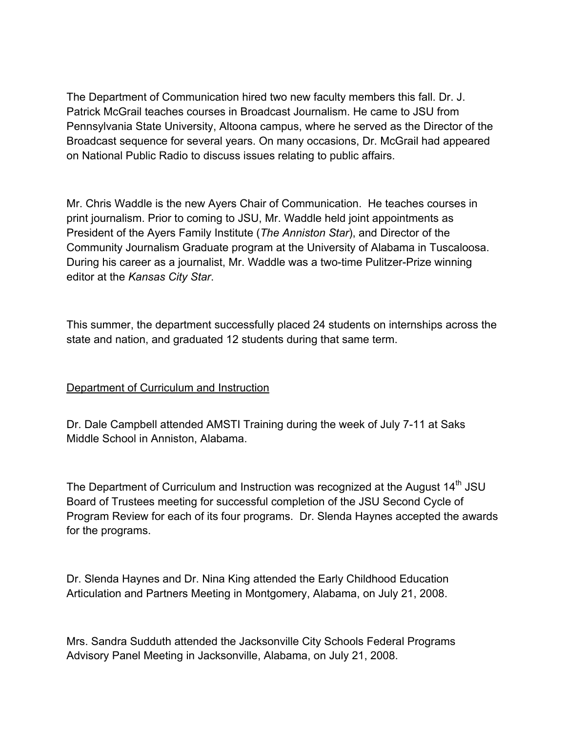The Department of Communication hired two new faculty members this fall. Dr. J. Patrick McGrail teaches courses in Broadcast Journalism. He came to JSU from Pennsylvania State University, Altoona campus, where he served as the Director of the Broadcast sequence for several years. On many occasions, Dr. McGrail had appeared on National Public Radio to discuss issues relating to public affairs.

Mr. Chris Waddle is the new Ayers Chair of Communication. He teaches courses in print journalism. Prior to coming to JSU, Mr. Waddle held joint appointments as President of the Ayers Family Institute (*The Anniston Star*), and Director of the Community Journalism Graduate program at the University of Alabama in Tuscaloosa. During his career as a journalist, Mr. Waddle was a two-time Pulitzer-Prize winning editor at the *Kansas City Star*.

This summer, the department successfully placed 24 students on internships across the state and nation, and graduated 12 students during that same term.

<u>Department of Curriculum and Instruction</u>

Dr. Dale Campbell attended AMSTI Training during the week of July 7-11 at Saks Middle School in Anniston, Alabama.

The Department of Curriculum and Instruction was recognized at the August 14th JSU Board of Trustees meeting for successful completion of the JSU Second Cycle of Program Review for each of its four programs. Dr. Slenda Haynes accepted the awards for the programs.

Dr. Slenda Haynes and Dr. Nina King attended the Early Childhood Education Articulation and Partners Meeting in Montgomery, Alabama, on July 21, 2008.

Mrs. Sandra Sudduth attended the Jacksonville City Schools Federal Programs Advisory Panel Meeting in Jacksonville, Alabama, on July 21, 2008.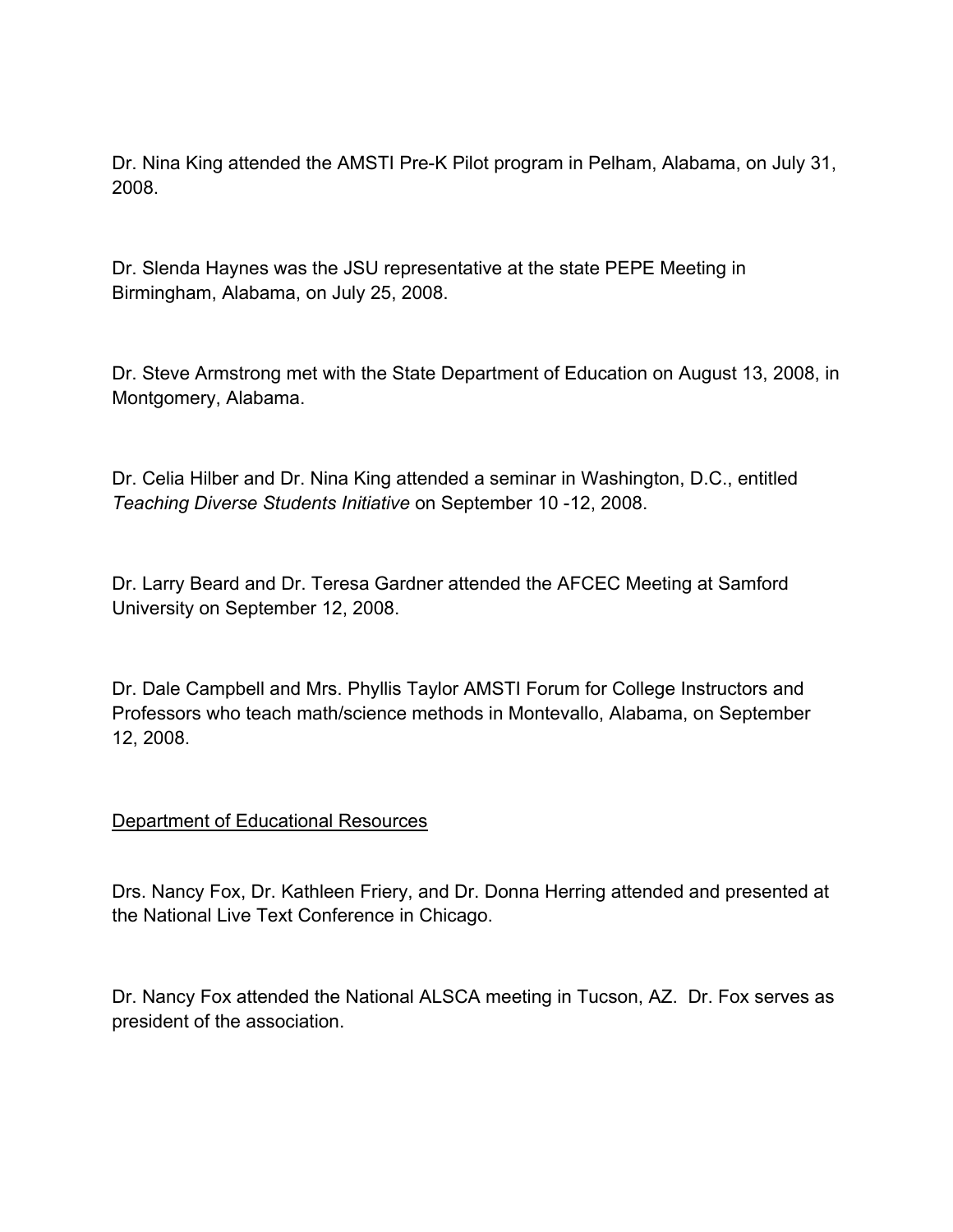Dr. Nina King attended the AMSTI Pre-K Pilot program in Pelham, Alabama, on July 31, 2008.

Dr. Slenda Haynes was the JSU representative at the state PEPE Meeting in Birmingham, Alabama, on July 25, 2008.

Dr. Steve Armstrong met with the State Department of Education on August 13, 2008, in Montgomery, Alabama.

Dr. Celia Hilber and Dr. Nina King attended a seminar in Washington, D.C., entitled *Teaching Diverse Students Initiative* on September 10 -12, 2008.

Dr. Larry Beard and Dr. Teresa Gardner attended the AFCEC Meeting at Samford University on September 12, 2008.

Dr. Dale Campbell and Mrs. Phyllis Taylor AMSTI Forum for College Instructors and Professors who teach math/science methods in Montevallo, Alabama, on September 12, 2008.

<u>Department of Educational Resources</u>

Drs. Nancy Fox, Dr. Kathleen Friery, and Dr. Donna Herring attended and presented at the National Live Text Conference in Chicago.

Dr. Nancy Fox attended the National ALSCA meeting in Tucson, AZ. Dr. Fox serves as president of the association.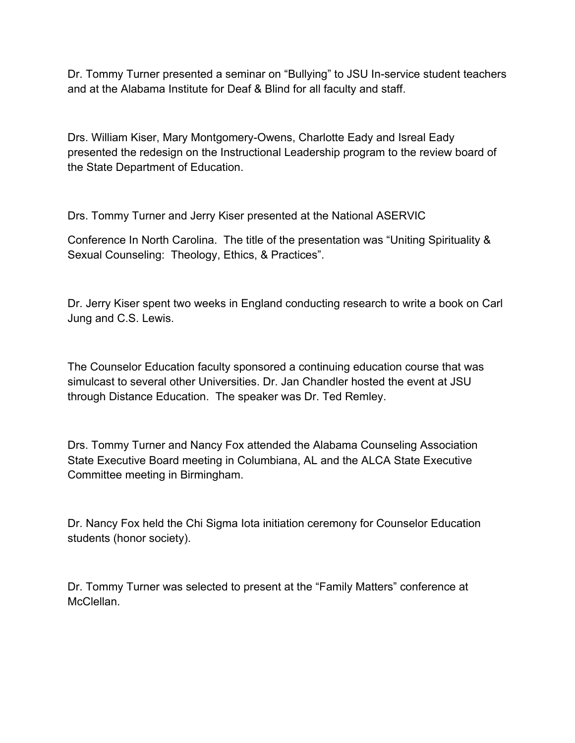Dr. Tommy Turner presented a seminar on “Bullying” to JSU In-service student teachers and at the Alabama Institute for Deaf & Blind for all faculty and staff.

Drs. William Kiser, Mary Montgomery-Owens, Charlotte Eady and Isreal Eady presented the redesign on the Instructional Leadership program to the review board of the State Department of Education.

Drs. Tommy Turner and Jerry Kiser presented at the National ASERVIC

Conference In North Carolina. The title of the presentation was “Uniting Spirituality & Sexual Counseling: Theology, Ethics, & Practices”.

Dr. Jerry Kiser spent two weeks in England conducting research to write a book on Carl Jung and C.S. Lewis.

The Counselor Education faculty sponsored a continuing education course that was simulcast to several other Universities. Dr. Jan Chandler hosted the event at JSU through Distance Education. The speaker was Dr. Ted Remley.

Drs. Tommy Turner and Nancy Fox attended the Alabama Counseling Association State Executive Board meeting in Columbiana, AL and the ALCA State Executive Committee meeting in Birmingham.

Dr. Nancy Fox held the Chi Sigma Iota initiation ceremony for Counselor Education students (honor society).

Dr. Tommy Turner was selected to present at the “Family Matters” conference at McClellan.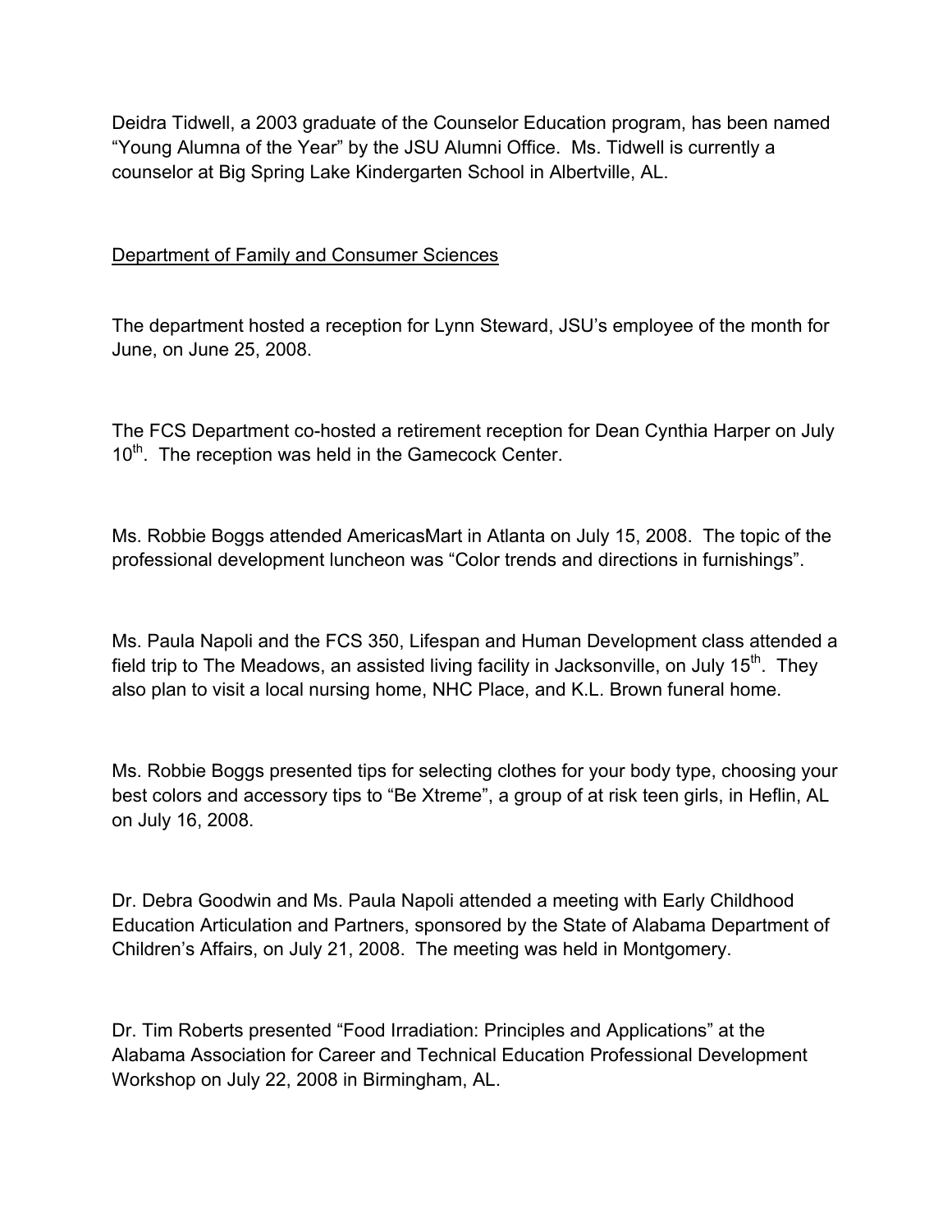Deidra Tidwell, a 2003 graduate of the Counselor Education program, has been named "Young Alumna of the Year" by the JSU Alumni Office. Ms. Tidwell is currently a counselor at Big Spring Lake Kindergarten School in Albertville, AL.

## Department of Family and Consumer Sciences

The department hosted a reception for Lynn Steward, JSU's employee of the month for June, on June 25, 2008.

The FCS Department co-hosted a retirement reception for Dean Cynthia Harper on July 10th. The reception was held in the Gamecock Center.

Ms. Robbie Boggs attended AmericasMart in Atlanta on July 15, 2008. The topic of the professional development luncheon was "Color trends and directions in furnishings".

Ms. Paula Napoli and the FCS 350, Lifespan and Human Development class attended a field trip to The Meadows, an assisted living facility in Jacksonville, on July 15th. They also plan to visit a local nursing home, NHC Place, and K.L. Brown funeral home.

Ms. Robbie Boggs presented tips for selecting clothes for your body type, choosing your best colors and accessory tips to "Be Xtreme", a group of at risk teen girls, in Heflin, AL on July 16, 2008.

Dr. Debra Goodwin and Ms. Paula Napoli attended a meeting with Early Childhood Education Articulation and Partners, sponsored by the State of Alabama Department of Children's Affairs, on July 21, 2008. The meeting was held in Montgomery.

Dr. Tim Roberts presented "Food Irradiation: Principles and Applications" at the Alabama Association for Career and Technical Education Professional Development Workshop on July 22, 2008 in Birmingham, AL.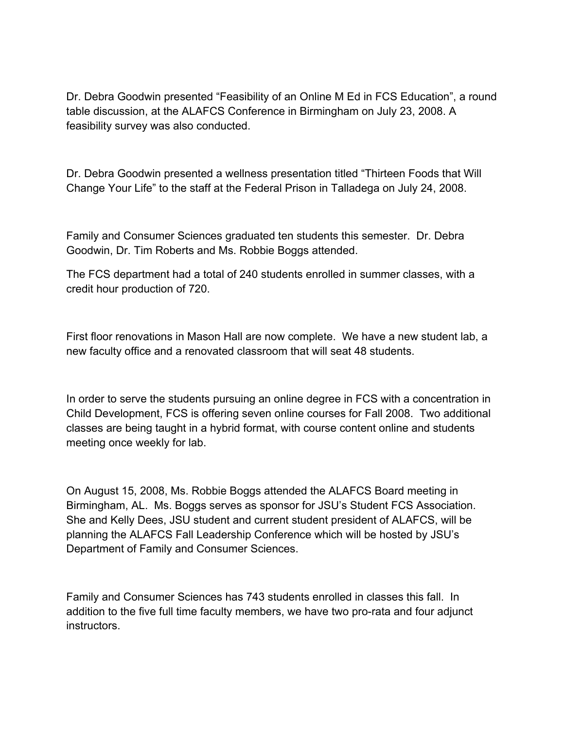Dr. Debra Goodwin presented “Feasibility of an Online M Ed in FCS Education”, a round table discussion, at the ALAFCS Conference in Birmingham on July 23, 2008. A feasibility survey was also conducted.

Dr. Debra Goodwin presented a wellness presentation titled “Thirteen Foods that Will Change Your Life” to the staff at the Federal Prison in Talladega on July 24, 2008.

Family and Consumer Sciences graduated ten students this semester. Dr. Debra Goodwin, Dr. Tim Roberts and Ms. Robbie Boggs attended.

The FCS department had a total of 240 students enrolled in summer classes, with a credit hour production of 720.

First floor renovations in Mason Hall are now complete. We have a new student lab, a new faculty office and a renovated classroom that will seat 48 students.

In order to serve the students pursuing an online degree in FCS with a concentration in Child Development, FCS is offering seven online courses for Fall 2008. Two additional classes are being taught in a hybrid format, with course content online and students meeting once weekly for lab.

On August 15, 2008, Ms. Robbie Boggs attended the ALAFCS Board meeting in Birmingham, AL. Ms. Boggs serves as sponsor for JSU’s Student FCS Association. She and Kelly Dees, JSU student and current student president of ALAFCS, will be planning the ALAFCS Fall Leadership Conference which will be hosted by JSU’s Department of Family and Consumer Sciences.

Family and Consumer Sciences has 743 students enrolled in classes this fall. In addition to the five full time faculty members, we have two pro-rata and four adjunct instructors.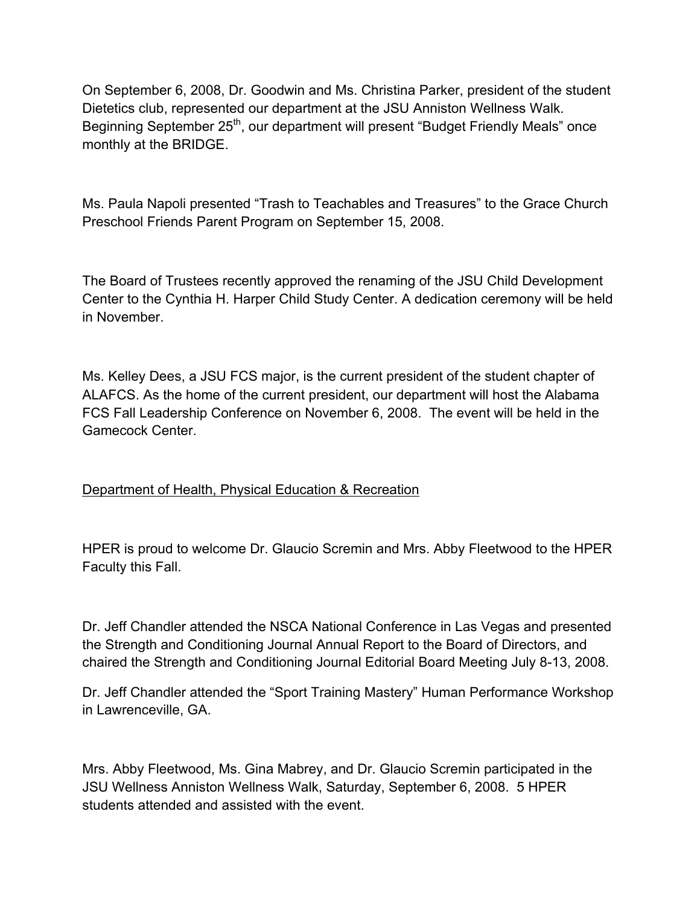On September 6, 2008, Dr. Goodwin and Ms. Christina Parker, president of the student Dietetics club, represented our department at the JSU Anniston Wellness Walk. Beginning September 25th, our department will present "Budget Friendly Meals" once monthly at the BRIDGE.

Ms. Paula Napoli presented "Trash to Teachables and Treasures" to the Grace Church Preschool Friends Parent Program on September 15, 2008.

The Board of Trustees recently approved the renaming of the JSU Child Development Center to the Cynthia H. Harper Child Study Center. A dedication ceremony will be held in November.

Ms. Kelley Dees, a JSU FCS major, is the current president of the student chapter of ALAFCS. As the home of the current president, our department will host the Alabama FCS Fall Leadership Conference on November 6, 2008. The event will be held in the Gamecock Center.

<u>Department of Health, Physical Education & Recreation</u>

HPER is proud to welcome Dr. Glaucio Scremin and Mrs. Abby Fleetwood to the HPER Faculty this Fall.

Dr. Jeff Chandler attended the NSCA National Conference in Las Vegas and presented the Strength and Conditioning Journal Annual Report to the Board of Directors, and chaired the Strength and Conditioning Journal Editorial Board Meeting July 8-13, 2008.

Dr. Jeff Chandler attended the "Sport Training Mastery" Human Performance Workshop in Lawrenceville, GA.

Mrs. Abby Fleetwood, Ms. Gina Mabrey, and Dr. Glaucio Scremin participated in the JSU Wellness Anniston Wellness Walk, Saturday, September 6, 2008. 5 HPER students attended and assisted with the event.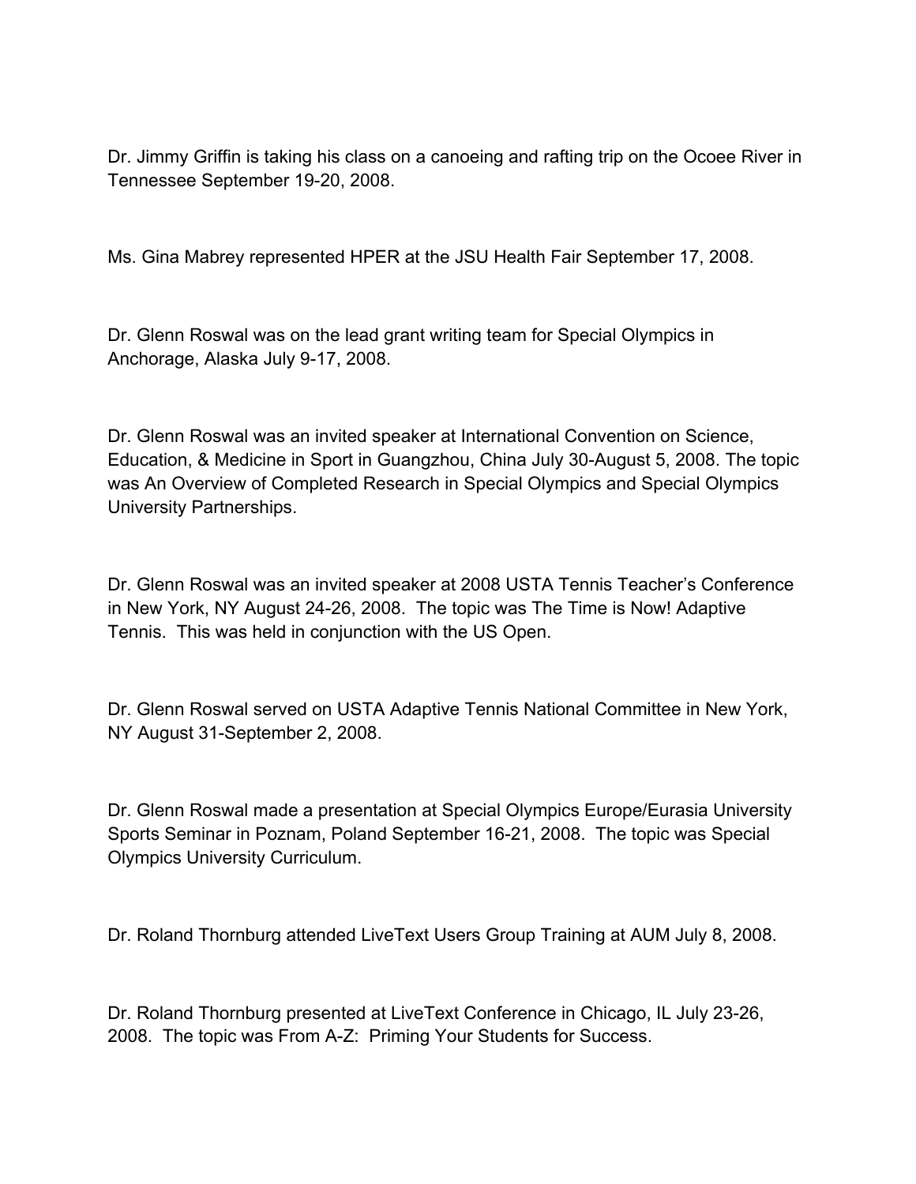Dr. Jimmy Griffin is taking his class on a canoeing and rafting trip on the Ocoee River in Tennessee September 19-20, 2008.

Ms. Gina Mabrey represented HPER at the JSU Health Fair September 17, 2008.

Dr. Glenn Roswal was on the lead grant writing team for Special Olympics in Anchorage, Alaska July 9-17, 2008.

Dr. Glenn Roswal was an invited speaker at International Convention on Science, Education, & Medicine in Sport in Guangzhou, China July 30-August 5, 2008. The topic was An Overview of Completed Research in Special Olympics and Special Olympics University Partnerships.

Dr. Glenn Roswal was an invited speaker at 2008 USTA Tennis Teacher's Conference in New York, NY August 24-26, 2008. The topic was The Time is Now! Adaptive Tennis. This was held in conjunction with the US Open.

Dr. Glenn Roswal served on USTA Adaptive Tennis National Committee in New York, NY August 31-September 2, 2008.

Dr. Glenn Roswal made a presentation at Special Olympics Europe/Eurasia University Sports Seminar in Poznam, Poland September 16-21, 2008. The topic was Special Olympics University Curriculum.

Dr. Roland Thornburg attended LiveText Users Group Training at AUM July 8, 2008.

Dr. Roland Thornburg presented at LiveText Conference in Chicago, IL July 23-26, 2008. The topic was From A-Z: Priming Your Students for Success.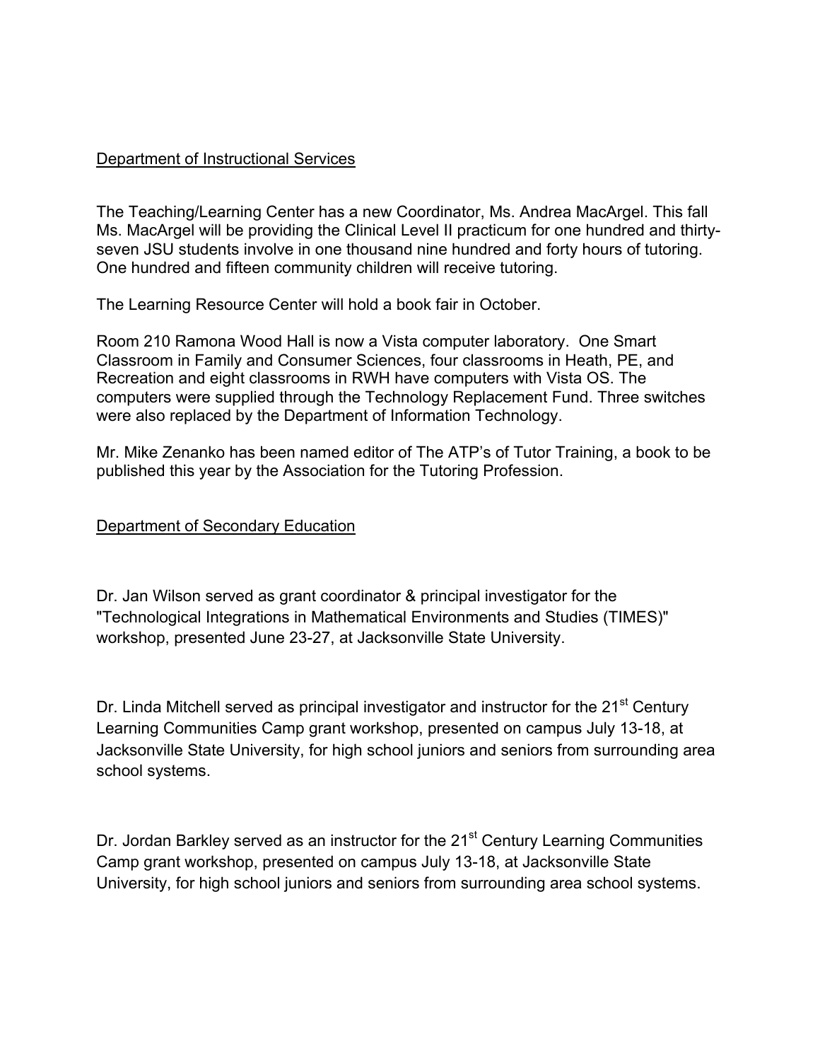## Department of Instructional Services

The Teaching/Learning Center has a new Coordinator, Ms. Andrea MacArgel. This fall Ms. MacArgel will be providing the Clinical Level II practicum for one hundred and thirty-seven JSU students involve in one thousand nine hundred and forty hours of tutoring. One hundred and fifteen community children will receive tutoring.

The Learning Resource Center will hold a book fair in October.

Room 210 Ramona Wood Hall is now a Vista computer laboratory. One Smart Classroom in Family and Consumer Sciences, four classrooms in Heath, PE, and Recreation and eight classrooms in RWH have computers with Vista OS. The computers were supplied through the Technology Replacement Fund. Three switches were also replaced by the Department of Information Technology.

Mr. Mike Zenanko has been named editor of The ATP's of Tutor Training, a book to be published this year by the Association for the Tutoring Profession.

## Department of Secondary Education

Dr. Jan Wilson served as grant coordinator & principal investigator for the "Technological Integrations in Mathematical Environments and Studies (TIMES)" workshop, presented June 23-27, at Jacksonville State University.

Dr. Linda Mitchell served as principal investigator and instructor for the 21st Century Learning Communities Camp grant workshop, presented on campus July 13-18, at Jacksonville State University, for high school juniors and seniors from surrounding area school systems.

Dr. Jordan Barkley served as an instructor for the 21st Century Learning Communities Camp grant workshop, presented on campus July 13-18, at Jacksonville State University, for high school juniors and seniors from surrounding area school systems.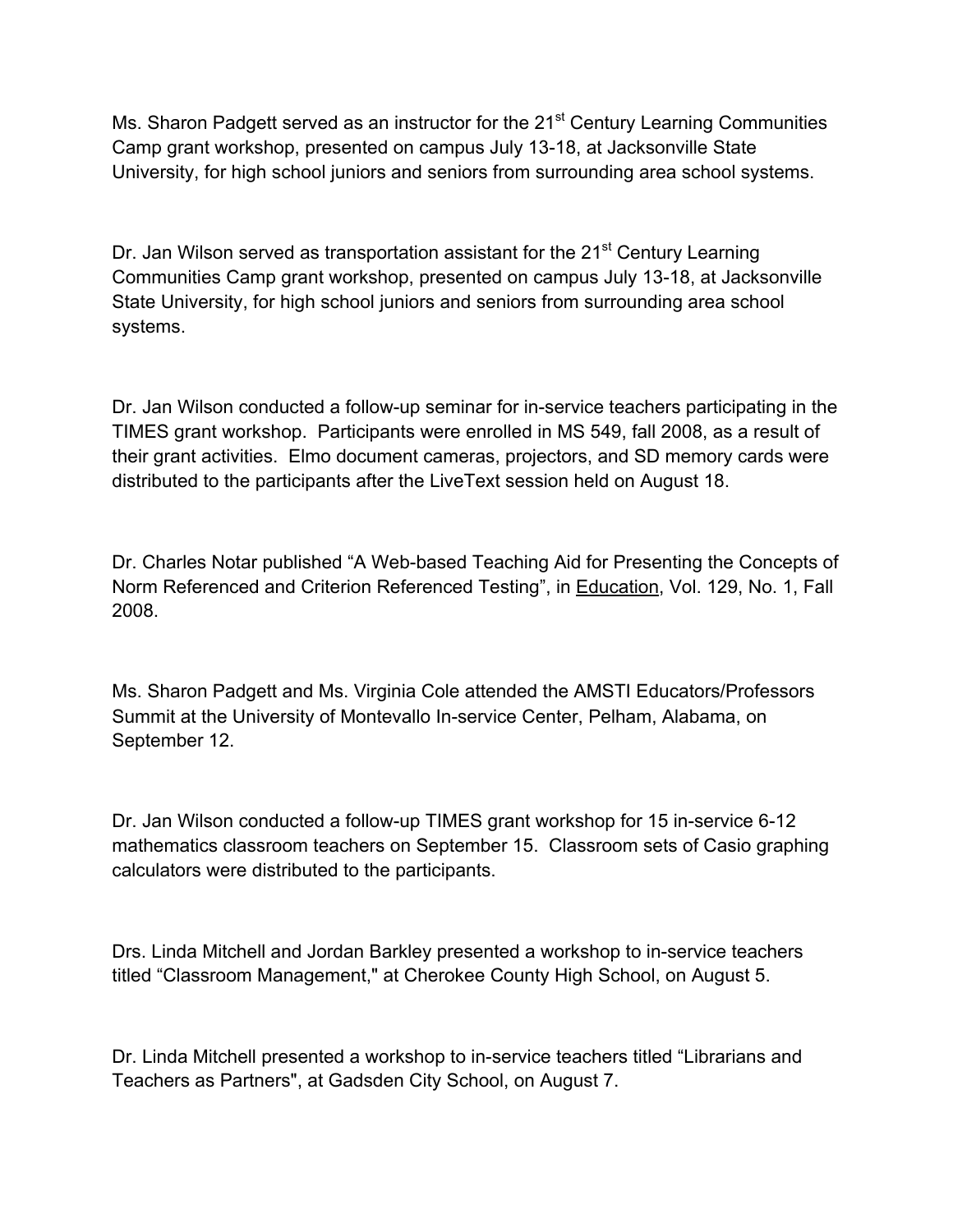Ms. Sharon Padgett served as an instructor for the 21st Century Learning Communities Camp grant workshop, presented on campus July 13-18, at Jacksonville State University, for high school juniors and seniors from surrounding area school systems.

Dr. Jan Wilson served as transportation assistant for the 21st Century Learning Communities Camp grant workshop, presented on campus July 13-18, at Jacksonville State University, for high school juniors and seniors from surrounding area school systems.

Dr. Jan Wilson conducted a follow-up seminar for in-service teachers participating in the TIMES grant workshop. Participants were enrolled in MS 549, fall 2008, as a result of their grant activities. Elmo document cameras, projectors, and SD memory cards were distributed to the participants after the LiveText session held on August 18.

Dr. Charles Notar published "A Web-based Teaching Aid for Presenting the Concepts of Norm Referenced and Criterion Referenced Testing", in Education, Vol. 129, No. 1, Fall 2008.

Ms. Sharon Padgett and Ms. Virginia Cole attended the AMSTI Educators/Professors Summit at the University of Montevallo In-service Center, Pelham, Alabama, on September 12.

Dr. Jan Wilson conducted a follow-up TIMES grant workshop for 15 in-service 6-12 mathematics classroom teachers on September 15. Classroom sets of Casio graphing calculators were distributed to the participants.

Drs. Linda Mitchell and Jordan Barkley presented a workshop to in-service teachers titled "Classroom Management," at Cherokee County High School, on August 5.

Dr. Linda Mitchell presented a workshop to in-service teachers titled "Librarians and Teachers as Partners", at Gadsden City School, on August 7.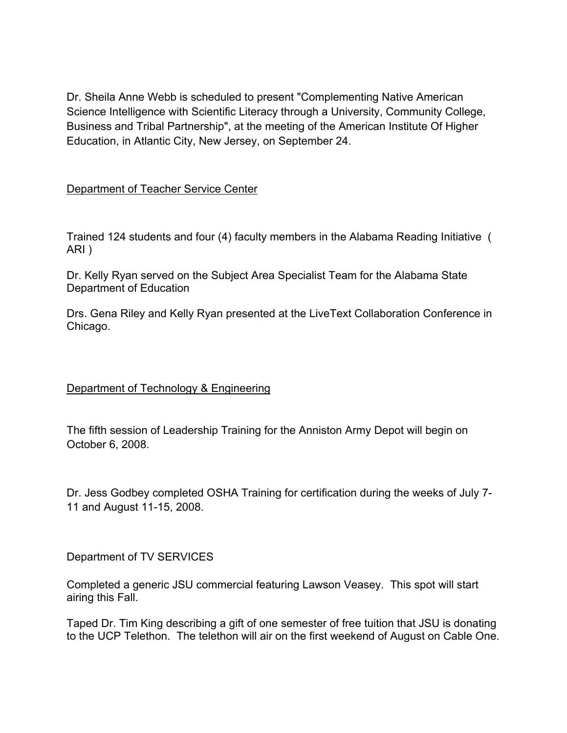Dr. Sheila Anne Webb is scheduled to present "Complementing Native American Science Intelligence with Scientific Literacy through a University, Community College, Business and Tribal Partnership", at the meeting of the American Institute Of Higher Education, in Atlantic City, New Jersey, on September 24.

Department of Teacher Service Center

Trained 124 students and four (4) faculty members in the Alabama Reading Initiative ( ARI )

Dr. Kelly Ryan served on the Subject Area Specialist Team for the Alabama State Department of Education

Drs. Gena Riley and Kelly Ryan presented at the LiveText Collaboration Conference in Chicago.

Department of Technology & Engineering

The fifth session of Leadership Training for the Anniston Army Depot will begin on October 6, 2008.

Dr. Jess Godbey completed OSHA Training for certification during the weeks of July 7-11 and August 11-15, 2008.

Department of TV SERVICES

Completed a generic JSU commercial featuring Lawson Veasey. This spot will start airing this Fall.

Taped Dr. Tim King describing a gift of one semester of free tuition that JSU is donating to the UCP Telethon. The telethon will air on the first weekend of August on Cable One.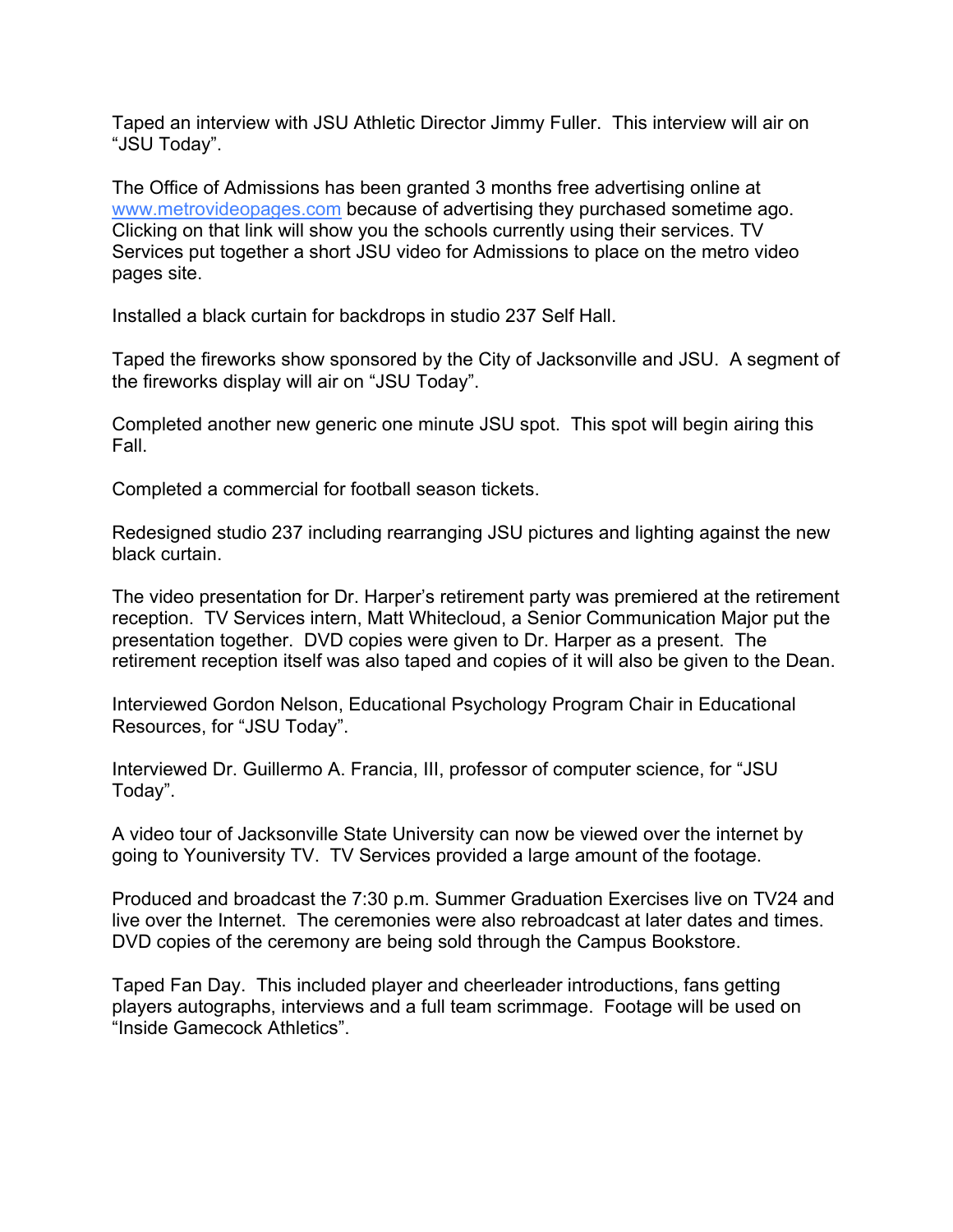Taped an interview with JSU Athletic Director Jimmy Fuller. This interview will air on "JSU Today".

The Office of Admissions has been granted 3 months free advertising online at [www.metrovideopages.com](http://www.metrovideopages.com) because of advertising they purchased sometime ago. Clicking on that link will show you the schools currently using their services. TV Services put together a short JSU video for Admissions to place on the metro video pages site.

Installed a black curtain for backdrops in studio 237 Self Hall.

Taped the fireworks show sponsored by the City of Jacksonville and JSU. A segment of the fireworks display will air on "JSU Today".

Completed another new generic one minute JSU spot. This spot will begin airing this Fall.

Completed a commercial for football season tickets.

Redesigned studio 237 including rearranging JSU pictures and lighting against the new black curtain.

The video presentation for Dr. Harper's retirement party was premiered at the retirement reception. TV Services intern, Matt Whitecloud, a Senior Communication Major put the presentation together. DVD copies were given to Dr. Harper as a present. The retirement reception itself was also taped and copies of it will also be given to the Dean.

Interviewed Gordon Nelson, Educational Psychology Program Chair in Educational Resources, for "JSU Today".

Interviewed Dr. Guillermo A. Francia, III, professor of computer science, for "JSU Today".

A video tour of Jacksonville State University can now be viewed over the internet by going to Youniversity TV. TV Services provided a large amount of the footage.

Produced and broadcast the 7:30 p.m. Summer Graduation Exercises live on TV24 and live over the Internet. The ceremonies were also rebroadcast at later dates and times. DVD copies of the ceremony are being sold through the Campus Bookstore.

Taped Fan Day. This included player and cheerleader introductions, fans getting players autographs, interviews and a full team scrimmage. Footage will be used on "Inside Gamecock Athletics".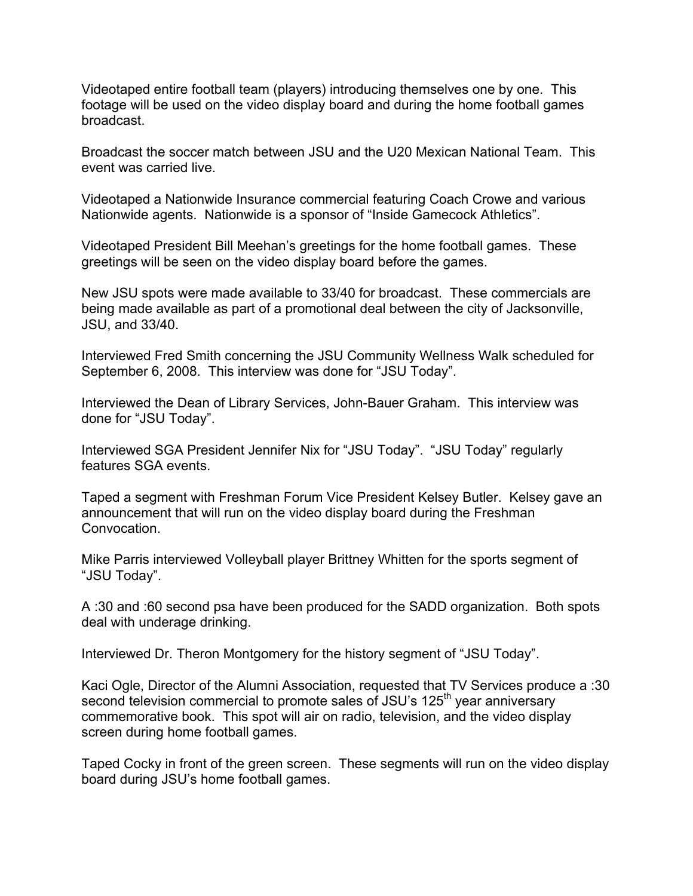Videotaped entire football team (players) introducing themselves one by one. This footage will be used on the video display board and during the home football games broadcast.

Broadcast the soccer match between JSU and the U20 Mexican National Team. This event was carried live.

Videotaped a Nationwide Insurance commercial featuring Coach Crowe and various Nationwide agents. Nationwide is a sponsor of "Inside Gamecock Athletics".

Videotaped President Bill Meehan's greetings for the home football games. These greetings will be seen on the video display board before the games.

New JSU spots were made available to 33/40 for broadcast. These commercials are being made available as part of a promotional deal between the city of Jacksonville, JSU, and 33/40.

Interviewed Fred Smith concerning the JSU Community Wellness Walk scheduled for September 6, 2008. This interview was done for "JSU Today".

Interviewed the Dean of Library Services, John-Bauer Graham. This interview was done for "JSU Today".

Interviewed SGA President Jennifer Nix for "JSU Today". "JSU Today" regularly features SGA events.

Taped a segment with Freshman Forum Vice President Kelsey Butler. Kelsey gave an announcement that will run on the video display board during the Freshman Convocation.

Mike Parris interviewed Volleyball player Brittney Whitten for the sports segment of "JSU Today".

A :30 and :60 second psa have been produced for the SADD organization. Both spots deal with underage drinking.

Interviewed Dr. Theron Montgomery for the history segment of "JSU Today".

Kaci Ogle, Director of the Alumni Association, requested that TV Services produce a :30 second television commercial to promote sales of JSU's 125th year anniversary commemorative book. This spot will air on radio, television, and the video display screen during home football games.

Taped Cocky in front of the green screen. These segments will run on the video display board during JSU's home football games.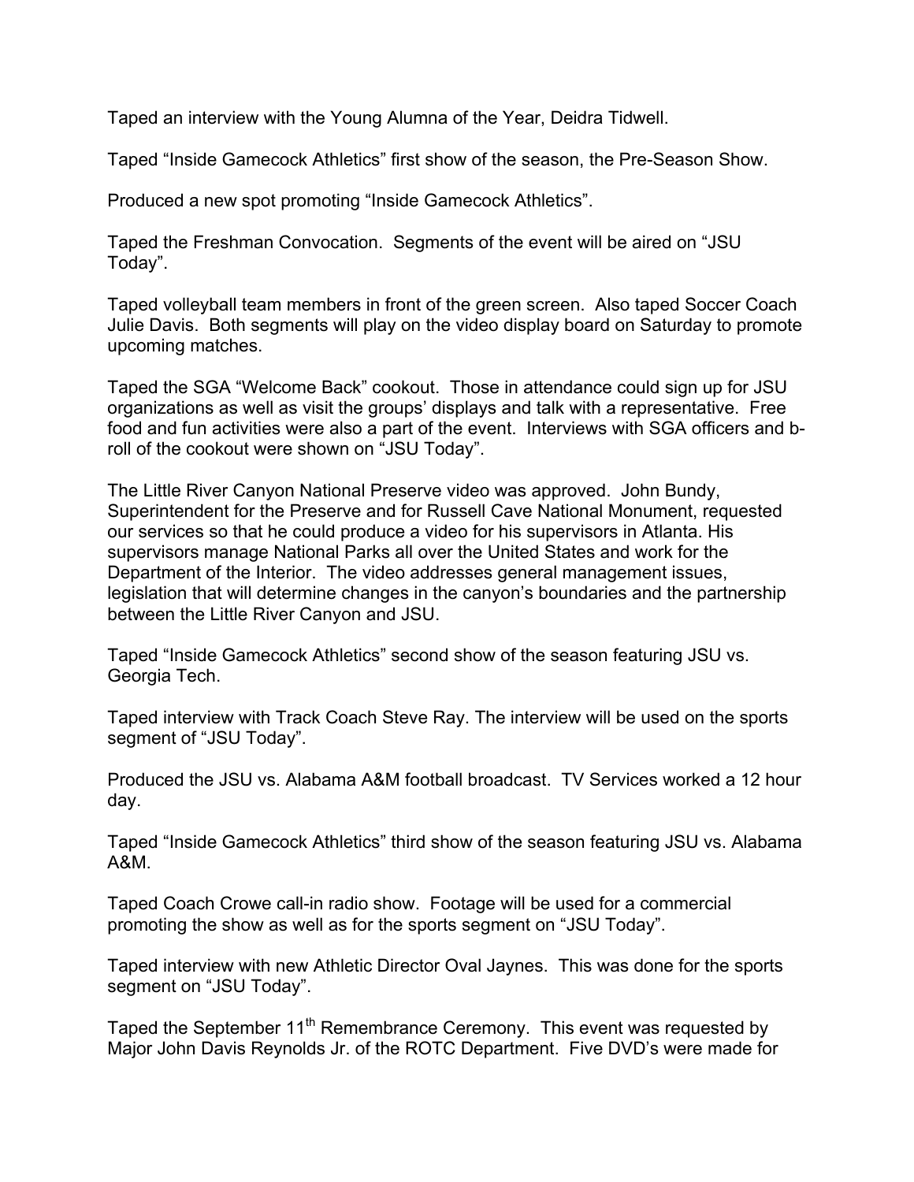Taped an interview with the Young Alumna of the Year, Deidra Tidwell.

Taped "Inside Gamecock Athletics" first show of the season, the Pre-Season Show.

Produced a new spot promoting "Inside Gamecock Athletics".

Taped the Freshman Convocation. Segments of the event will be aired on "JSU Today".

Taped volleyball team members in front of the green screen. Also taped Soccer Coach Julie Davis. Both segments will play on the video display board on Saturday to promote upcoming matches.

Taped the SGA "Welcome Back" cookout. Those in attendance could sign up for JSU organizations as well as visit the groups' displays and talk with a representative. Free food and fun activities were also a part of the event. Interviews with SGA officers and b-roll of the cookout were shown on "JSU Today".

The Little River Canyon National Preserve video was approved. John Bundy, Superintendent for the Preserve and for Russell Cave National Monument, requested our services so that he could produce a video for his supervisors in Atlanta. His supervisors manage National Parks all over the United States and work for the Department of the Interior. The video addresses general management issues, legislation that will determine changes in the canyon's boundaries and the partnership between the Little River Canyon and JSU.

Taped "Inside Gamecock Athletics" second show of the season featuring JSU vs. Georgia Tech.

Taped interview with Track Coach Steve Ray. The interview will be used on the sports segment of "JSU Today".

Produced the JSU vs. Alabama A&M football broadcast. TV Services worked a 12 hour day.

Taped "Inside Gamecock Athletics" third show of the season featuring JSU vs. Alabama A&M.

Taped Coach Crowe call-in radio show. Footage will be used for a commercial promoting the show as well as for the sports segment on "JSU Today".

Taped interview with new Athletic Director Oval Jaynes. This was done for the sports segment on "JSU Today".

Taped the September 11th Remembrance Ceremony. This event was requested by Major John Davis Reynolds Jr. of the ROTC Department. Five DVD's were made for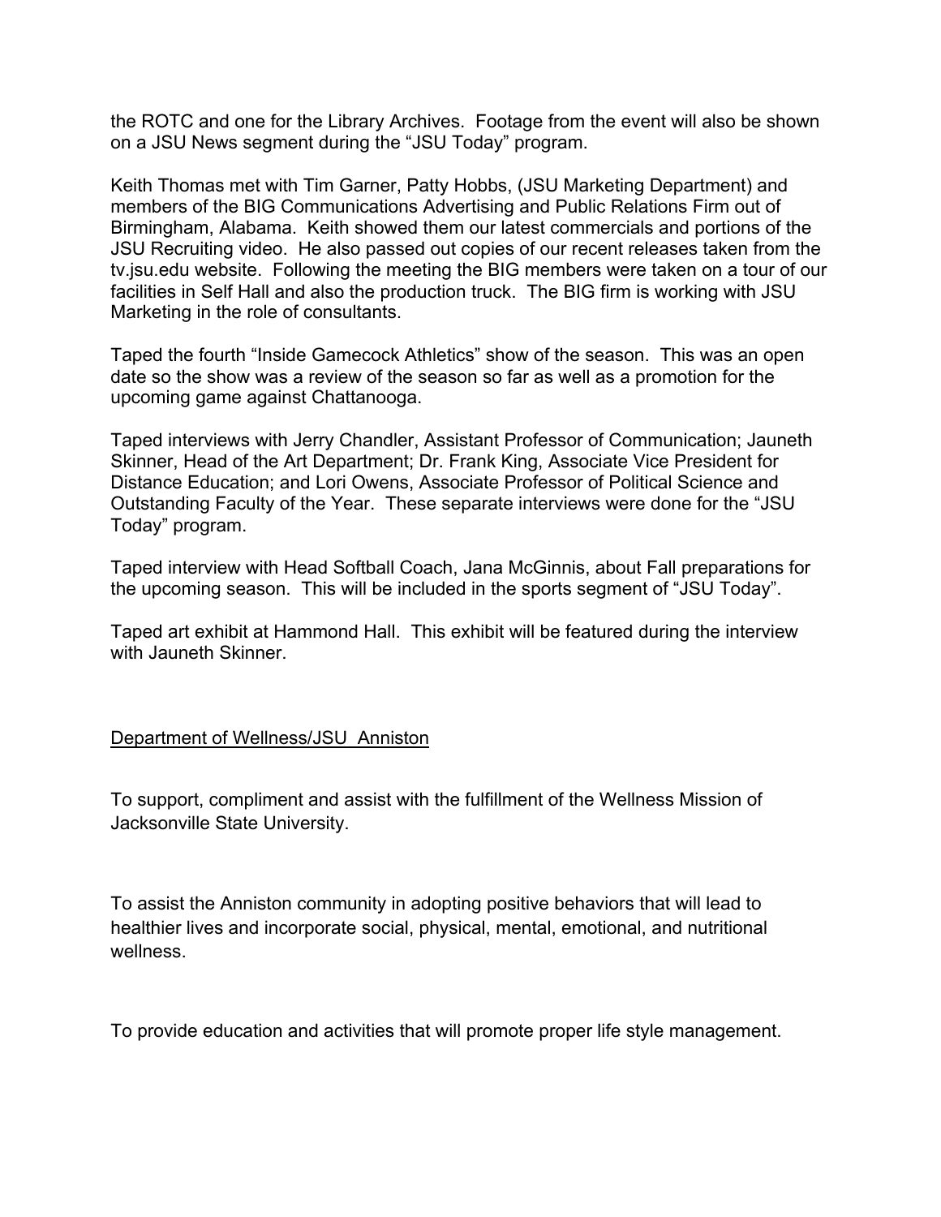the ROTC and one for the Library Archives. Footage from the event will also be shown on a JSU News segment during the "JSU Today" program.

Keith Thomas met with Tim Garner, Patty Hobbs, (JSU Marketing Department) and members of the BIG Communications Advertising and Public Relations Firm out of Birmingham, Alabama. Keith showed them our latest commercials and portions of the JSU Recruiting video. He also passed out copies of our recent releases taken from the tv.jsu.edu website. Following the meeting the BIG members were taken on a tour of our facilities in Self Hall and also the production truck. The BIG firm is working with JSU Marketing in the role of consultants.

Taped the fourth "Inside Gamecock Athletics" show of the season. This was an open date so the show was a review of the season so far as well as a promotion for the upcoming game against Chattanooga.

Taped interviews with Jerry Chandler, Assistant Professor of Communication; Jauneth Skinner, Head of the Art Department; Dr. Frank King, Associate Vice President for Distance Education; and Lori Owens, Associate Professor of Political Science and Outstanding Faculty of the Year. These separate interviews were done for the "JSU Today" program.

Taped interview with Head Softball Coach, Jana McGinnis, about Fall preparations for the upcoming season. This will be included in the sports segment of "JSU Today".

Taped art exhibit at Hammond Hall. This exhibit will be featured during the interview with Jauneth Skinner.

<u>Department of Wellness/JSU Anniston</u>

To support, compliment and assist with the fulfillment of the Wellness Mission of Jacksonville State University.

To assist the Anniston community in adopting positive behaviors that will lead to healthier lives and incorporate social, physical, mental, emotional, and nutritional wellness.

To provide education and activities that will promote proper life style management.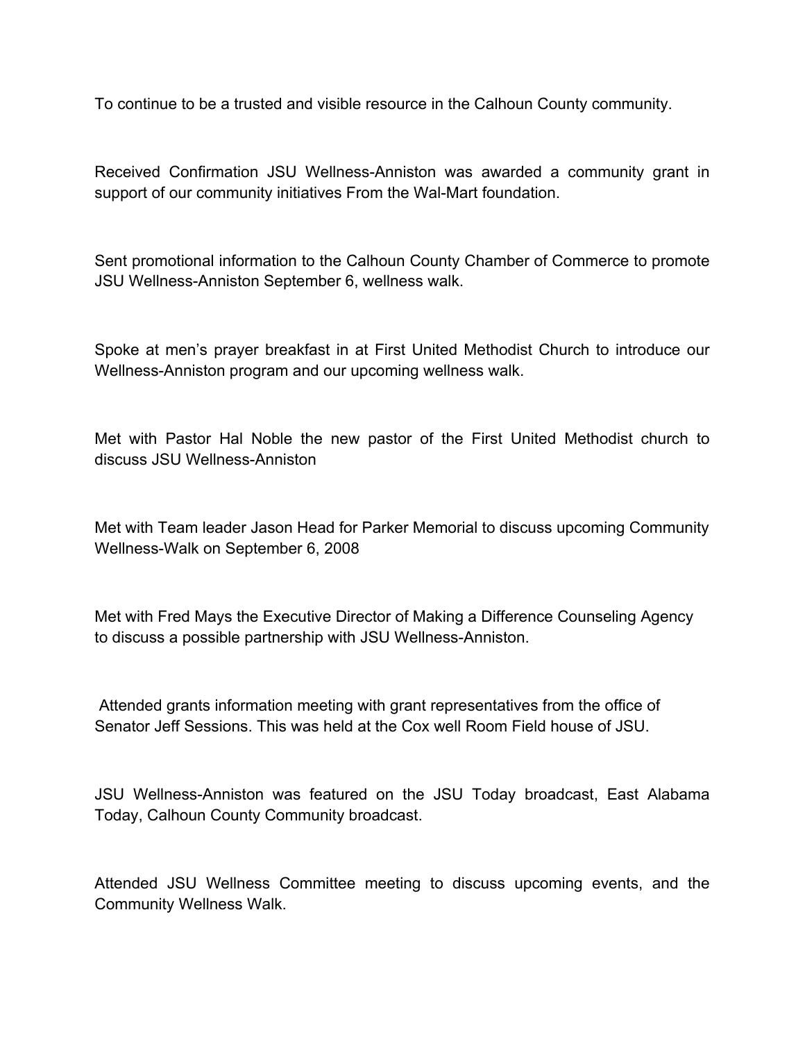To continue to be a trusted and visible resource in the Calhoun County community.

Received Confirmation JSU Wellness-Anniston was awarded a community grant in support of our community initiatives From the Wal-Mart foundation.

Sent promotional information to the Calhoun County Chamber of Commerce to promote JSU Wellness-Anniston September 6, wellness walk.

Spoke at men's prayer breakfast in at First United Methodist Church to introduce our Wellness-Anniston program and our upcoming wellness walk.

Met with Pastor Hal Noble the new pastor of the First United Methodist church to discuss JSU Wellness-Anniston

Met with Team leader Jason Head for Parker Memorial to discuss upcoming Community Wellness-Walk on September 6, 2008

Met with Fred Mays the Executive Director of Making a Difference Counseling Agency to discuss a possible partnership with JSU Wellness-Anniston.

Attended grants information meeting with grant representatives from the office of Senator Jeff Sessions. This was held at the Cox well Room Field house of JSU.

JSU Wellness-Anniston was featured on the JSU Today broadcast, East Alabama Today, Calhoun County Community broadcast.

Attended JSU Wellness Committee meeting to discuss upcoming events, and the Community Wellness Walk.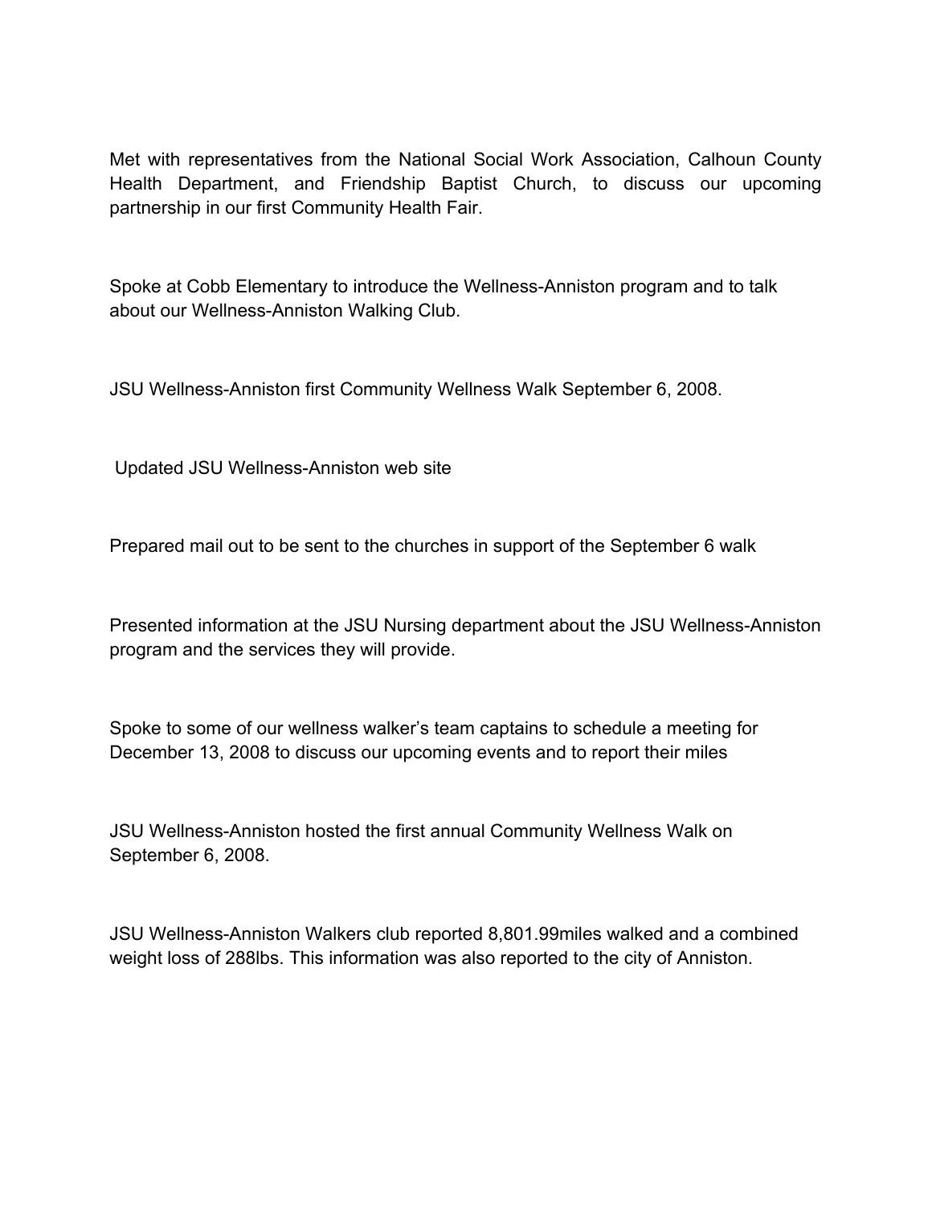Met with representatives from the National Social Work Association, Calhoun County Health Department, and Friendship Baptist Church, to discuss our upcoming partnership in our first Community Health Fair.

Spoke at Cobb Elementary to introduce the Wellness-Anniston program and to talk about our Wellness-Anniston Walking Club.

JSU Wellness-Anniston first Community Wellness Walk September 6, 2008.

Updated JSU Wellness-Anniston web site

Prepared mail out to be sent to the churches in support of the September 6 walk

Presented information at the JSU Nursing department about the JSU Wellness-Anniston program and the services they will provide.

Spoke to some of our wellness walker's team captains to schedule a meeting for December 13, 2008 to discuss our upcoming events and to report their miles

JSU Wellness-Anniston hosted the first annual Community Wellness Walk on September 6, 2008.

JSU Wellness-Anniston Walkers club reported 8,801.99miles walked and a combined weight loss of 288lbs. This information was also reported to the city of Anniston.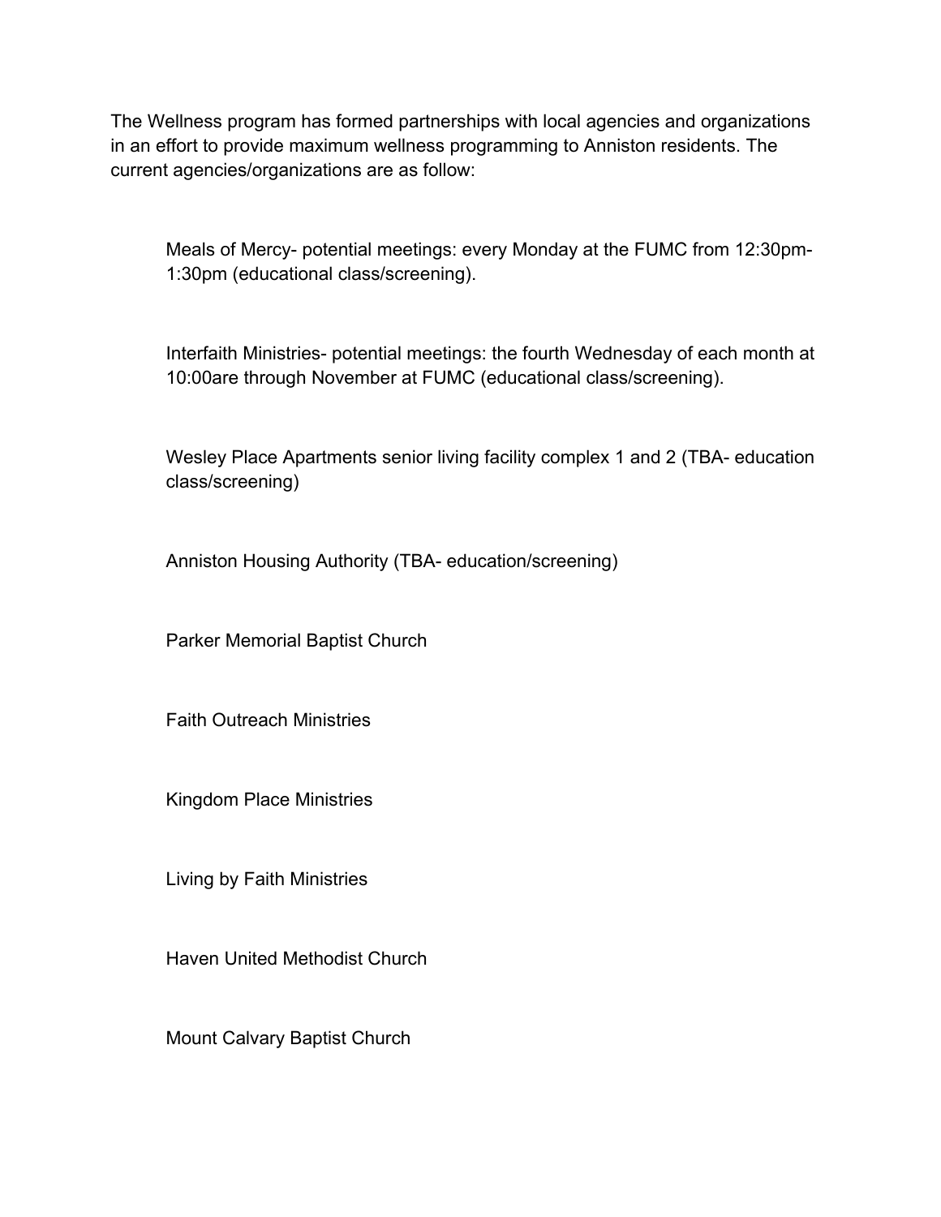The Wellness program has formed partnerships with local agencies and organizations in an effort to provide maximum wellness programming to Anniston residents. The current agencies/organizations are as follow:

Meals of Mercy- potential meetings: every Monday at the FUMC from 12:30pm-1:30pm (educational class/screening).

Interfaith Ministries- potential meetings: the fourth Wednesday of each month at 10:00are through November at FUMC (educational class/screening).

Wesley Place Apartments senior living facility complex 1 and 2 (TBA- education class/screening)

Anniston Housing Authority (TBA- education/screening)

Parker Memorial Baptist Church

Faith Outreach Ministries

Kingdom Place Ministries

Living by Faith Ministries

Haven United Methodist Church

Mount Calvary Baptist Church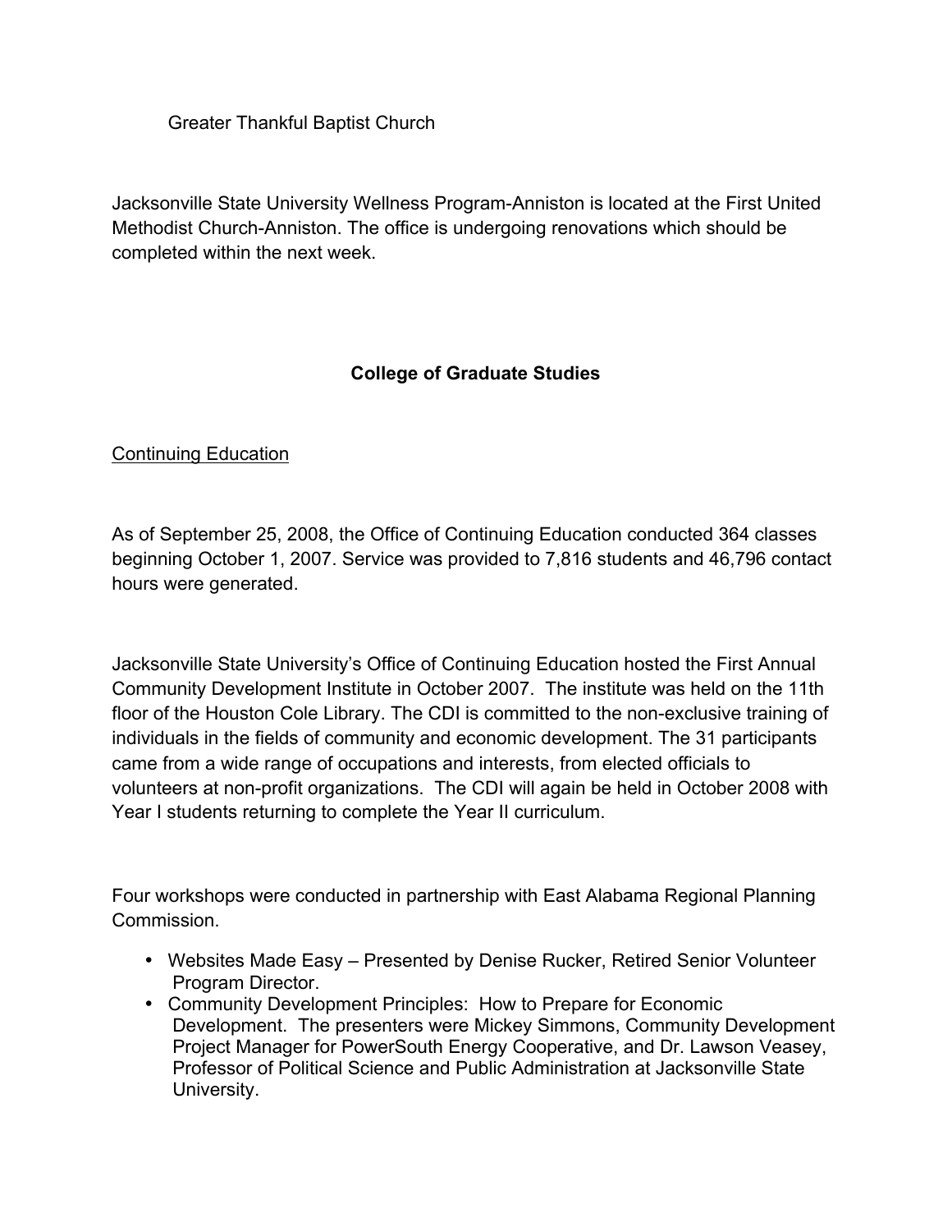Greater Thankful Baptist Church

Jacksonville State University Wellness Program-Anniston is located at the First United Methodist Church-Anniston. The office is undergoing renovations which should be completed within the next week.

## College of Graduate Studies

Continuing Education

As of September 25, 2008, the Office of Continuing Education conducted 364 classes beginning October 1, 2007. Service was provided to 7,816 students and 46,796 contact hours were generated.

Jacksonville State University's Office of Continuing Education hosted the First Annual Community Development Institute in October 2007. The institute was held on the 11th floor of the Houston Cole Library. The CDI is committed to the non-exclusive training of individuals in the fields of community and economic development. The 31 participants came from a wide range of occupations and interests, from elected officials to volunteers at non-profit organizations. The CDI will again be held in October 2008 with Year I students returning to complete the Year II curriculum.

Four workshops were conducted in partnership with East Alabama Regional Planning Commission.

- Websites Made Easy – Presented by Denise Rucker, Retired Senior Volunteer Program Director.
- Community Development Principles: How to Prepare for Economic Development. The presenters were Mickey Simmons, Community Development Project Manager for PowerSouth Energy Cooperative, and Dr. Lawson Veasey, Professor of Political Science and Public Administration at Jacksonville State University.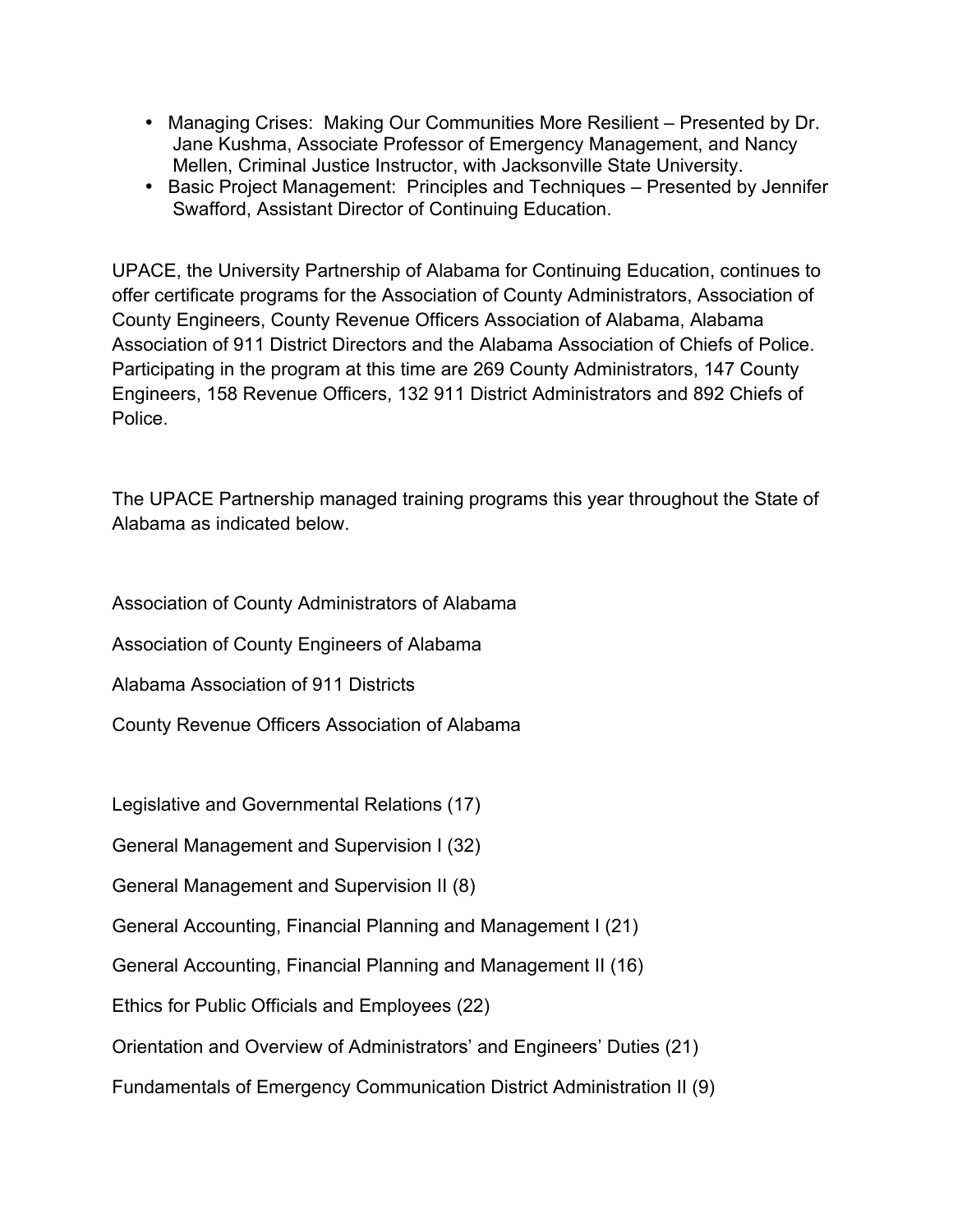- Managing Crises: Making Our Communities More Resilient – Presented by Dr. Jane Kushma, Associate Professor of Emergency Management, and Nancy Mellen, Criminal Justice Instructor, with Jacksonville State University.
- Basic Project Management: Principles and Techniques – Presented by Jennifer Swafford, Assistant Director of Continuing Education.

UPACE, the University Partnership of Alabama for Continuing Education, continues to offer certificate programs for the Association of County Administrators, Association of County Engineers, County Revenue Officers Association of Alabama, Alabama Association of 911 District Directors and the Alabama Association of Chiefs of Police. Participating in the program at this time are 269 County Administrators, 147 County Engineers, 158 Revenue Officers, 132 911 District Administrators and 892 Chiefs of Police.

The UPACE Partnership managed training programs this year throughout the State of Alabama as indicated below.

Association of County Administrators of Alabama

Association of County Engineers of Alabama

Alabama Association of 911 Districts

County Revenue Officers Association of Alabama

Legislative and Governmental Relations (17)

General Management and Supervision I (32)

General Management and Supervision II (8)

General Accounting, Financial Planning and Management I (21)

General Accounting, Financial Planning and Management II (16)

Ethics for Public Officials and Employees (22)

Orientation and Overview of Administrators' and Engineers' Duties (21)

Fundamentals of Emergency Communication District Administration II (9)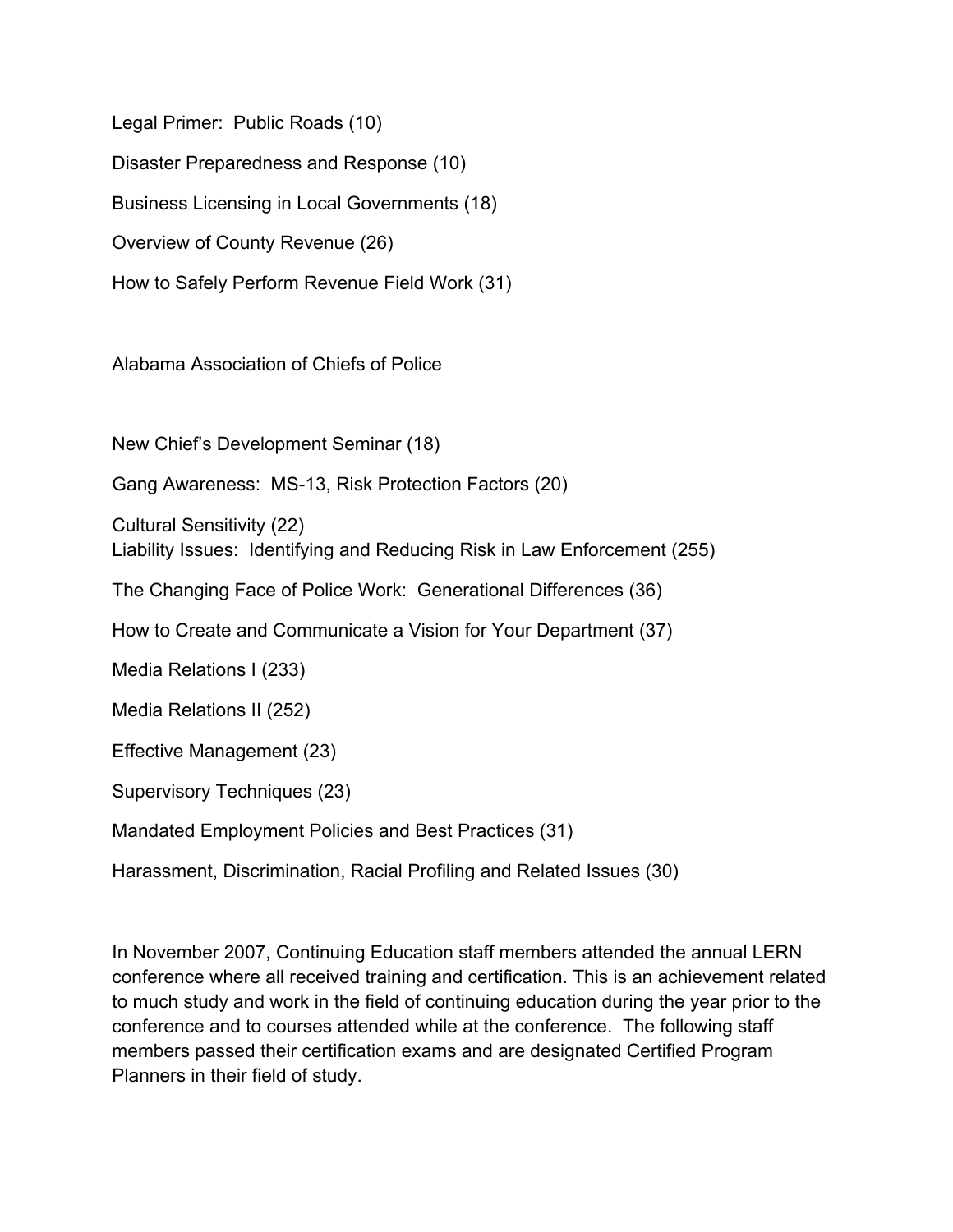Legal Primer: Public Roads (10)

Disaster Preparedness and Response (10)

Business Licensing in Local Governments (18)

Overview of County Revenue (26)

How to Safely Perform Revenue Field Work (31)

Alabama Association of Chiefs of Police

New Chief's Development Seminar (18)

Gang Awareness: MS-13, Risk Protection Factors (20)

Cultural Sensitivity (22)
Liability Issues: Identifying and Reducing Risk in Law Enforcement (255)

The Changing Face of Police Work: Generational Differences (36)

How to Create and Communicate a Vision for Your Department (37)

Media Relations I (233)

Media Relations II (252)

Effective Management (23)

Supervisory Techniques (23)

Mandated Employment Policies and Best Practices (31)

Harassment, Discrimination, Racial Profiling and Related Issues (30)

In November 2007, Continuing Education staff members attended the annual LERN conference where all received training and certification. This is an achievement related to much study and work in the field of continuing education during the year prior to the conference and to courses attended while at the conference. The following staff members passed their certification exams and are designated Certified Program Planners in their field of study.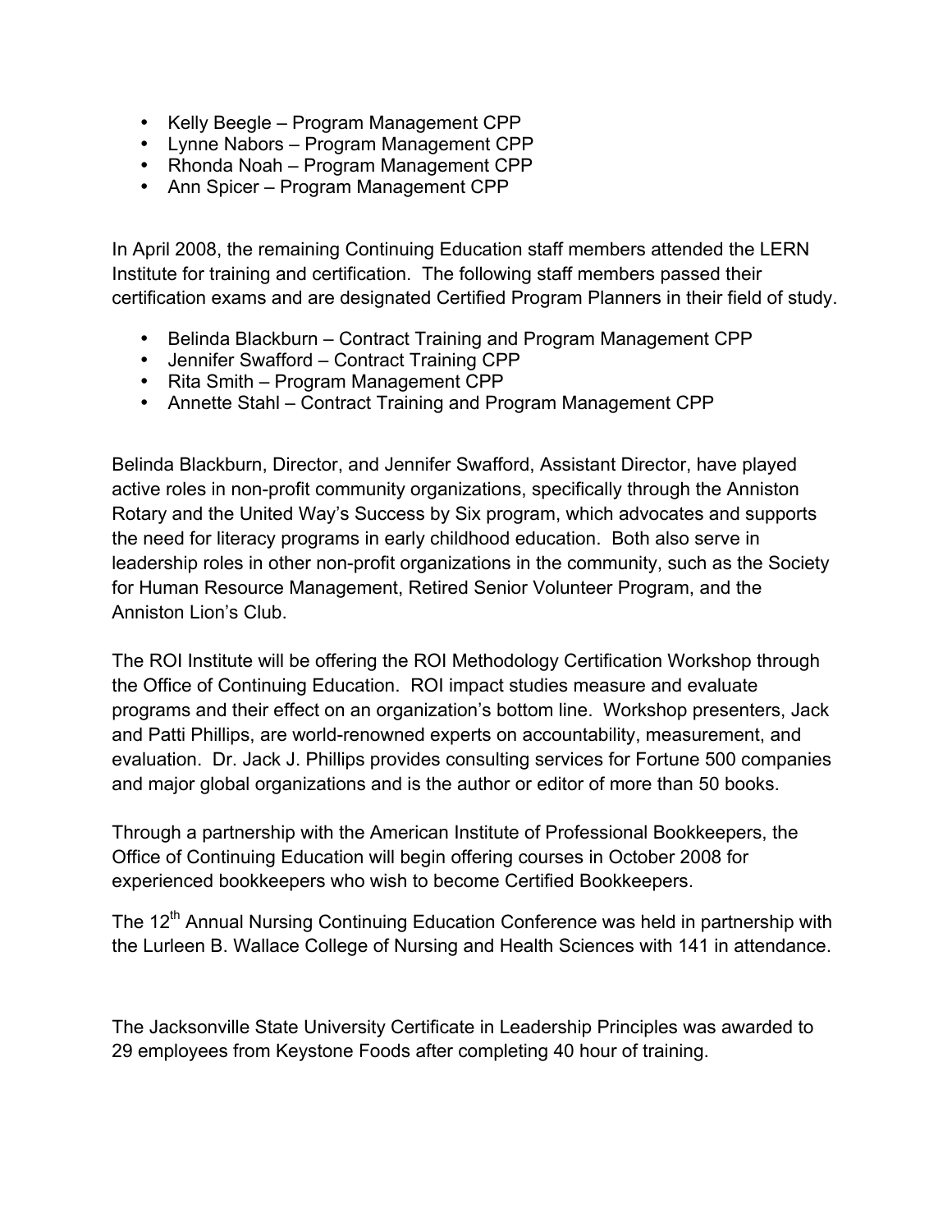- Kelly Beegle – Program Management CPP
- Lynne Nabors – Program Management CPP
- Rhonda Noah – Program Management CPP
- Ann Spicer – Program Management CPP

In April 2008, the remaining Continuing Education staff members attended the LERN Institute for training and certification. The following staff members passed their certification exams and are designated Certified Program Planners in their field of study.

- Belinda Blackburn – Contract Training and Program Management CPP
- Jennifer Swafford – Contract Training CPP
- Rita Smith – Program Management CPP
- Annette Stahl – Contract Training and Program Management CPP

Belinda Blackburn, Director, and Jennifer Swafford, Assistant Director, have played active roles in non-profit community organizations, specifically through the Anniston Rotary and the United Way's Success by Six program, which advocates and supports the need for literacy programs in early childhood education. Both also serve in leadership roles in other non-profit organizations in the community, such as the Society for Human Resource Management, Retired Senior Volunteer Program, and the Anniston Lion's Club.

The ROI Institute will be offering the ROI Methodology Certification Workshop through the Office of Continuing Education. ROI impact studies measure and evaluate programs and their effect on an organization's bottom line. Workshop presenters, Jack and Patti Phillips, are world-renowned experts on accountability, measurement, and evaluation. Dr. Jack J. Phillips provides consulting services for Fortune 500 companies and major global organizations and is the author or editor of more than 50 books.

Through a partnership with the American Institute of Professional Bookkeepers, the Office of Continuing Education will begin offering courses in October 2008 for experienced bookkeepers who wish to become Certified Bookkeepers.

The 12th Annual Nursing Continuing Education Conference was held in partnership with the Lurleen B. Wallace College of Nursing and Health Sciences with 141 in attendance.

The Jacksonville State University Certificate in Leadership Principles was awarded to 29 employees from Keystone Foods after completing 40 hour of training.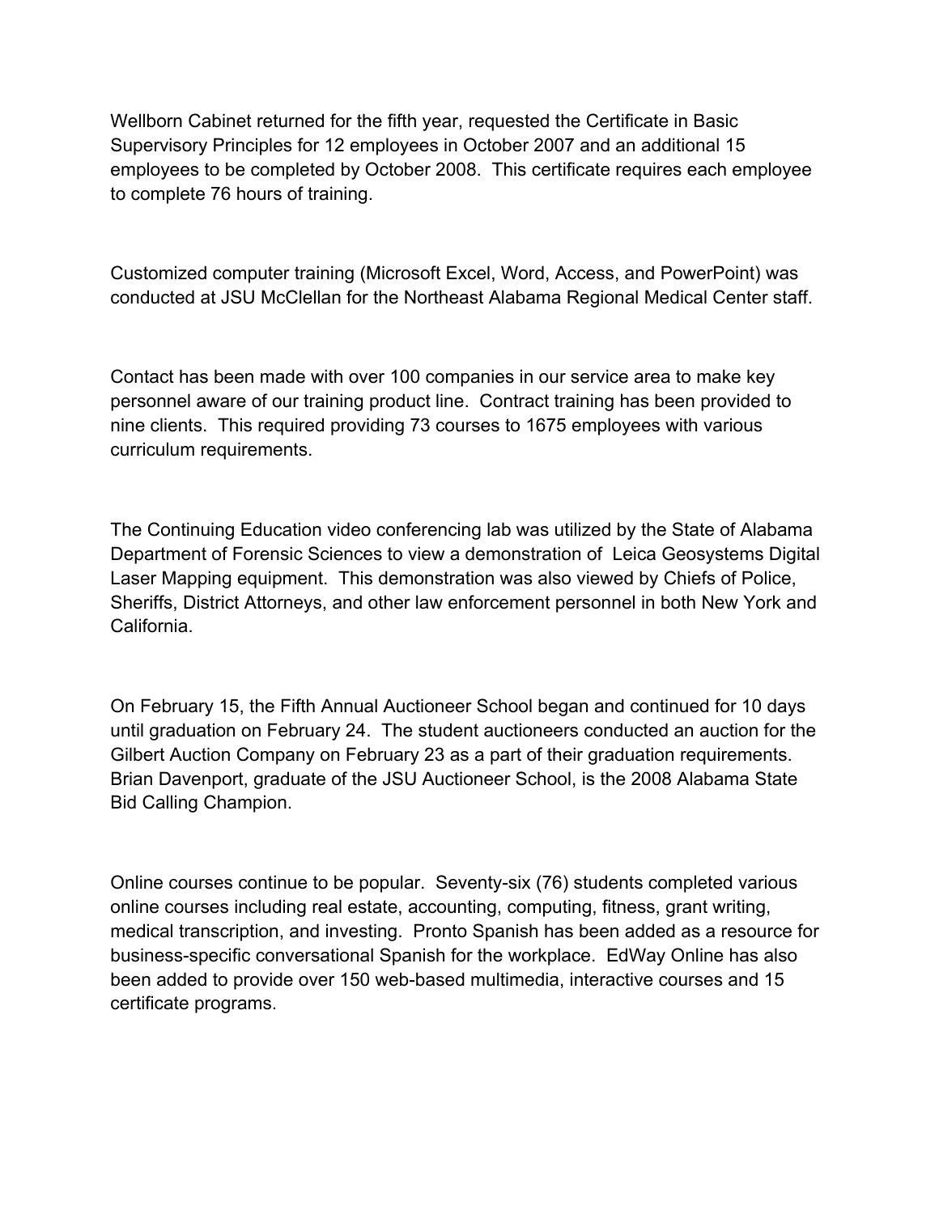Wellborn Cabinet returned for the fifth year, requested the Certificate in Basic Supervisory Principles for 12 employees in October 2007 and an additional 15 employees to be completed by October 2008. This certificate requires each employee to complete 76 hours of training.

Customized computer training (Microsoft Excel, Word, Access, and PowerPoint) was conducted at JSU McClellan for the Northeast Alabama Regional Medical Center staff.

Contact has been made with over 100 companies in our service area to make key personnel aware of our training product line. Contract training has been provided to nine clients. This required providing 73 courses to 1675 employees with various curriculum requirements.

The Continuing Education video conferencing lab was utilized by the State of Alabama Department of Forensic Sciences to view a demonstration of Leica Geosystems Digital Laser Mapping equipment. This demonstration was also viewed by Chiefs of Police, Sheriffs, District Attorneys, and other law enforcement personnel in both New York and California.

On February 15, the Fifth Annual Auctioneer School began and continued for 10 days until graduation on February 24. The student auctioneers conducted an auction for the Gilbert Auction Company on February 23 as a part of their graduation requirements. Brian Davenport, graduate of the JSU Auctioneer School, is the 2008 Alabama State Bid Calling Champion.

Online courses continue to be popular. Seventy-six (76) students completed various online courses including real estate, accounting, computing, fitness, grant writing, medical transcription, and investing. Pronto Spanish has been added as a resource for business-specific conversational Spanish for the workplace. EdWay Online has also been added to provide over 150 web-based multimedia, interactive courses and 15 certificate programs.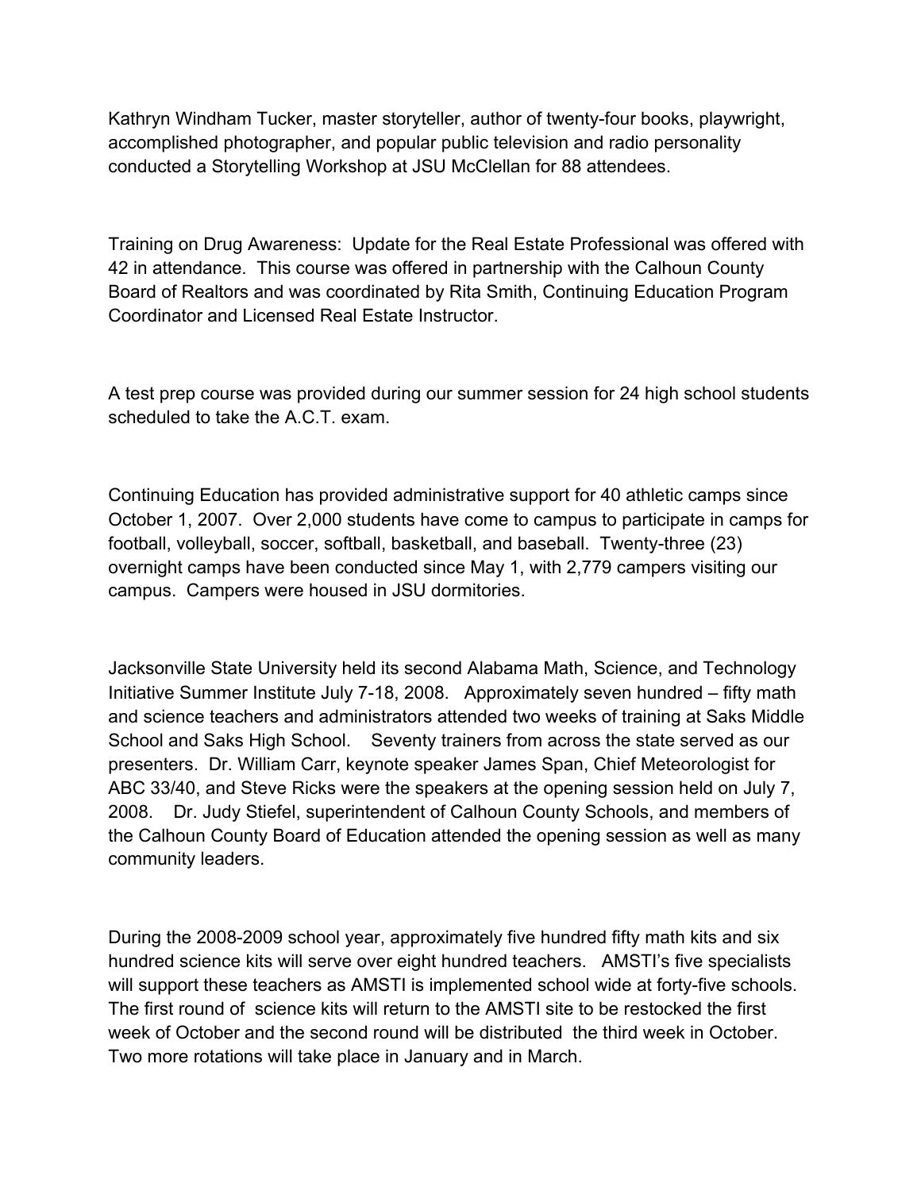Kathryn Windham Tucker, master storyteller, author of twenty-four books, playwright, accomplished photographer, and popular public television and radio personality conducted a Storytelling Workshop at JSU McClellan for 88 attendees.

Training on Drug Awareness: Update for the Real Estate Professional was offered with 42 in attendance. This course was offered in partnership with the Calhoun County Board of Realtors and was coordinated by Rita Smith, Continuing Education Program Coordinator and Licensed Real Estate Instructor.

A test prep course was provided during our summer session for 24 high school students scheduled to take the A.C.T. exam.

Continuing Education has provided administrative support for 40 athletic camps since October 1, 2007. Over 2,000 students have come to campus to participate in camps for football, volleyball, soccer, softball, basketball, and baseball. Twenty-three (23) overnight camps have been conducted since May 1, with 2,779 campers visiting our campus. Campers were housed in JSU dormitories.

Jacksonville State University held its second Alabama Math, Science, and Technology Initiative Summer Institute July 7-18, 2008. Approximately seven hundred – fifty math and science teachers and administrators attended two weeks of training at Saks Middle School and Saks High School. Seventy trainers from across the state served as our presenters. Dr. William Carr, keynote speaker James Span, Chief Meteorologist for ABC 33/40, and Steve Ricks were the speakers at the opening session held on July 7, 2008. Dr. Judy Stiefel, superintendent of Calhoun County Schools, and members of the Calhoun County Board of Education attended the opening session as well as many community leaders.

During the 2008-2009 school year, approximately five hundred fifty math kits and six hundred science kits will serve over eight hundred teachers. AMSTI's five specialists will support these teachers as AMSTI is implemented school wide at forty-five schools. The first round of science kits will return to the AMSTI site to be restocked the first week of October and the second round will be distributed the third week in October. Two more rotations will take place in January and in March.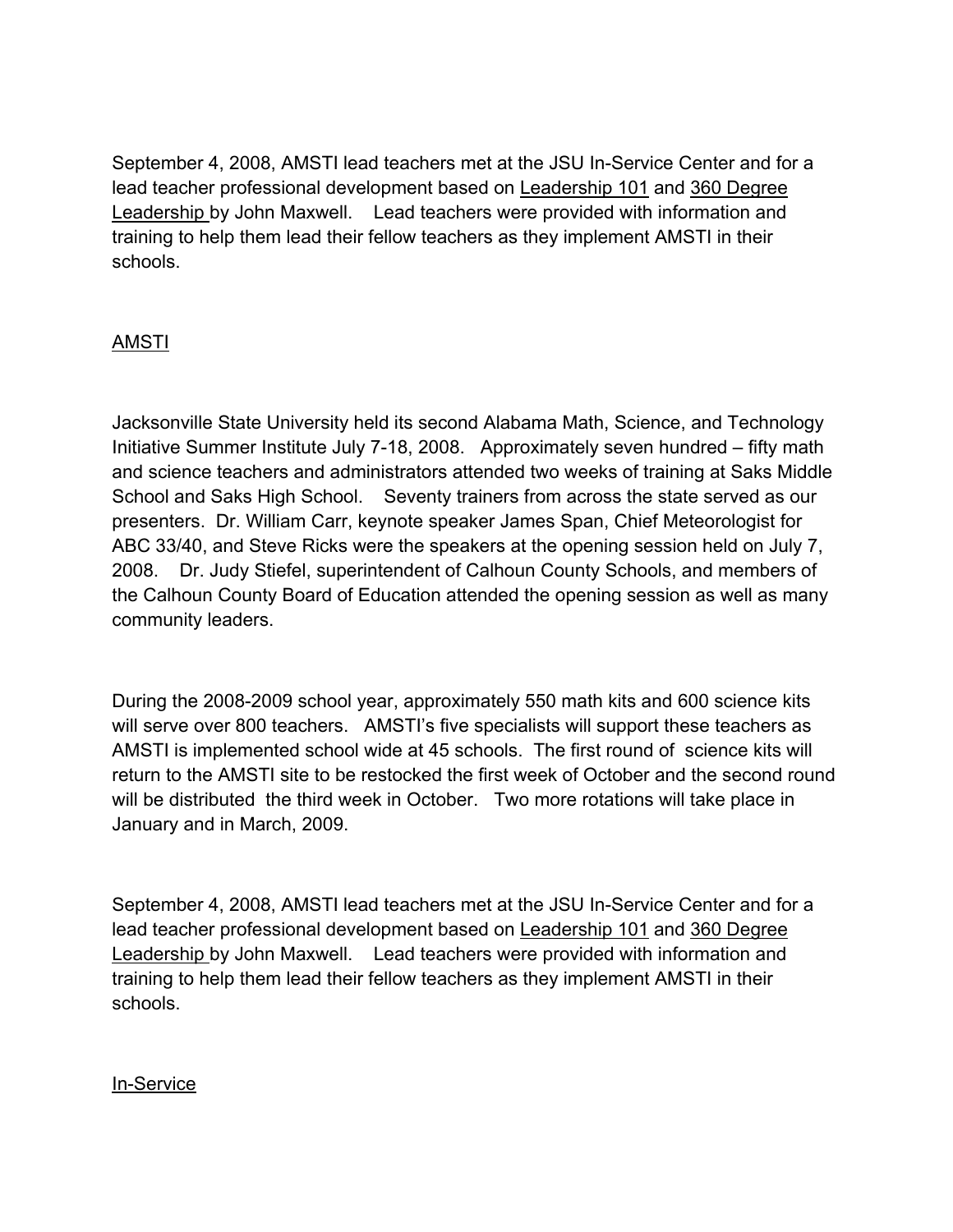September 4, 2008, AMSTI lead teachers met at the JSU In-Service Center and for a lead teacher professional development based on Leadership 101 and 360 Degree Leadership by John Maxwell. Lead teachers were provided with information and training to help them lead their fellow teachers as they implement AMSTI in their schools.

## AMSTI

Jacksonville State University held its second Alabama Math, Science, and Technology Initiative Summer Institute July 7-18, 2008. Approximately seven hundred – fifty math and science teachers and administrators attended two weeks of training at Saks Middle School and Saks High School. Seventy trainers from across the state served as our presenters. Dr. William Carr, keynote speaker James Span, Chief Meteorologist for ABC 33/40, and Steve Ricks were the speakers at the opening session held on July 7, 2008. Dr. Judy Stiefel, superintendent of Calhoun County Schools, and members of the Calhoun County Board of Education attended the opening session as well as many community leaders.

During the 2008-2009 school year, approximately 550 math kits and 600 science kits will serve over 800 teachers. AMSTI's five specialists will support these teachers as AMSTI is implemented school wide at 45 schools. The first round of science kits will return to the AMSTI site to be restocked the first week of October and the second round will be distributed the third week in October. Two more rotations will take place in January and in March, 2009.

September 4, 2008, AMSTI lead teachers met at the JSU In-Service Center and for a lead teacher professional development based on Leadership 101 and 360 Degree Leadership by John Maxwell. Lead teachers were provided with information and training to help them lead their fellow teachers as they implement AMSTI in their schools.

## In-Service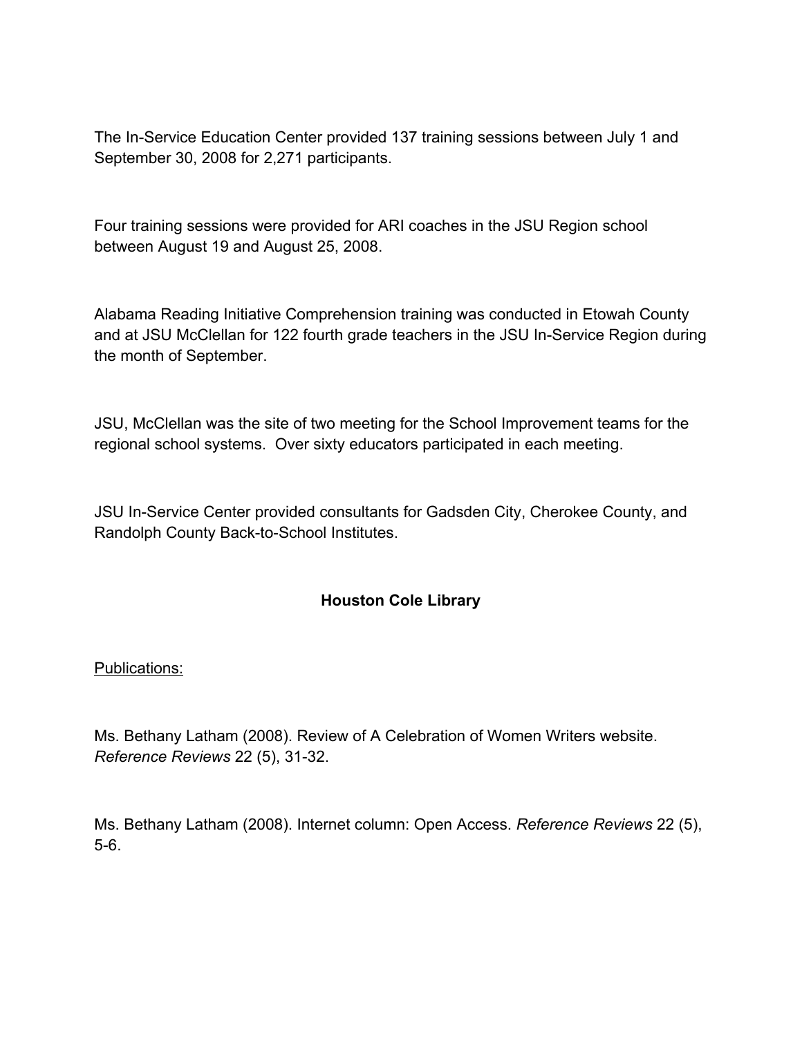The In-Service Education Center provided 137 training sessions between July 1 and September 30, 2008 for 2,271 participants.

Four training sessions were provided for ARI coaches in the JSU Region school between August 19 and August 25, 2008.

Alabama Reading Initiative Comprehension training was conducted in Etowah County and at JSU McClellan for 122 fourth grade teachers in the JSU In-Service Region during the month of September.

JSU, McClellan was the site of two meeting for the School Improvement teams for the regional school systems.  Over sixty educators participated in each meeting.

JSU In-Service Center provided consultants for Gadsden City, Cherokee County, and Randolph County Back-to-School Institutes.

## Houston Cole Library

Publications:

Ms. Bethany Latham (2008). Review of A Celebration of Women Writers website. *Reference Reviews* 22 (5), 31-32.

Ms. Bethany Latham (2008). Internet column: Open Access. *Reference Reviews* 22 (5), 5-6.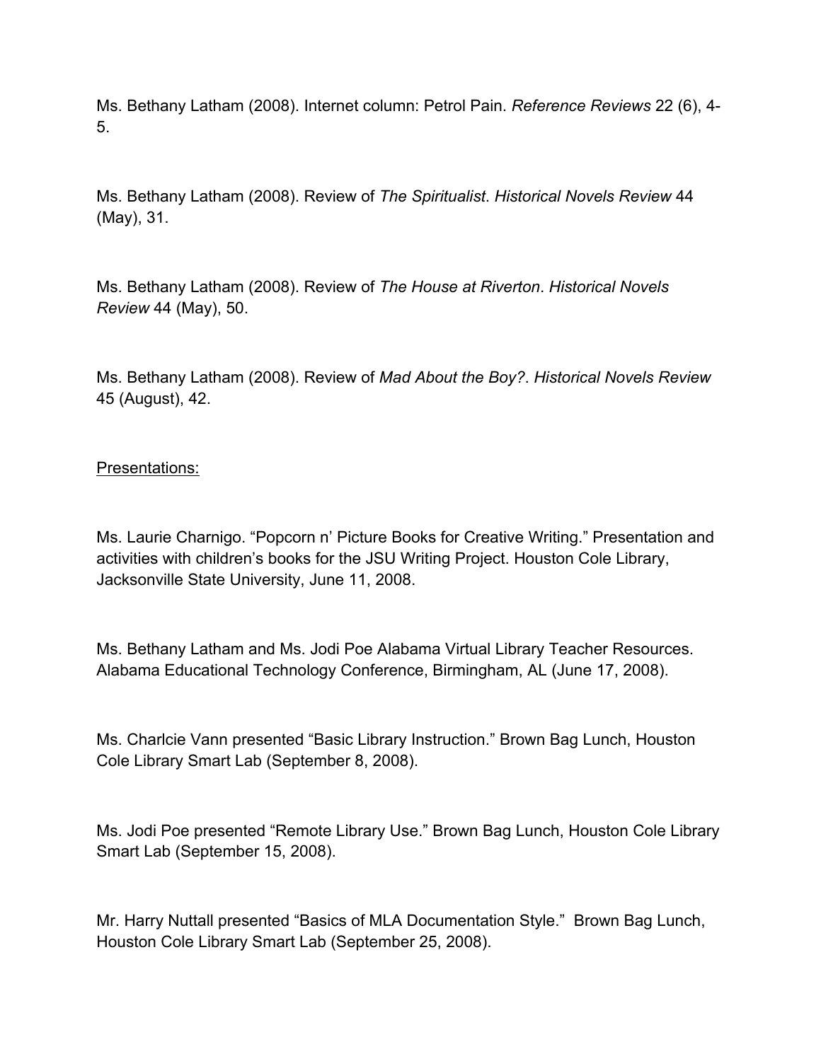Ms. Bethany Latham (2008). Internet column: Petrol Pain. *Reference Reviews* 22 (6), 4-5.

Ms. Bethany Latham (2008). Review of *The Spiritualist*. *Historical Novels Review* 44 (May), 31.

Ms. Bethany Latham (2008). Review of *The House at Riverton*. *Historical Novels Review* 44 (May), 50.

Ms. Bethany Latham (2008). Review of *Mad About the Boy?*. *Historical Novels Review* 45 (August), 42.

<u>Presentations:</u>

Ms. Laurie Charnigo. "Popcorn n' Picture Books for Creative Writing." Presentation and activities with children's books for the JSU Writing Project. Houston Cole Library, Jacksonville State University, June 11, 2008.

Ms. Bethany Latham and Ms. Jodi Poe Alabama Virtual Library Teacher Resources. Alabama Educational Technology Conference, Birmingham, AL (June 17, 2008).

Ms. Charlcie Vann presented "Basic Library Instruction." Brown Bag Lunch, Houston Cole Library Smart Lab (September 8, 2008).

Ms. Jodi Poe presented "Remote Library Use." Brown Bag Lunch, Houston Cole Library Smart Lab (September 15, 2008).

Mr. Harry Nuttall presented "Basics of MLA Documentation Style." Brown Bag Lunch, Houston Cole Library Smart Lab (September 25, 2008).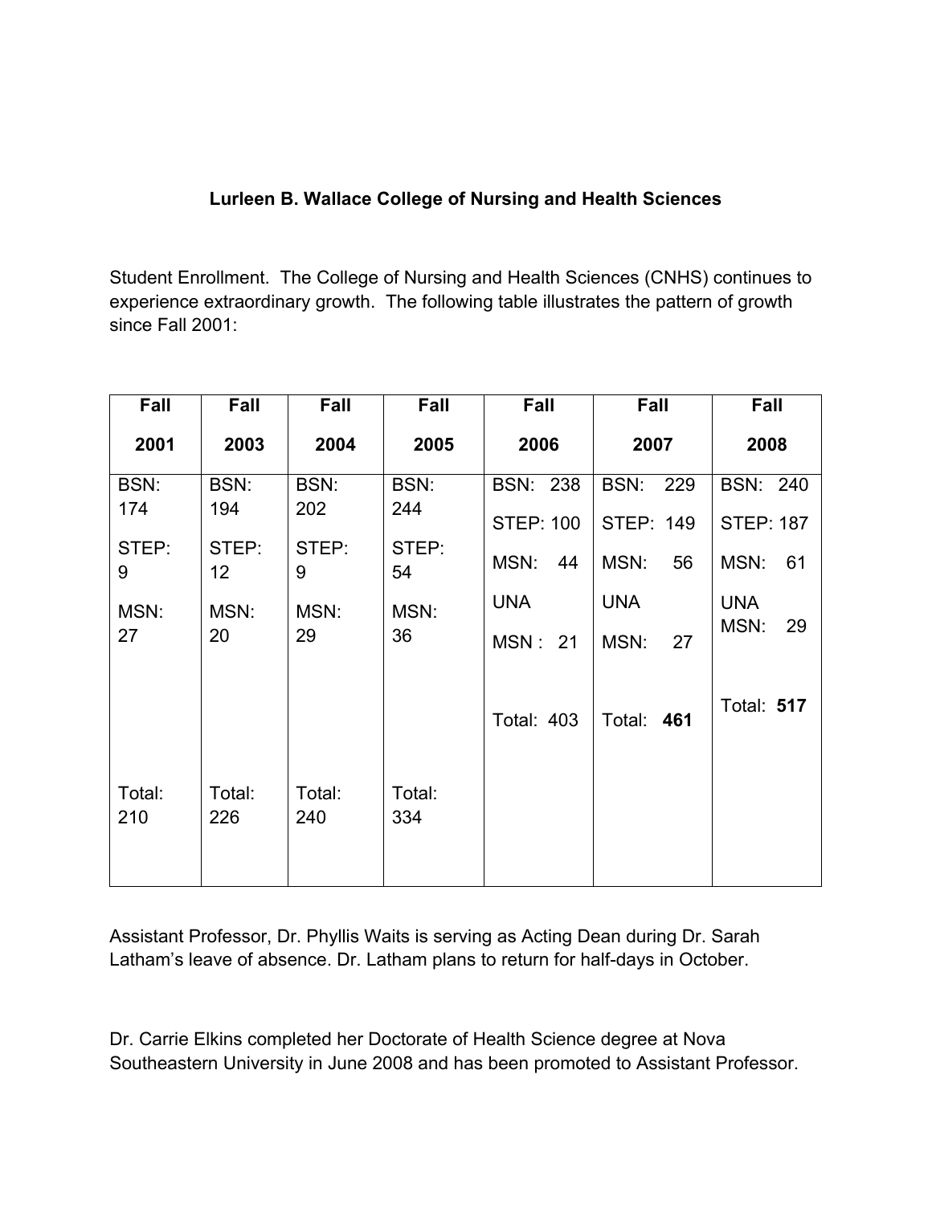### Lurleen B. Wallace College of Nursing and Health Sciences

Student Enrollment. The College of Nursing and Health Sciences (CNHS) continues to experience extraordinary growth. The following table illustrates the pattern of growth since Fall 2001:

| Fall 2001 | Fall 2003 | Fall 2004 | Fall 2005 | Fall 2006 | Fall 2007 | Fall 2008 |
|---|---|---|---|---|---|---|
| BSN: 174<br>STEP: 9<br>MSN: 27<br><br>Total: 210 | BSN: 194<br>STEP: 12<br>MSN: 20<br><br>Total: 226 | BSN: 202<br>STEP: 9<br>MSN: 29<br><br>Total: 240 | BSN: 244<br>STEP: 54<br>MSN: 36<br><br>Total: 334 | BSN: 238<br>STEP: 100<br>MSN: 44<br>UNA MSN : 21<br><br>Total: 403 | BSN: 229<br>STEP: 149<br>MSN: 56<br>UNA MSN: 27<br><br>Total: **461** | BSN: 240<br>STEP: 187<br>MSN: 61<br>UNA MSN: 29<br><br>Total: **517** |

Assistant Professor, Dr. Phyllis Waits is serving as Acting Dean during Dr. Sarah Latham's leave of absence. Dr. Latham plans to return for half-days in October.

Dr. Carrie Elkins completed her Doctorate of Health Science degree at Nova Southeastern University in June 2008 and has been promoted to Assistant Professor.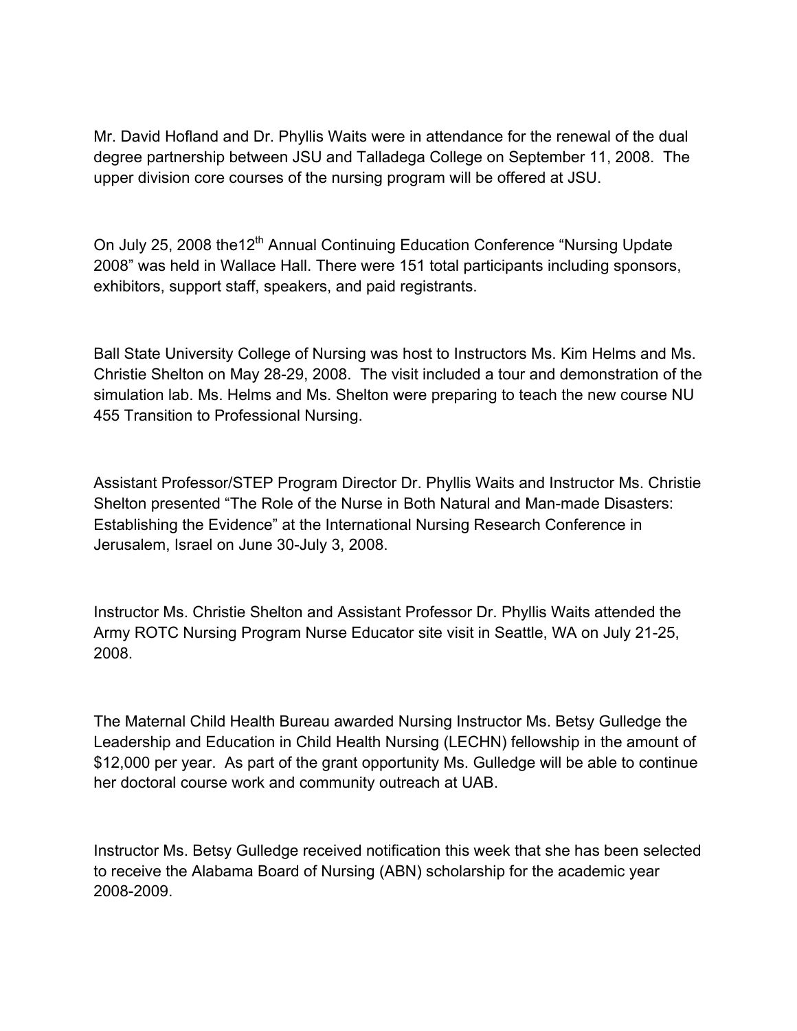Mr. David Hofland and Dr. Phyllis Waits were in attendance for the renewal of the dual degree partnership between JSU and Talladega College on September 11, 2008. The upper division core courses of the nursing program will be offered at JSU.

On July 25, 2008 the12th Annual Continuing Education Conference "Nursing Update 2008" was held in Wallace Hall. There were 151 total participants including sponsors, exhibitors, support staff, speakers, and paid registrants.

Ball State University College of Nursing was host to Instructors Ms. Kim Helms and Ms. Christie Shelton on May 28-29, 2008. The visit included a tour and demonstration of the simulation lab. Ms. Helms and Ms. Shelton were preparing to teach the new course NU 455 Transition to Professional Nursing.

Assistant Professor/STEP Program Director Dr. Phyllis Waits and Instructor Ms. Christie Shelton presented "The Role of the Nurse in Both Natural and Man-made Disasters: Establishing the Evidence" at the International Nursing Research Conference in Jerusalem, Israel on June 30-July 3, 2008.

Instructor Ms. Christie Shelton and Assistant Professor Dr. Phyllis Waits attended the Army ROTC Nursing Program Nurse Educator site visit in Seattle, WA on July 21-25, 2008.

The Maternal Child Health Bureau awarded Nursing Instructor Ms. Betsy Gulledge the Leadership and Education in Child Health Nursing (LECHN) fellowship in the amount of $12,000 per year. As part of the grant opportunity Ms. Gulledge will be able to continue her doctoral course work and community outreach at UAB.

Instructor Ms. Betsy Gulledge received notification this week that she has been selected to receive the Alabama Board of Nursing (ABN) scholarship for the academic year 2008-2009.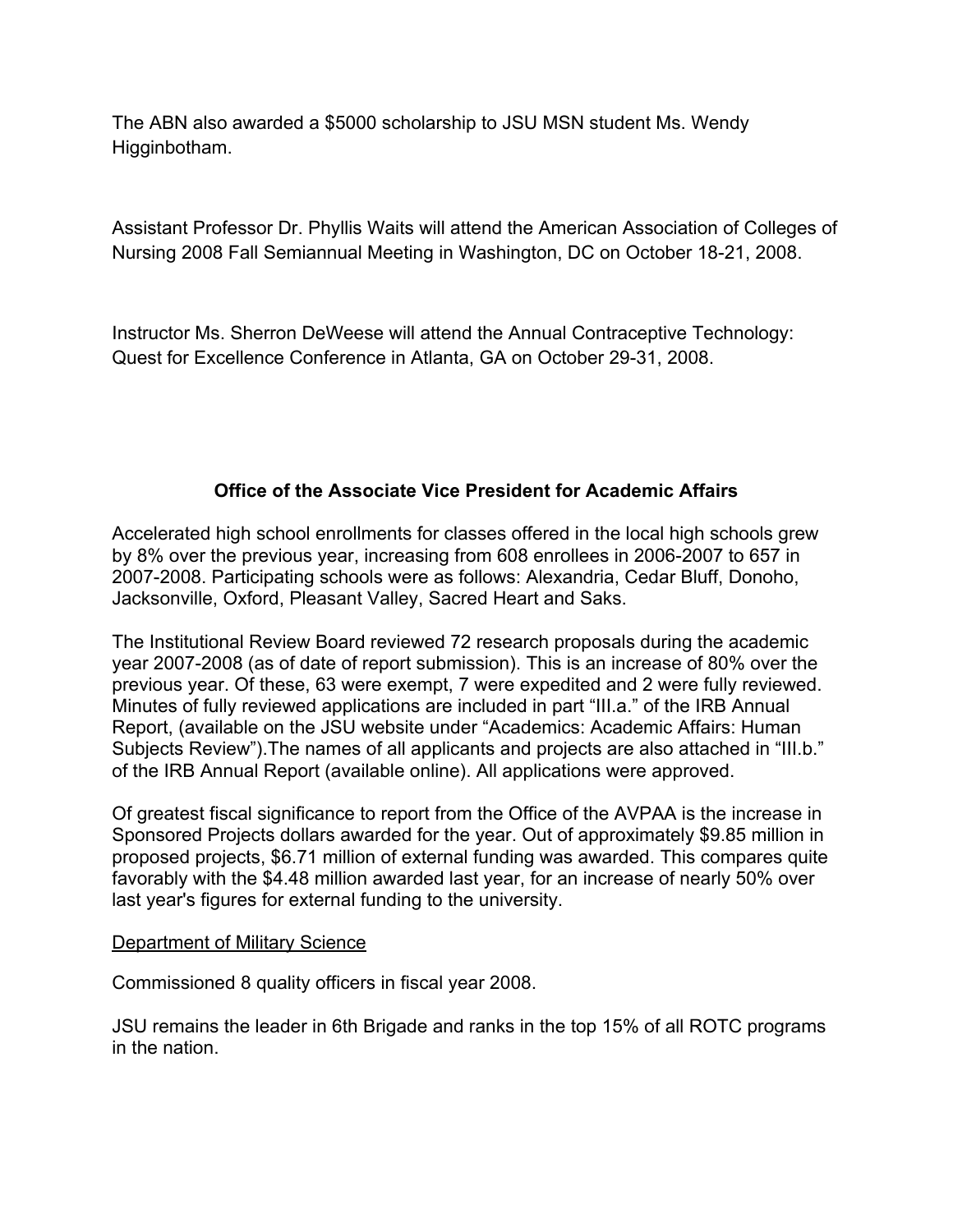The ABN also awarded a $5000 scholarship to JSU MSN student Ms. Wendy Higginbotham.

Assistant Professor Dr. Phyllis Waits will attend the American Association of Colleges of Nursing 2008 Fall Semiannual Meeting in Washington, DC on October 18-21, 2008.

Instructor Ms. Sherron DeWeese will attend the Annual Contraceptive Technology: Quest for Excellence Conference in Atlanta, GA on October 29-31, 2008.

## Office of the Associate Vice President for Academic Affairs

Accelerated high school enrollments for classes offered in the local high schools grew by 8% over the previous year, increasing from 608 enrollees in 2006-2007 to 657 in 2007-2008. Participating schools were as follows: Alexandria, Cedar Bluff, Donoho, Jacksonville, Oxford, Pleasant Valley, Sacred Heart and Saks.

The Institutional Review Board reviewed 72 research proposals during the academic year 2007-2008 (as of date of report submission). This is an increase of 80% over the previous year. Of these, 63 were exempt, 7 were expedited and 2 were fully reviewed. Minutes of fully reviewed applications are included in part "III.a." of the IRB Annual Report, (available on the JSU website under "Academics: Academic Affairs: Human Subjects Review").The names of all applicants and projects are also attached in "III.b." of the IRB Annual Report (available online). All applications were approved.

Of greatest fiscal significance to report from the Office of the AVPAA is the increase in Sponsored Projects dollars awarded for the year. Out of approximately $9.85 million in proposed projects, $6.71 million of external funding was awarded. This compares quite favorably with the $4.48 million awarded last year, for an increase of nearly 50% over last year's figures for external funding to the university.

<u>Department of Military Science</u>

Commissioned 8 quality officers in fiscal year 2008.

JSU remains the leader in 6th Brigade and ranks in the top 15% of all ROTC programs in the nation.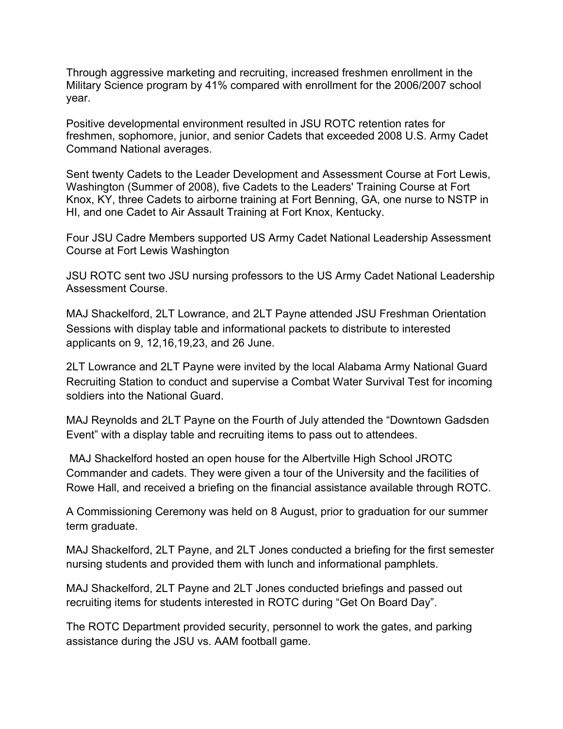Through aggressive marketing and recruiting, increased freshmen enrollment in the Military Science program by 41% compared with enrollment for the 2006/2007 school year.

Positive developmental environment resulted in JSU ROTC retention rates for freshmen, sophomore, junior, and senior Cadets that exceeded 2008 U.S. Army Cadet Command National averages.

Sent twenty Cadets to the Leader Development and Assessment Course at Fort Lewis, Washington (Summer of 2008), five Cadets to the Leaders' Training Course at Fort Knox, KY, three Cadets to airborne training at Fort Benning, GA, one nurse to NSTP in HI, and one Cadet to Air Assault Training at Fort Knox, Kentucky.

Four JSU Cadre Members supported US Army Cadet National Leadership Assessment Course at Fort Lewis Washington

JSU ROTC sent two JSU nursing professors to the US Army Cadet National Leadership Assessment Course.

MAJ Shackelford, 2LT Lowrance, and 2LT Payne attended JSU Freshman Orientation Sessions with display table and informational packets to distribute to interested applicants on 9, 12,16,19,23, and 26 June.

2LT Lowrance and 2LT Payne were invited by the local Alabama Army National Guard Recruiting Station to conduct and supervise a Combat Water Survival Test for incoming soldiers into the National Guard.

MAJ Reynolds and 2LT Payne on the Fourth of July attended the "Downtown Gadsden Event" with a display table and recruiting items to pass out to attendees.

MAJ Shackelford hosted an open house for the Albertville High School JROTC Commander and cadets. They were given a tour of the University and the facilities of Rowe Hall, and received a briefing on the financial assistance available through ROTC.

A Commissioning Ceremony was held on 8 August, prior to graduation for our summer term graduate.

MAJ Shackelford, 2LT Payne, and 2LT Jones conducted a briefing for the first semester nursing students and provided them with lunch and informational pamphlets.

MAJ Shackelford, 2LT Payne and 2LT Jones conducted briefings and passed out recruiting items for students interested in ROTC during "Get On Board Day".

The ROTC Department provided security, personnel to work the gates, and parking assistance during the JSU vs. AAM football game.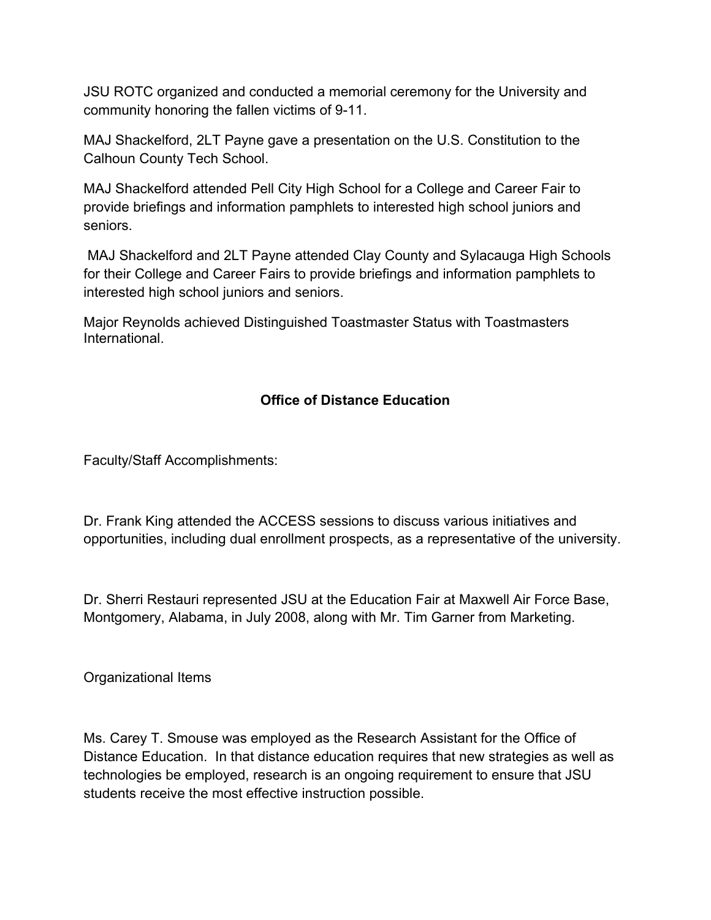JSU ROTC organized and conducted a memorial ceremony for the University and community honoring the fallen victims of 9-11.

MAJ Shackelford, 2LT Payne gave a presentation on the U.S. Constitution to the Calhoun County Tech School.

MAJ Shackelford attended Pell City High School for a College and Career Fair to provide briefings and information pamphlets to interested high school juniors and seniors.

MAJ Shackelford and 2LT Payne attended Clay County and Sylacauga High Schools for their College and Career Fairs to provide briefings and information pamphlets to interested high school juniors and seniors.

Major Reynolds achieved Distinguished Toastmaster Status with Toastmasters International.

## Office of Distance Education

Faculty/Staff Accomplishments:

Dr. Frank King attended the ACCESS sessions to discuss various initiatives and opportunities, including dual enrollment prospects, as a representative of the university.

Dr. Sherri Restauri represented JSU at the Education Fair at Maxwell Air Force Base, Montgomery, Alabama, in July 2008, along with Mr. Tim Garner from Marketing.

Organizational Items

Ms. Carey T. Smouse was employed as the Research Assistant for the Office of Distance Education. In that distance education requires that new strategies as well as technologies be employed, research is an ongoing requirement to ensure that JSU students receive the most effective instruction possible.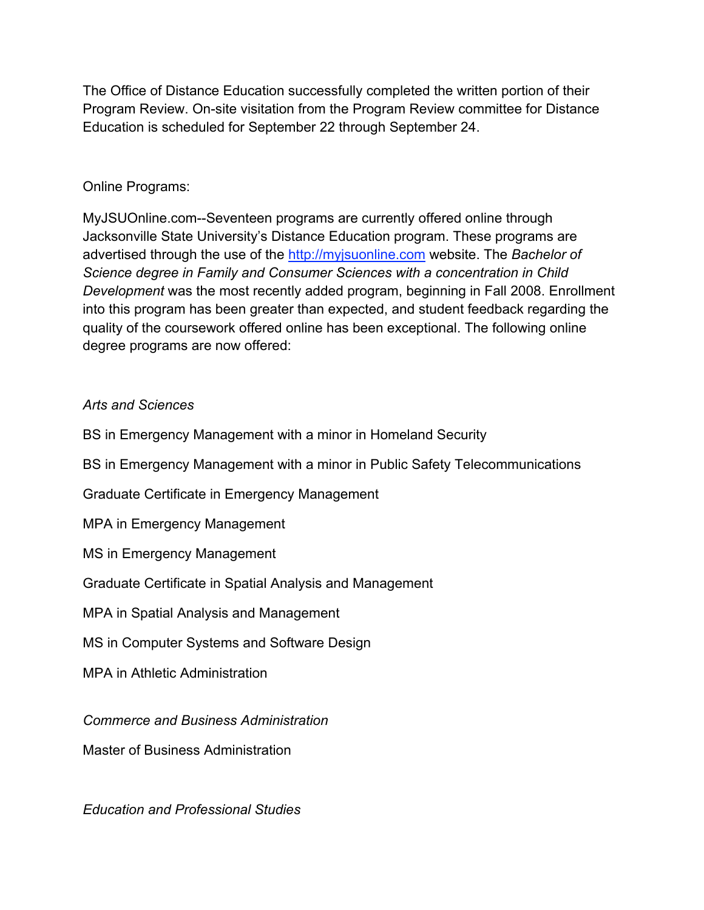The Office of Distance Education successfully completed the written portion of their Program Review. On-site visitation from the Program Review committee for Distance Education is scheduled for September 22 through September 24.

Online Programs:

MyJSUOnline.com--Seventeen programs are currently offered online through Jacksonville State University's Distance Education program. These programs are advertised through the use of the [http://myjsuonline.com](http://myjsuonline.com) website. The *Bachelor of Science degree in Family and Consumer Sciences with a concentration in Child Development* was the most recently added program, beginning in Fall 2008. Enrollment into this program has been greater than expected, and student feedback regarding the quality of the coursework offered online has been exceptional. The following online degree programs are now offered:

*Arts and Sciences*

BS in Emergency Management with a minor in Homeland Security

BS in Emergency Management with a minor in Public Safety Telecommunications

Graduate Certificate in Emergency Management

MPA in Emergency Management

MS in Emergency Management

Graduate Certificate in Spatial Analysis and Management

MPA in Spatial Analysis and Management

MS in Computer Systems and Software Design

MPA in Athletic Administration

*Commerce and Business Administration*

Master of Business Administration

*Education and Professional Studies*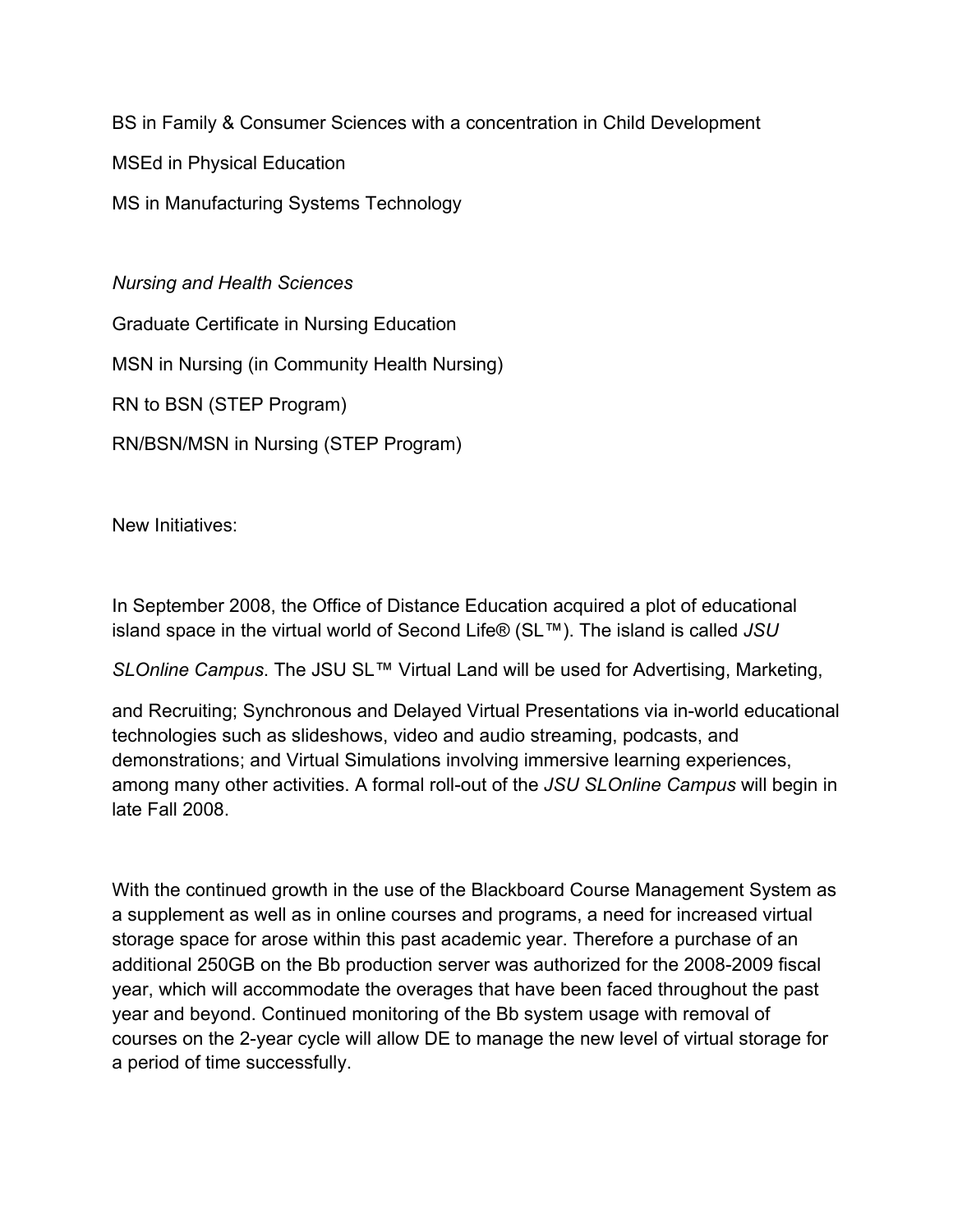BS in Family & Consumer Sciences with a concentration in Child Development

MSEd in Physical Education

MS in Manufacturing Systems Technology

*Nursing and Health Sciences*

Graduate Certificate in Nursing Education

MSN in Nursing (in Community Health Nursing)

RN to BSN (STEP Program)

RN/BSN/MSN in Nursing (STEP Program)

New Initiatives:

In September 2008, the Office of Distance Education acquired a plot of educational island space in the virtual world of Second Life® (SL™). The island is called *JSU SLOnline Campus*. The JSU SL™ Virtual Land will be used for Advertising, Marketing, and Recruiting; Synchronous and Delayed Virtual Presentations via in-world educational technologies such as slideshows, video and audio streaming, podcasts, and demonstrations; and Virtual Simulations involving immersive learning experiences, among many other activities. A formal roll-out of the *JSU SLOnline Campus* will begin in late Fall 2008.

With the continued growth in the use of the Blackboard Course Management System as a supplement as well as in online courses and programs, a need for increased virtual storage space for arose within this past academic year. Therefore a purchase of an additional 250GB on the Bb production server was authorized for the 2008-2009 fiscal year, which will accommodate the overages that have been faced throughout the past year and beyond. Continued monitoring of the Bb system usage with removal of courses on the 2-year cycle will allow DE to manage the new level of virtual storage for a period of time successfully.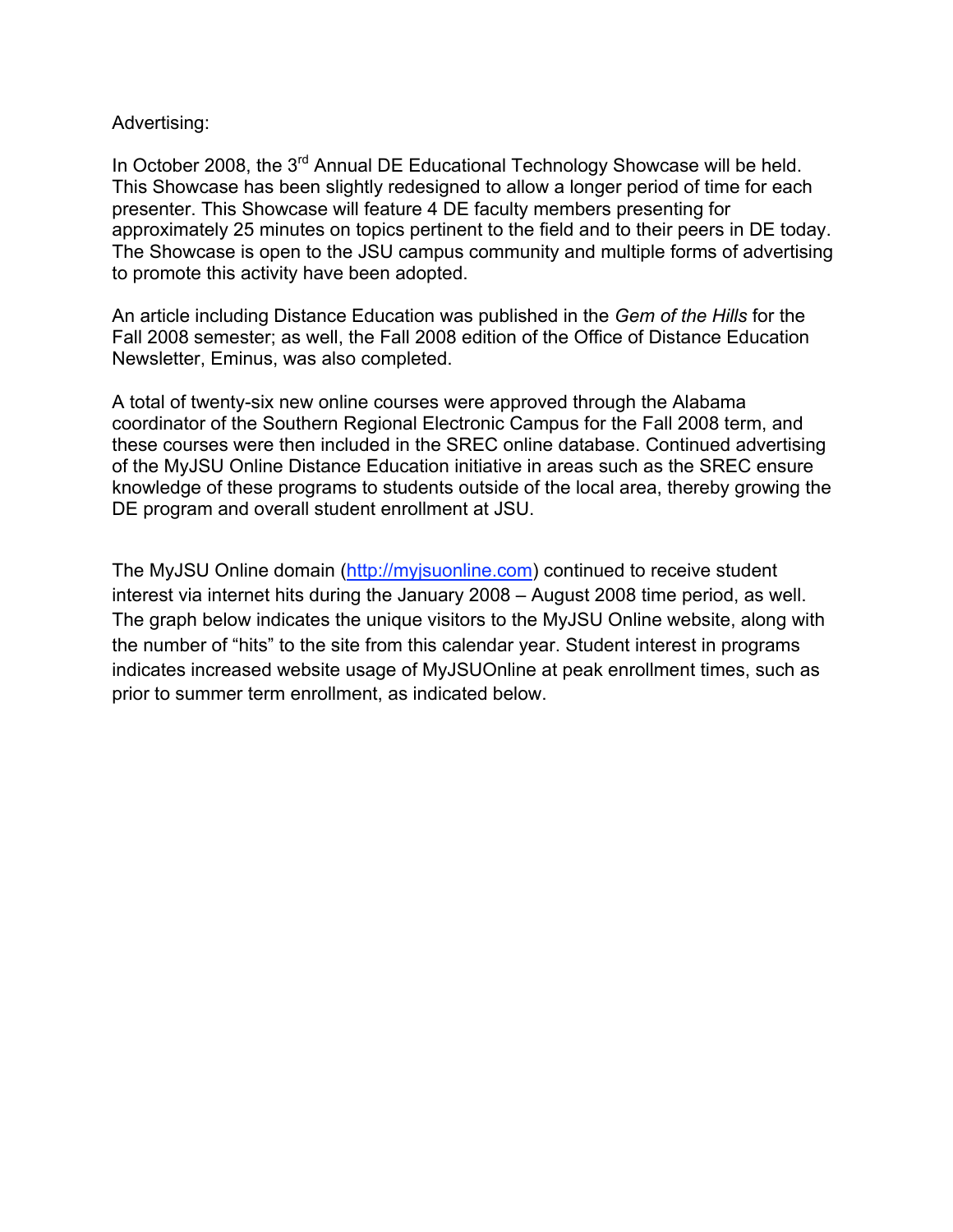Advertising:

In October 2008, the 3rd Annual DE Educational Technology Showcase will be held. This Showcase has been slightly redesigned to allow a longer period of time for each presenter. This Showcase will feature 4 DE faculty members presenting for approximately 25 minutes on topics pertinent to the field and to their peers in DE today. The Showcase is open to the JSU campus community and multiple forms of advertising to promote this activity have been adopted.

An article including Distance Education was published in the *Gem of the Hills* for the Fall 2008 semester; as well, the Fall 2008 edition of the Office of Distance Education Newsletter, Eminus, was also completed.

A total of twenty-six new online courses were approved through the Alabama coordinator of the Southern Regional Electronic Campus for the Fall 2008 term, and these courses were then included in the SREC online database. Continued advertising of the MyJSU Online Distance Education initiative in areas such as the SREC ensure knowledge of these programs to students outside of the local area, thereby growing the DE program and overall student enrollment at JSU.

The MyJSU Online domain (http://myjsuonline.com) continued to receive student interest via internet hits during the January 2008 – August 2008 time period, as well. The graph below indicates the unique visitors to the MyJSU Online website, along with the number of "hits" to the site from this calendar year. Student interest in programs indicates increased website usage of MyJSUOnline at peak enrollment times, such as prior to summer term enrollment, as indicated below.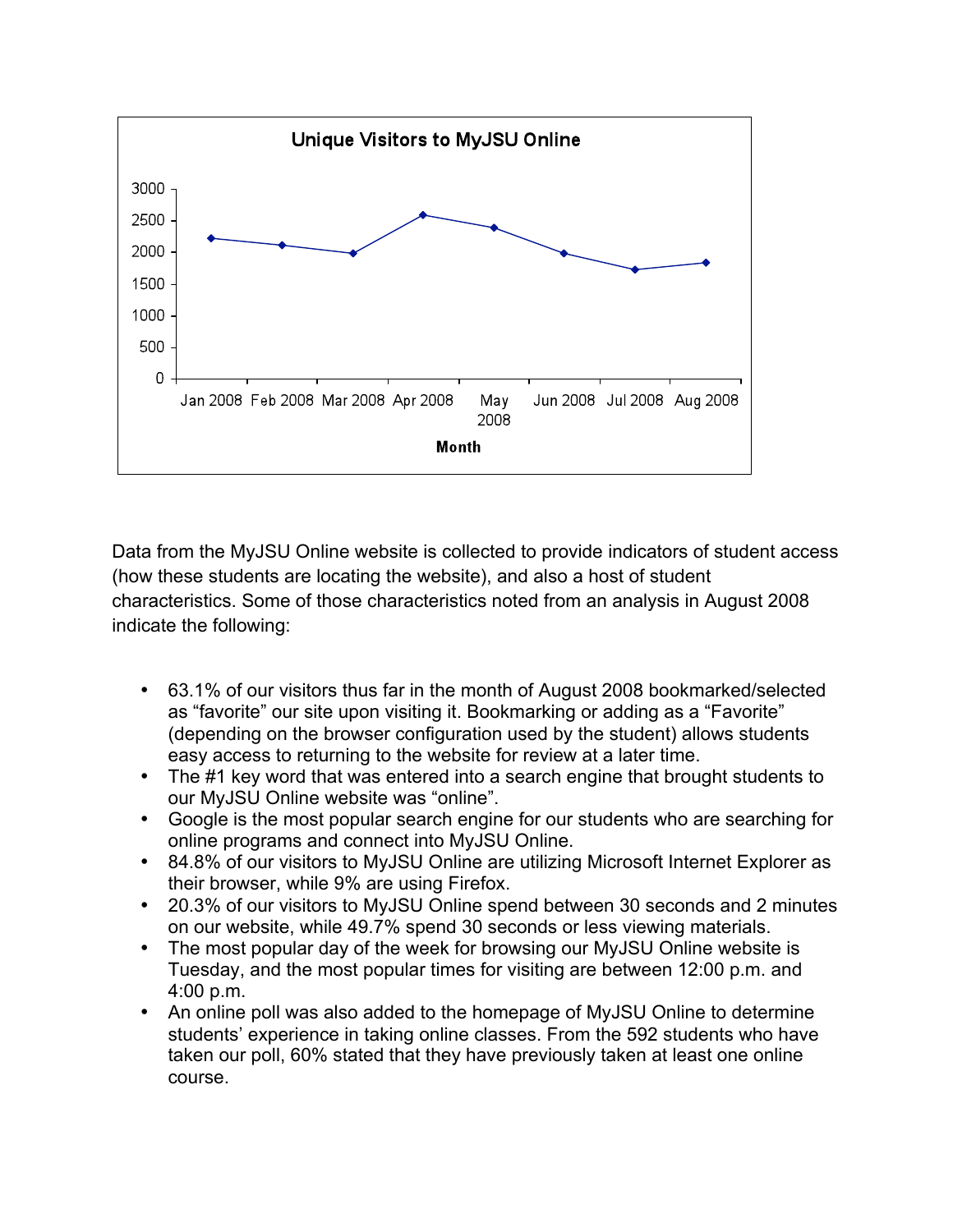**Unique Visitors to MyJSU Online**

Data from the MyJSU Online website is collected to provide indicators of student access (how these students are locating the website), and also a host of student characteristics. Some of those characteristics noted from an analysis in August 2008 indicate the following:

- 63.1% of our visitors thus far in the month of August 2008 bookmarked/selected as "favorite" our site upon visiting it. Bookmarking or adding as a "Favorite" (depending on the browser configuration used by the student) allows students easy access to returning to the website for review at a later time.
- The #1 key word that was entered into a search engine that brought students to our MyJSU Online website was "online".
- Google is the most popular search engine for our students who are searching for online programs and connect into MyJSU Online.
- 84.8% of our visitors to MyJSU Online are utilizing Microsoft Internet Explorer as their browser, while 9% are using Firefox.
- 20.3% of our visitors to MyJSU Online spend between 30 seconds and 2 minutes on our website, while 49.7% spend 30 seconds or less viewing materials.
- The most popular day of the week for browsing our MyJSU Online website is Tuesday, and the most popular times for visiting are between 12:00 p.m. and 4:00 p.m.
- An online poll was also added to the homepage of MyJSU Online to determine students' experience in taking online classes. From the 592 students who have taken our poll, 60% stated that they have previously taken at least one online course.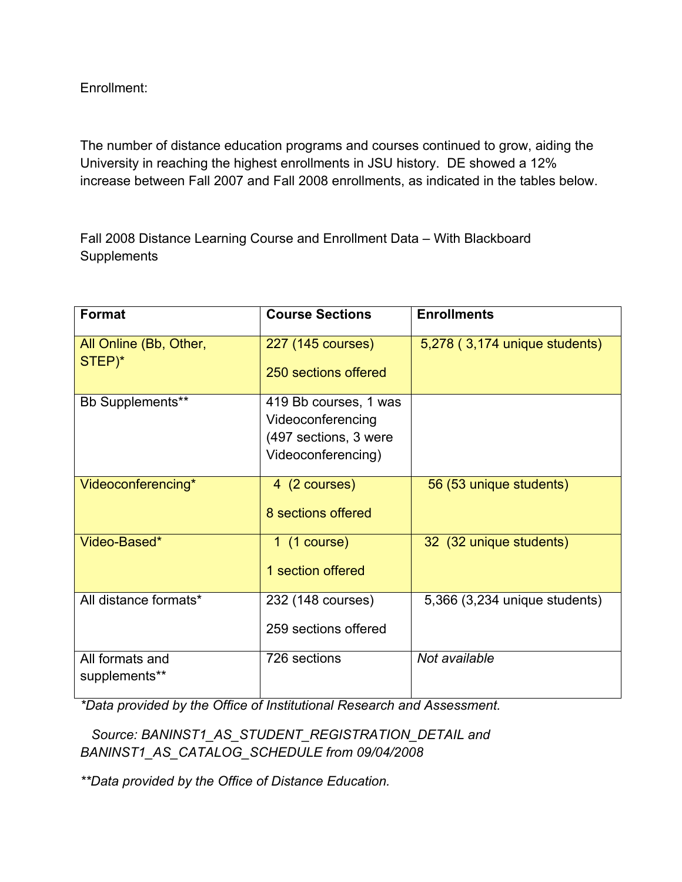Enrollment:

The number of distance education programs and courses continued to grow, aiding the University in reaching the highest enrollments in JSU history. DE showed a 12% increase between Fall 2007 and Fall 2008 enrollments, as indicated in the tables below.

Fall 2008 Distance Learning Course and Enrollment Data – With Blackboard Supplements

| Format | Course Sections | Enrollments |
|---|---|---|
| All Online (Bb, Other, STEP)* | 227 (145 courses)<br>250 sections offered | 5,278 ( 3,174 unique students) |
| Bb Supplements** | 419 Bb courses, 1 was Videoconferencing (497 sections, 3 were Videoconferencing) | |
| Videoconferencing* | 4 (2 courses)<br>8 sections offered | 56 (53 unique students) |
| Video-Based* | 1 (1 course)<br>1 section offered | 32 (32 unique students) |
| All distance formats* | 232 (148 courses)<br>259 sections offered | 5,366 (3,234 unique students) |
| All formats and supplements** | 726 sections | *Not available* |

*\*Data provided by the Office of Institutional Research and Assessment.*

*Source: BANINST1_AS_STUDENT_REGISTRATION_DETAIL and BANINST1_AS_CATALOG_SCHEDULE from 09/04/2008*

*\*\*Data provided by the Office of Distance Education.*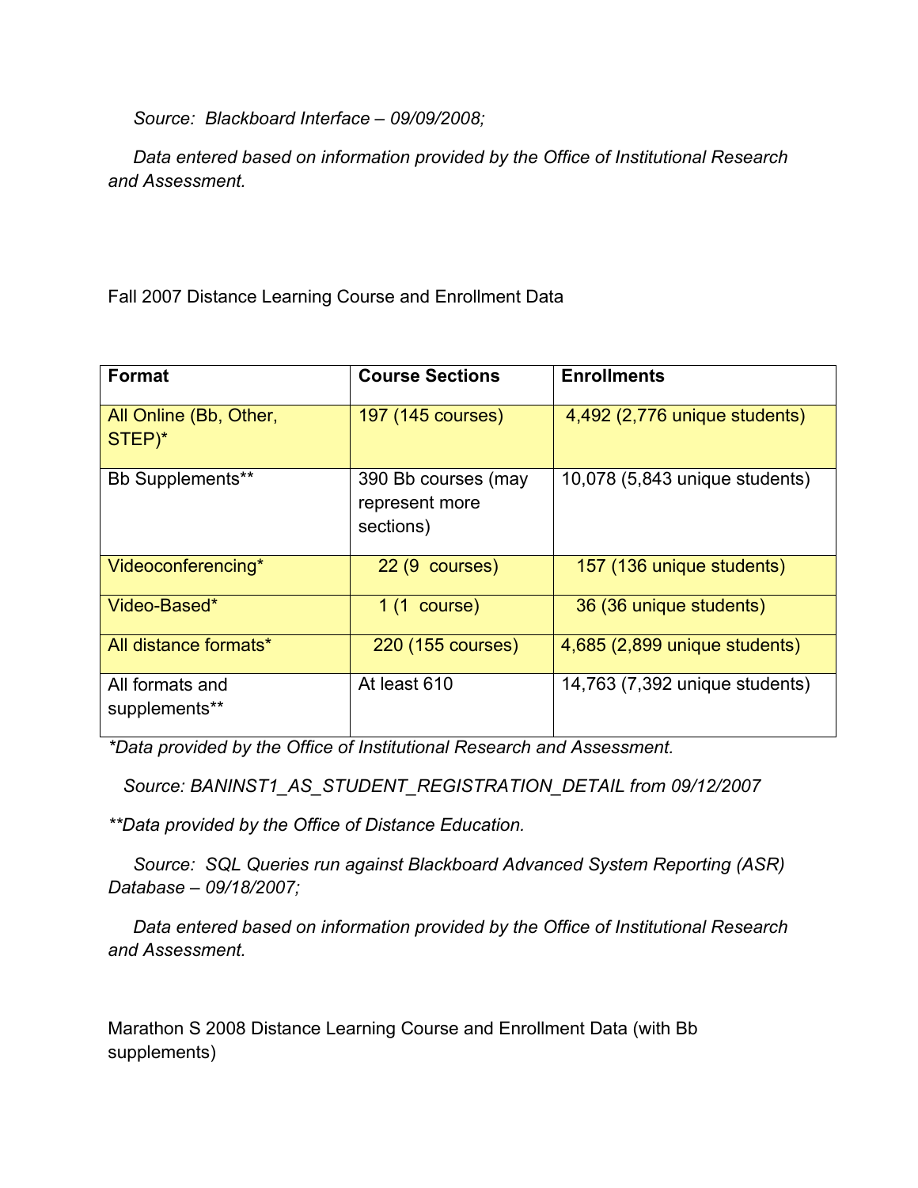*Source: Blackboard Interface – 09/09/2008;*

*Data entered based on information provided by the Office of Institutional Research and Assessment.*

Fall 2007 Distance Learning Course and Enrollment Data

| **Format** | **Course Sections** | **Enrollments** |
|---|---|---|
| All Online (Bb, Other, STEP)* | 197 (145 courses) | 4,492 (2,776 unique students) |
| Bb Supplements** | 390 Bb courses (may represent more sections) | 10,078 (5,843 unique students) |
| Videoconferencing* | 22 (9 courses) | 157 (136 unique students) |
| Video-Based* | 1 (1 course) | 36 (36 unique students) |
| All distance formats* | 220 (155 courses) | 4,685 (2,899 unique students) |
| All formats and supplements** | At least 610 | 14,763 (7,392 unique students) |

*\*Data provided by the Office of Institutional Research and Assessment.*

*Source: BANINST1_AS_STUDENT_REGISTRATION_DETAIL from 09/12/2007*

*\*\*Data provided by the Office of Distance Education.*

*Source: SQL Queries run against Blackboard Advanced System Reporting (ASR) Database – 09/18/2007;*

*Data entered based on information provided by the Office of Institutional Research and Assessment.*

Marathon S 2008 Distance Learning Course and Enrollment Data (with Bb supplements)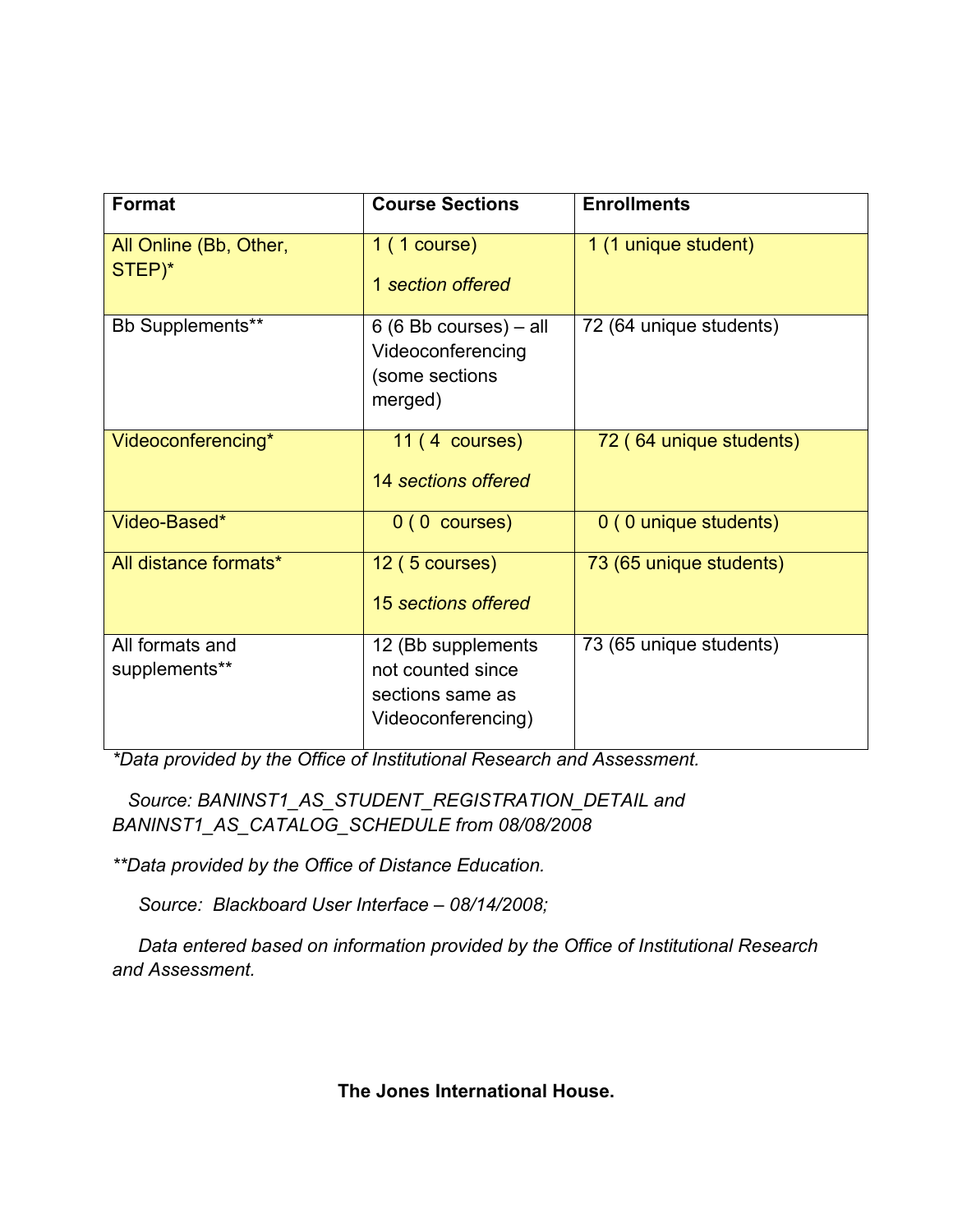| Format | Course Sections | Enrollments |
|---|---|---|
| All Online (Bb, Other, STEP)* | 1 ( 1 course)<br><br>1 *section offered* | 1 (1 unique student) |
| Bb Supplements** | 6 (6 Bb courses) – all Videoconferencing (some sections merged) | 72 (64 unique students) |
| Videoconferencing* | 11 ( 4 courses)<br><br>14 *sections offered* | 72 ( 64 unique students) |
| Video-Based* | 0 ( 0 courses) | 0 ( 0 unique students) |
| All distance formats* | 12 ( 5 courses)<br><br>15 *sections offered* | 73 (65 unique students) |
| All formats and supplements** | 12 (Bb supplements not counted since sections same as Videoconferencing) | 73 (65 unique students) |

*\*Data provided by the Office of Institutional Research and Assessment.*

*Source: BANINST1_AS_STUDENT_REGISTRATION_DETAIL and BANINST1_AS_CATALOG_SCHEDULE from 08/08/2008*

*\*\*Data provided by the Office of Distance Education.*

*Source: Blackboard User Interface – 08/14/2008;*

*Data entered based on information provided by the Office of Institutional Research and Assessment.*

**The Jones International House.**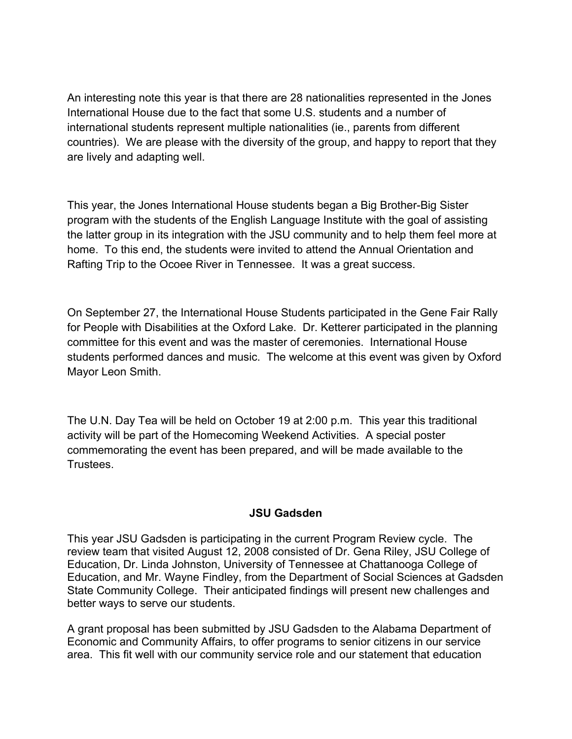An interesting note this year is that there are 28 nationalities represented in the Jones International House due to the fact that some U.S. students and a number of international students represent multiple nationalities (ie., parents from different countries). We are please with the diversity of the group, and happy to report that they are lively and adapting well.

This year, the Jones International House students began a Big Brother-Big Sister program with the students of the English Language Institute with the goal of assisting the latter group in its integration with the JSU community and to help them feel more at home. To this end, the students were invited to attend the Annual Orientation and Rafting Trip to the Ocoee River in Tennessee. It was a great success.

On September 27, the International House Students participated in the Gene Fair Rally for People with Disabilities at the Oxford Lake. Dr. Ketterer participated in the planning committee for this event and was the master of ceremonies. International House students performed dances and music. The welcome at this event was given by Oxford Mayor Leon Smith.

The U.N. Day Tea will be held on October 19 at 2:00 p.m. This year this traditional activity will be part of the Homecoming Weekend Activities. A special poster commemorating the event has been prepared, and will be made available to the Trustees.

## JSU Gadsden

This year JSU Gadsden is participating in the current Program Review cycle. The review team that visited August 12, 2008 consisted of Dr. Gena Riley, JSU College of Education, Dr. Linda Johnston, University of Tennessee at Chattanooga College of Education, and Mr. Wayne Findley, from the Department of Social Sciences at Gadsden State Community College. Their anticipated findings will present new challenges and better ways to serve our students.

A grant proposal has been submitted by JSU Gadsden to the Alabama Department of Economic and Community Affairs, to offer programs to senior citizens in our service area. This fit well with our community service role and our statement that education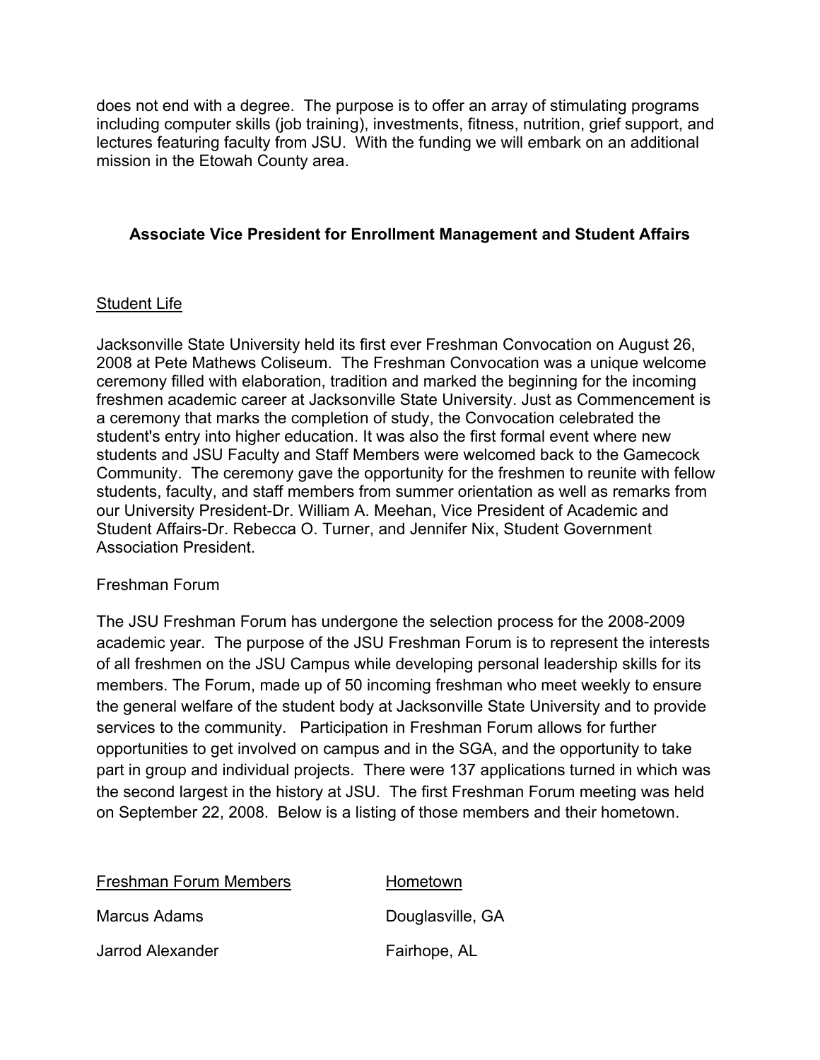does not end with a degree. The purpose is to offer an array of stimulating programs including computer skills (job training), investments, fitness, nutrition, grief support, and lectures featuring faculty from JSU. With the funding we will embark on an additional mission in the Etowah County area.

## Associate Vice President for Enrollment Management and Student Affairs

### Student Life

Jacksonville State University held its first ever Freshman Convocation on August 26, 2008 at Pete Mathews Coliseum. The Freshman Convocation was a unique welcome ceremony filled with elaboration, tradition and marked the beginning for the incoming freshmen academic career at Jacksonville State University. Just as Commencement is a ceremony that marks the completion of study, the Convocation celebrated the student's entry into higher education. It was also the first formal event where new students and JSU Faculty and Staff Members were welcomed back to the Gamecock Community. The ceremony gave the opportunity for the freshmen to reunite with fellow students, faculty, and staff members from summer orientation as well as remarks from our University President-Dr. William A. Meehan, Vice President of Academic and Student Affairs-Dr. Rebecca O. Turner, and Jennifer Nix, Student Government Association President.

### Freshman Forum

The JSU Freshman Forum has undergone the selection process for the 2008-2009 academic year. The purpose of the JSU Freshman Forum is to represent the interests of all freshmen on the JSU Campus while developing personal leadership skills for its members. The Forum, made up of 50 incoming freshman who meet weekly to ensure the general welfare of the student body at Jacksonville State University and to provide services to the community. Participation in Freshman Forum allows for further opportunities to get involved on campus and in the SGA, and the opportunity to take part in group and individual projects. There were 137 applications turned in which was the second largest in the history at JSU. The first Freshman Forum meeting was held on September 22, 2008. Below is a listing of those members and their hometown.

| Freshman Forum Members | Hometown |
|---|---|
| Marcus Adams | Douglasville, GA |
| Jarrod Alexander | Fairhope, AL |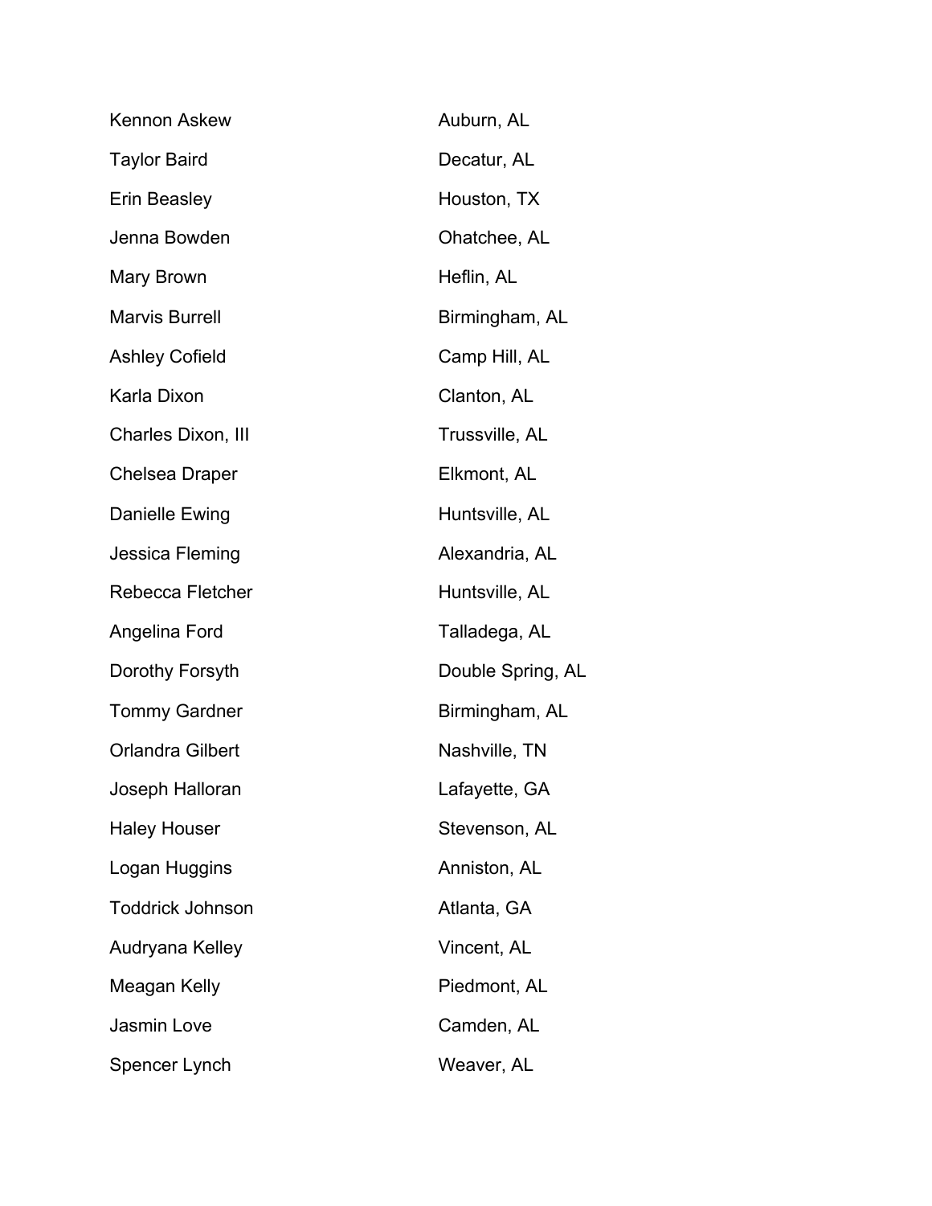| | |
|---|---|
| Kennon Askew | Auburn, AL |
| Taylor Baird | Decatur, AL |
| Erin Beasley | Houston, TX |
| Jenna Bowden | Ohatchee, AL |
| Mary Brown | Heflin, AL |
| Marvis Burrell | Birmingham, AL |
| Ashley Cofield | Camp Hill, AL |
| Karla Dixon | Clanton, AL |
| Charles Dixon, III | Trussville, AL |
| Chelsea Draper | Elkmont, AL |
| Danielle Ewing | Huntsville, AL |
| Jessica Fleming | Alexandria, AL |
| Rebecca Fletcher | Huntsville, AL |
| Angelina Ford | Talladega, AL |
| Dorothy Forsyth | Double Spring, AL |
| Tommy Gardner | Birmingham, AL |
| Orlandra Gilbert | Nashville, TN |
| Joseph Halloran | Lafayette, GA |
| Haley Houser | Stevenson, AL |
| Logan Huggins | Anniston, AL |
| Toddrick Johnson | Atlanta, GA |
| Audryana Kelley | Vincent, AL |
| Meagan Kelly | Piedmont, AL |
| Jasmin Love | Camden, AL |
| Spencer Lynch | Weaver, AL |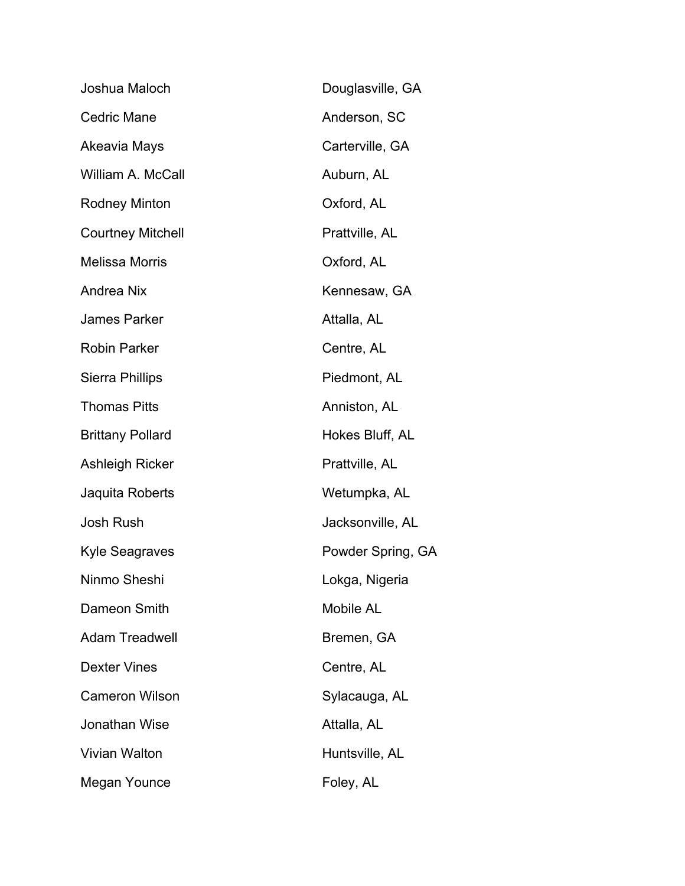| | |
|---|---|
| Joshua Maloch | Douglasville, GA |
| Cedric Mane | Anderson, SC |
| Akeavia Mays | Carterville, GA |
| William A. McCall | Auburn, AL |
| Rodney Minton | Oxford, AL |
| Courtney Mitchell | Prattville, AL |
| Melissa Morris | Oxford, AL |
| Andrea Nix | Kennesaw, GA |
| James Parker | Attalla, AL |
| Robin Parker | Centre, AL |
| Sierra Phillips | Piedmont, AL |
| Thomas Pitts | Anniston, AL |
| Brittany Pollard | Hokes Bluff, AL |
| Ashleigh Ricker | Prattville, AL |
| Jaquita Roberts | Wetumpka, AL |
| Josh Rush | Jacksonville, AL |
| Kyle Seagraves | Powder Spring, GA |
| Ninmo Sheshi | Lokga, Nigeria |
| Dameon Smith | Mobile AL |
| Adam Treadwell | Bremen, GA |
| Dexter Vines | Centre, AL |
| Cameron Wilson | Sylacauga, AL |
| Jonathan Wise | Attalla, AL |
| Vivian Walton | Huntsville, AL |
| Megan Younce | Foley, AL |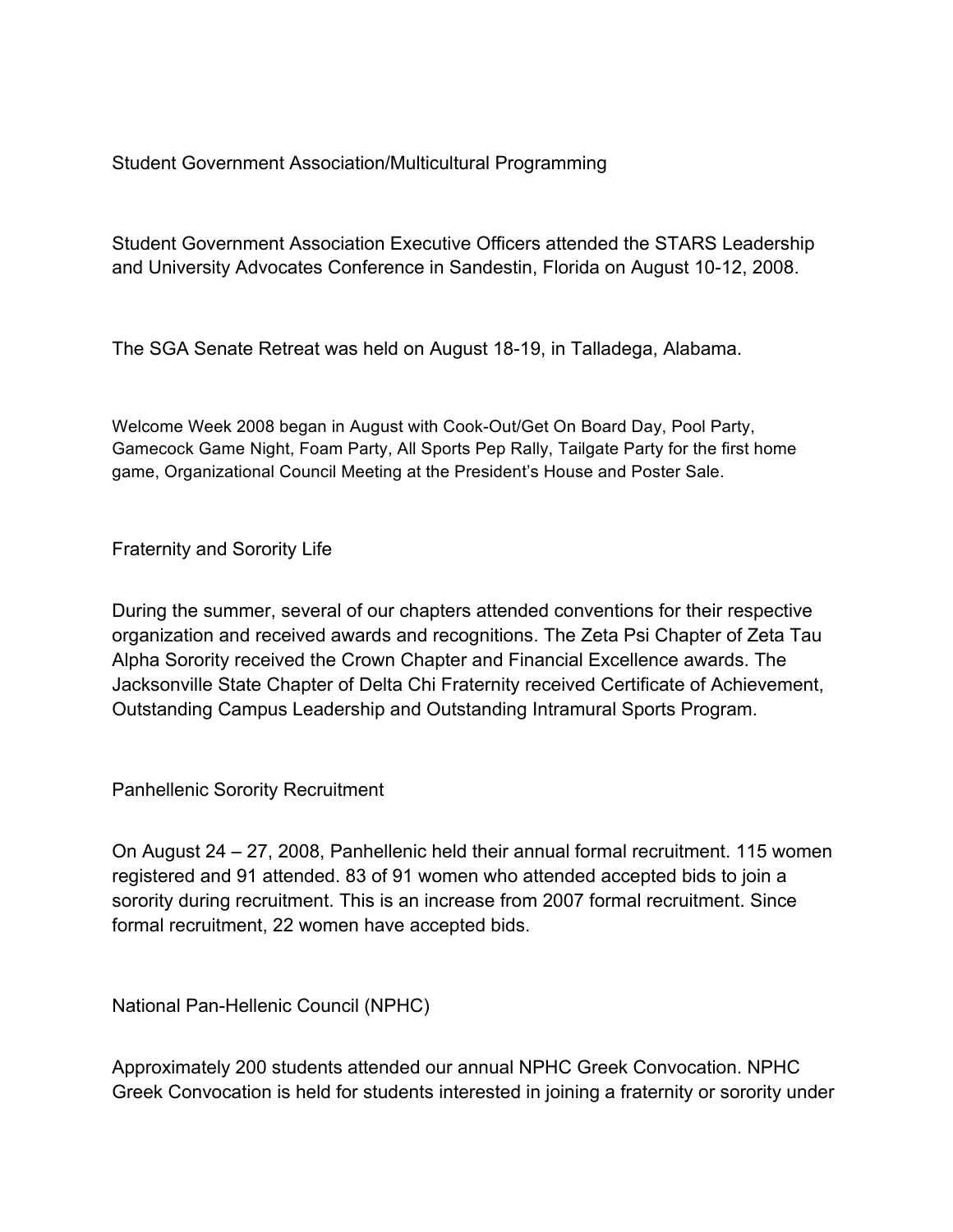## Student Government Association/Multicultural Programming

Student Government Association Executive Officers attended the STARS Leadership and University Advocates Conference in Sandestin, Florida on August 10-12, 2008.

The SGA Senate Retreat was held on August 18-19, in Talladega, Alabama.

Welcome Week 2008 began in August with Cook-Out/Get On Board Day, Pool Party, Gamecock Game Night, Foam Party, All Sports Pep Rally, Tailgate Party for the first home game, Organizational Council Meeting at the President's House and Poster Sale.

## Fraternity and Sorority Life

During the summer, several of our chapters attended conventions for their respective organization and received awards and recognitions. The Zeta Psi Chapter of Zeta Tau Alpha Sorority received the Crown Chapter and Financial Excellence awards. The Jacksonville State Chapter of Delta Chi Fraternity received Certificate of Achievement, Outstanding Campus Leadership and Outstanding Intramural Sports Program.

## Panhellenic Sorority Recruitment

On August 24 – 27, 2008, Panhellenic held their annual formal recruitment. 115 women registered and 91 attended. 83 of 91 women who attended accepted bids to join a sorority during recruitment. This is an increase from 2007 formal recruitment. Since formal recruitment, 22 women have accepted bids.

## National Pan-Hellenic Council (NPHC)

Approximately 200 students attended our annual NPHC Greek Convocation. NPHC Greek Convocation is held for students interested in joining a fraternity or sorority under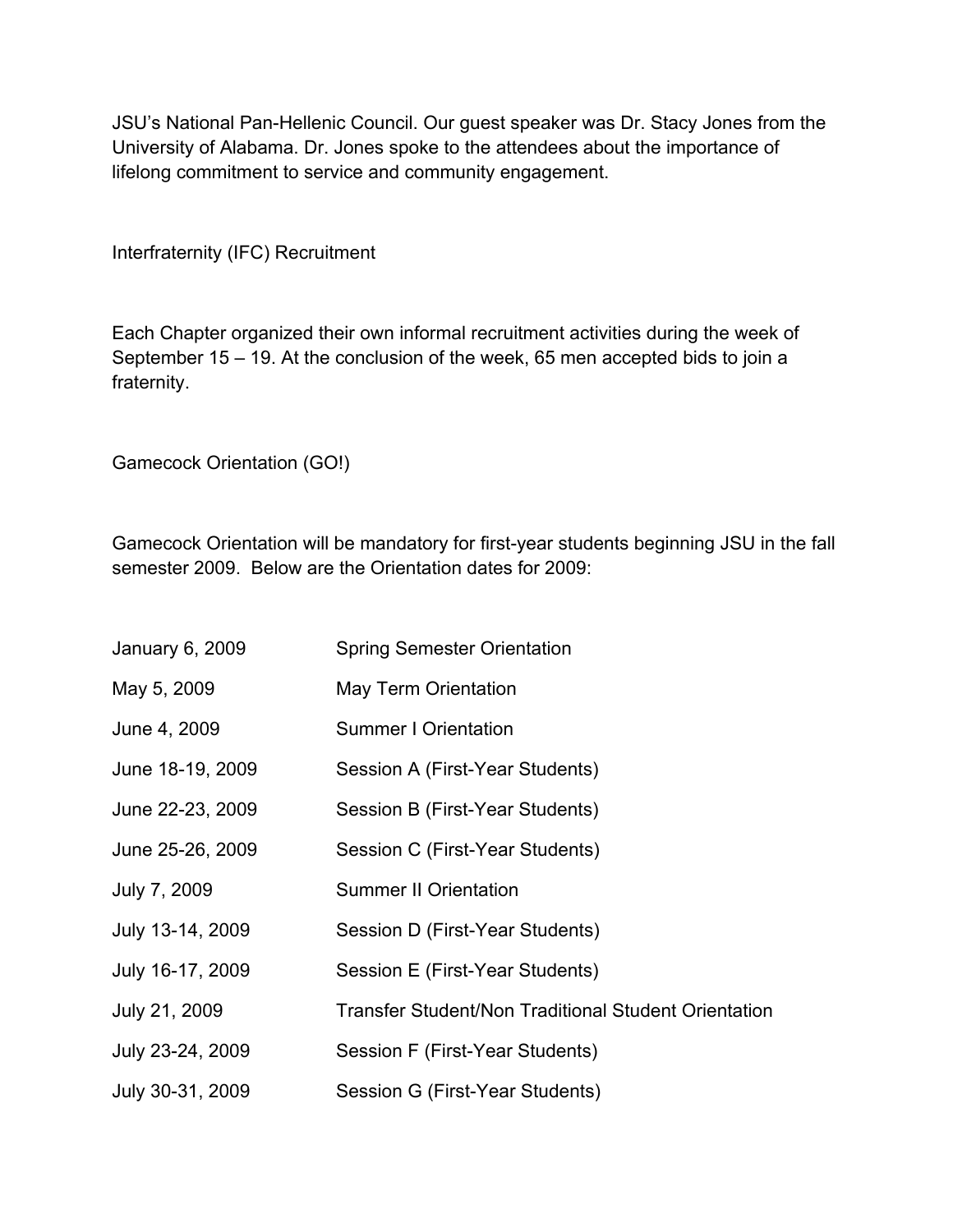JSU's National Pan-Hellenic Council. Our guest speaker was Dr. Stacy Jones from the University of Alabama. Dr. Jones spoke to the attendees about the importance of lifelong commitment to service and community engagement.

## Interfraternity (IFC) Recruitment

Each Chapter organized their own informal recruitment activities during the week of September 15 – 19. At the conclusion of the week, 65 men accepted bids to join a fraternity.

## Gamecock Orientation (GO!)

Gamecock Orientation will be mandatory for first-year students beginning JSU in the fall semester 2009. Below are the Orientation dates for 2009:

| | |
|---|---|
| January 6, 2009 | Spring Semester Orientation |
| May 5, 2009 | May Term Orientation |
| June 4, 2009 | Summer I Orientation |
| June 18-19, 2009 | Session A (First-Year Students) |
| June 22-23, 2009 | Session B (First-Year Students) |
| June 25-26, 2009 | Session C (First-Year Students) |
| July 7, 2009 | Summer II Orientation |
| July 13-14, 2009 | Session D (First-Year Students) |
| July 16-17, 2009 | Session E (First-Year Students) |
| July 21, 2009 | Transfer Student/Non Traditional Student Orientation |
| July 23-24, 2009 | Session F (First-Year Students) |
| July 30-31, 2009 | Session G (First-Year Students) |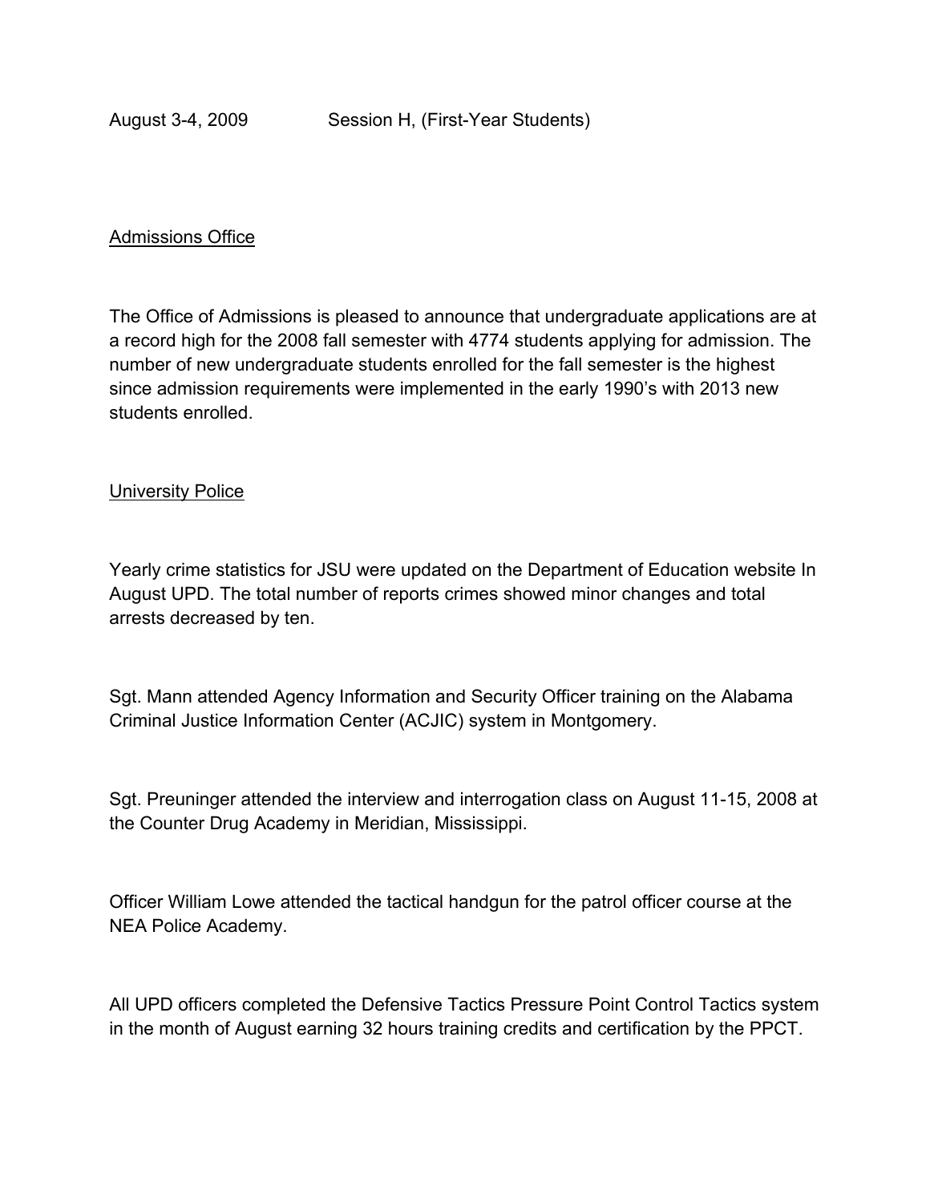August 3-4, 2009 Session H, (First-Year Students)

Admissions Office

The Office of Admissions is pleased to announce that undergraduate applications are at a record high for the 2008 fall semester with 4774 students applying for admission. The number of new undergraduate students enrolled for the fall semester is the highest since admission requirements were implemented in the early 1990's with 2013 new students enrolled.

University Police

Yearly crime statistics for JSU were updated on the Department of Education website In August UPD. The total number of reports crimes showed minor changes and total arrests decreased by ten.

Sgt. Mann attended Agency Information and Security Officer training on the Alabama Criminal Justice Information Center (ACJIC) system in Montgomery.

Sgt. Preuninger attended the interview and interrogation class on August 11-15, 2008 at the Counter Drug Academy in Meridian, Mississippi.

Officer William Lowe attended the tactical handgun for the patrol officer course at the NEA Police Academy.

All UPD officers completed the Defensive Tactics Pressure Point Control Tactics system in the month of August earning 32 hours training credits and certification by the PPCT.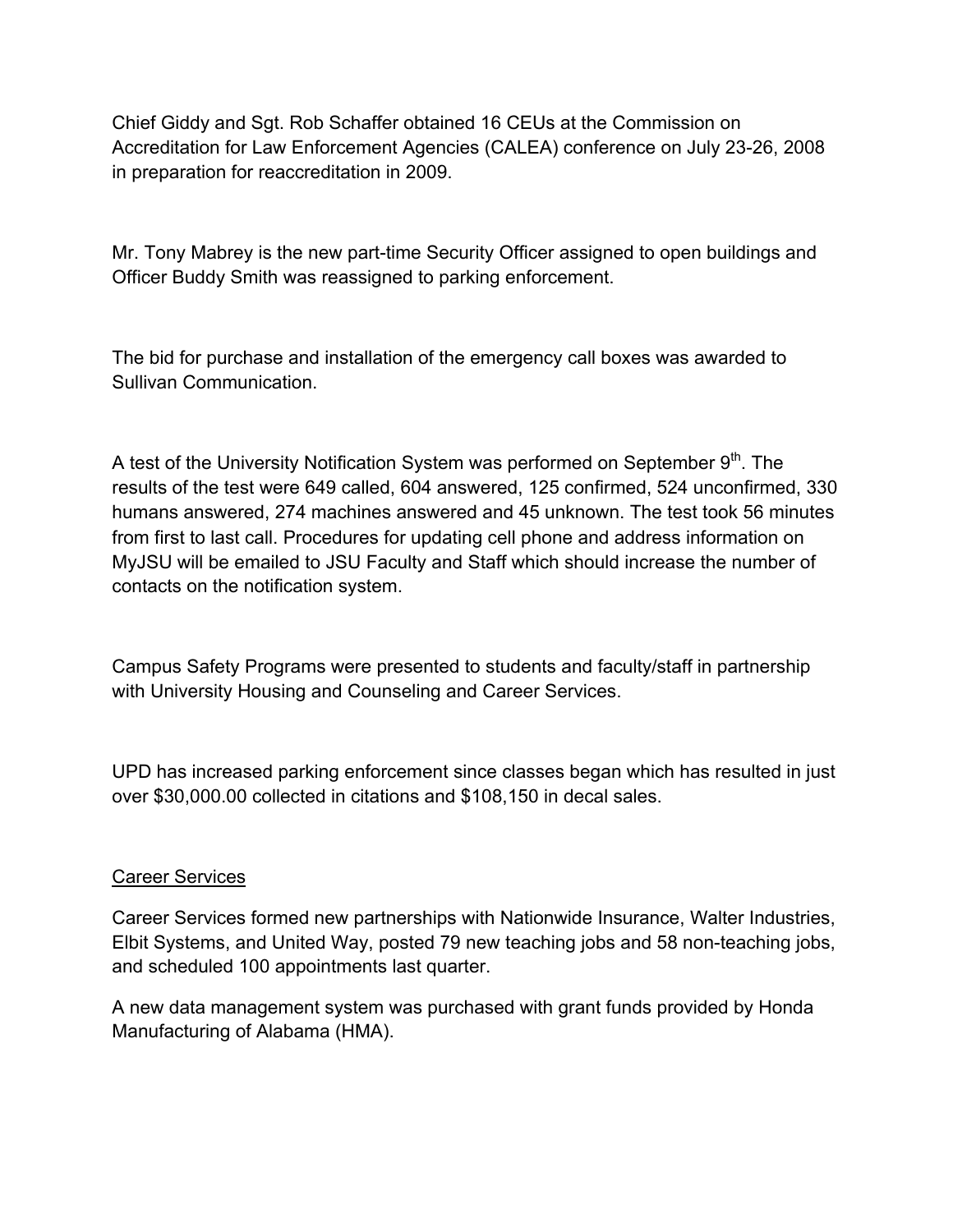Chief Giddy and Sgt. Rob Schaffer obtained 16 CEUs at the Commission on Accreditation for Law Enforcement Agencies (CALEA) conference on July 23-26, 2008 in preparation for reaccreditation in 2009.

Mr. Tony Mabrey is the new part-time Security Officer assigned to open buildings and Officer Buddy Smith was reassigned to parking enforcement.

The bid for purchase and installation of the emergency call boxes was awarded to Sullivan Communication.

A test of the University Notification System was performed on September 9th. The results of the test were 649 called, 604 answered, 125 confirmed, 524 unconfirmed, 330 humans answered, 274 machines answered and 45 unknown. The test took 56 minutes from first to last call. Procedures for updating cell phone and address information on MyJSU will be emailed to JSU Faculty and Staff which should increase the number of contacts on the notification system.

Campus Safety Programs were presented to students and faculty/staff in partnership with University Housing and Counseling and Career Services.

UPD has increased parking enforcement since classes began which has resulted in just over $30,000.00 collected in citations and $108,150 in decal sales.

<u>Career Services</u>

Career Services formed new partnerships with Nationwide Insurance, Walter Industries, Elbit Systems, and United Way, posted 79 new teaching jobs and 58 non-teaching jobs, and scheduled 100 appointments last quarter.

A new data management system was purchased with grant funds provided by Honda Manufacturing of Alabama (HMA).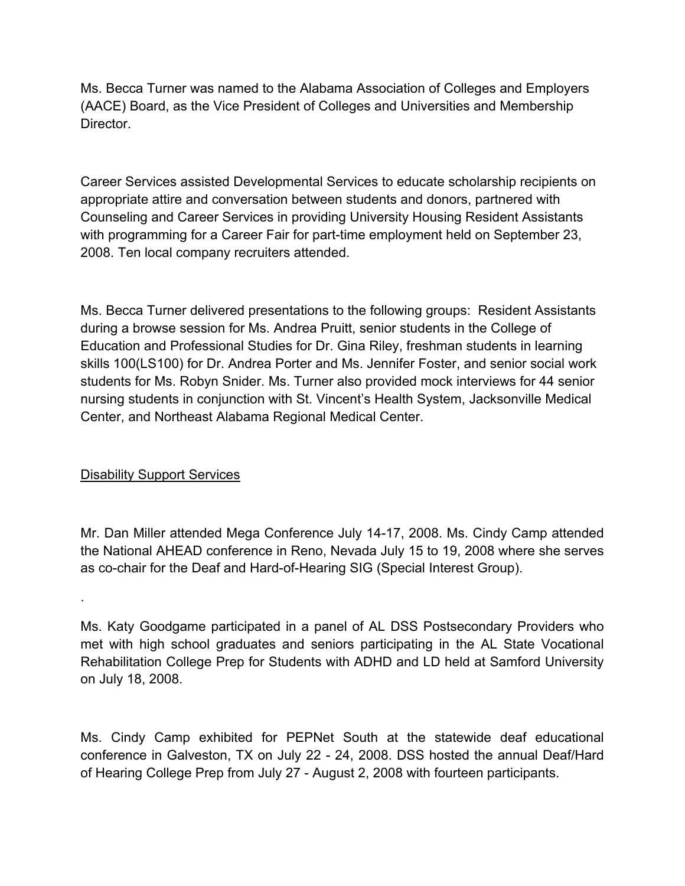Ms. Becca Turner was named to the Alabama Association of Colleges and Employers (AACE) Board, as the Vice President of Colleges and Universities and Membership Director.

Career Services assisted Developmental Services to educate scholarship recipients on appropriate attire and conversation between students and donors, partnered with Counseling and Career Services in providing University Housing Resident Assistants with programming for a Career Fair for part-time employment held on September 23, 2008. Ten local company recruiters attended.

Ms. Becca Turner delivered presentations to the following groups: Resident Assistants during a browse session for Ms. Andrea Pruitt, senior students in the College of Education and Professional Studies for Dr. Gina Riley, freshman students in learning skills 100(LS100) for Dr. Andrea Porter and Ms. Jennifer Foster, and senior social work students for Ms. Robyn Snider. Ms. Turner also provided mock interviews for 44 senior nursing students in conjunction with St. Vincent's Health System, Jacksonville Medical Center, and Northeast Alabama Regional Medical Center.

<u>Disability Support Services</u>

Mr. Dan Miller attended Mega Conference July 14-17, 2008. Ms. Cindy Camp attended the National AHEAD conference in Reno, Nevada July 15 to 19, 2008 where she serves as co-chair for the Deaf and Hard-of-Hearing SIG (Special Interest Group).

.

Ms. Katy Goodgame participated in a panel of AL DSS Postsecondary Providers who met with high school graduates and seniors participating in the AL State Vocational Rehabilitation College Prep for Students with ADHD and LD held at Samford University on July 18, 2008.

Ms. Cindy Camp exhibited for PEPNet South at the statewide deaf educational conference in Galveston, TX on July 22 - 24, 2008. DSS hosted the annual Deaf/Hard of Hearing College Prep from July 27 - August 2, 2008 with fourteen participants.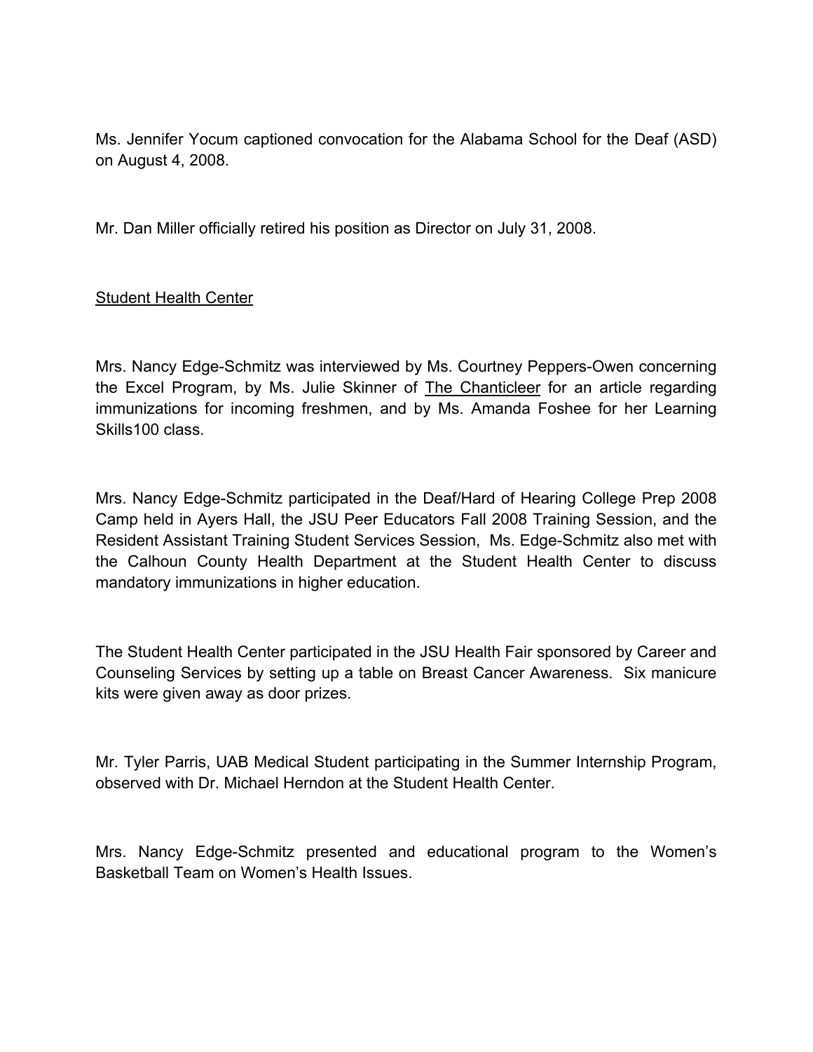Ms. Jennifer Yocum captioned convocation for the Alabama School for the Deaf (ASD) on August 4, 2008.

Mr. Dan Miller officially retired his position as Director on July 31, 2008.

## Student Health Center

Mrs. Nancy Edge-Schmitz was interviewed by Ms. Courtney Peppers-Owen concerning the Excel Program, by Ms. Julie Skinner of The Chanticleer for an article regarding immunizations for incoming freshmen, and by Ms. Amanda Foshee for her Learning Skills100 class.

Mrs. Nancy Edge-Schmitz participated in the Deaf/Hard of Hearing College Prep 2008 Camp held in Ayers Hall, the JSU Peer Educators Fall 2008 Training Session, and the Resident Assistant Training Student Services Session, Ms. Edge-Schmitz also met with the Calhoun County Health Department at the Student Health Center to discuss mandatory immunizations in higher education.

The Student Health Center participated in the JSU Health Fair sponsored by Career and Counseling Services by setting up a table on Breast Cancer Awareness. Six manicure kits were given away as door prizes.

Mr. Tyler Parris, UAB Medical Student participating in the Summer Internship Program, observed with Dr. Michael Herndon at the Student Health Center.

Mrs. Nancy Edge-Schmitz presented and educational program to the Women's Basketball Team on Women's Health Issues.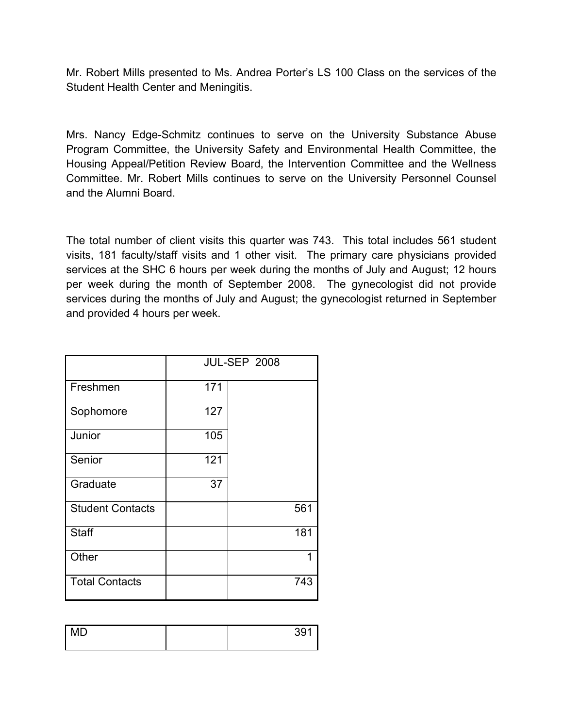Mr. Robert Mills presented to Ms. Andrea Porter's LS 100 Class on the services of the Student Health Center and Meningitis.

Mrs. Nancy Edge-Schmitz continues to serve on the University Substance Abuse Program Committee, the University Safety and Environmental Health Committee, the Housing Appeal/Petition Review Board, the Intervention Committee and the Wellness Committee. Mr. Robert Mills continues to serve on the University Personnel Counsel and the Alumni Board.

The total number of client visits this quarter was 743. This total includes 561 student visits, 181 faculty/staff visits and 1 other visit. The primary care physicians provided services at the SHC 6 hours per week during the months of July and August; 12 hours per week during the month of September 2008. The gynecologist did not provide services during the months of July and August; the gynecologist returned in September and provided 4 hours per week.

| | JUL-SEP 2008 | |
|---|---|---|
| Freshmen | 171 | |
| Sophomore | 127 | |
| Junior | 105 | |
| Senior | 121 | |
| Graduate | 37 | |
| Student Contacts | | 561 |
| Staff | | 181 |
| Other | | 1 |
| Total Contacts | | 743 |

| | | |
|---|---|---|
| MD | | 391 |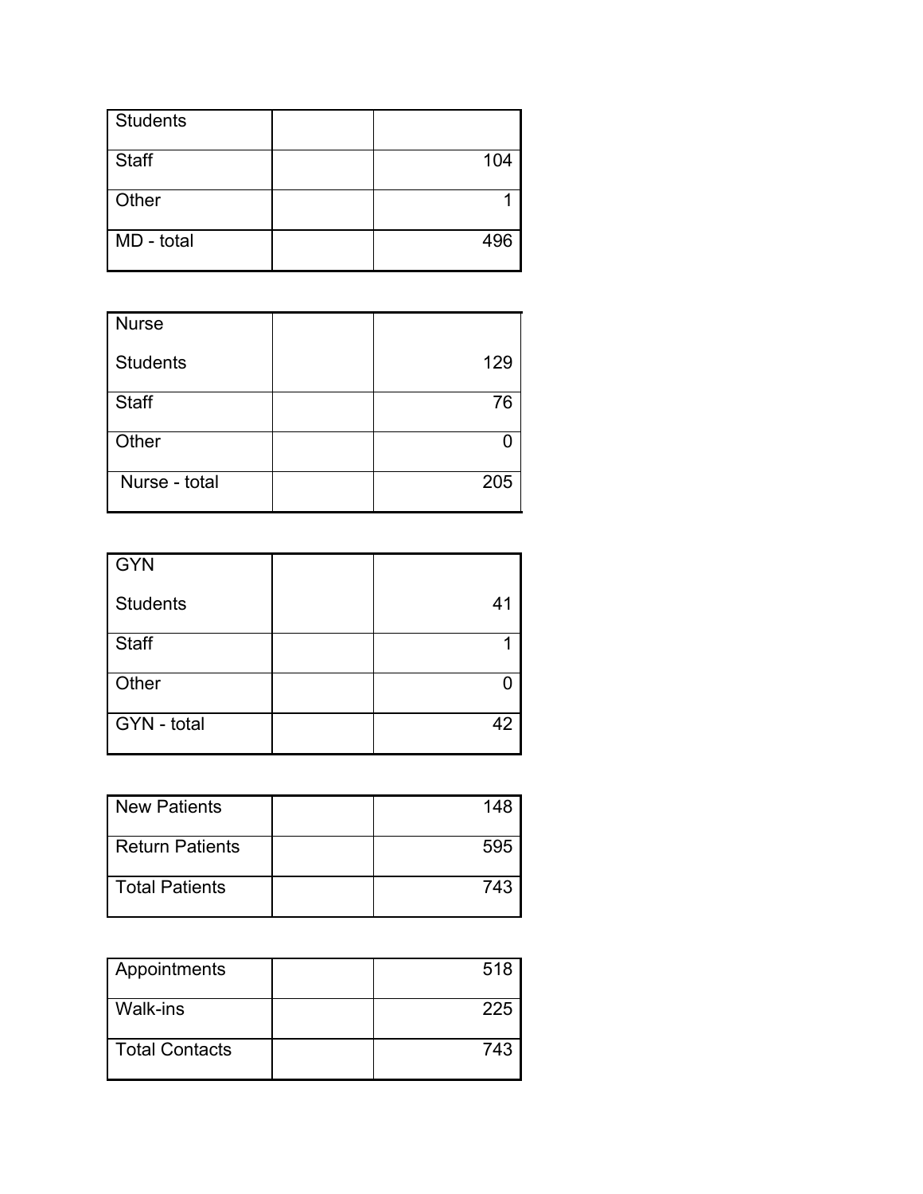| Students | | |
|---|---|---|
| Staff | | 104 |
| Other | | 1 |
| MD - total | | 496 |

| Nurse<br>Students | | 129 |
|---|---|---|
| Staff | | 76 |
| Other | | 0 |
| Nurse - total | | 205 |

| GYN<br>Students | | 41 |
|---|---|---|
| Staff | | 1 |
| Other | | 0 |
| GYN - total | | 42 |

| New Patients | | 148 |
|---|---|---|
| Return Patients | | 595 |
| Total Patients | | 743 |

| Appointments | | 518 |
|---|---|---|
| Walk-ins | | 225 |
| Total Contacts | | 743 |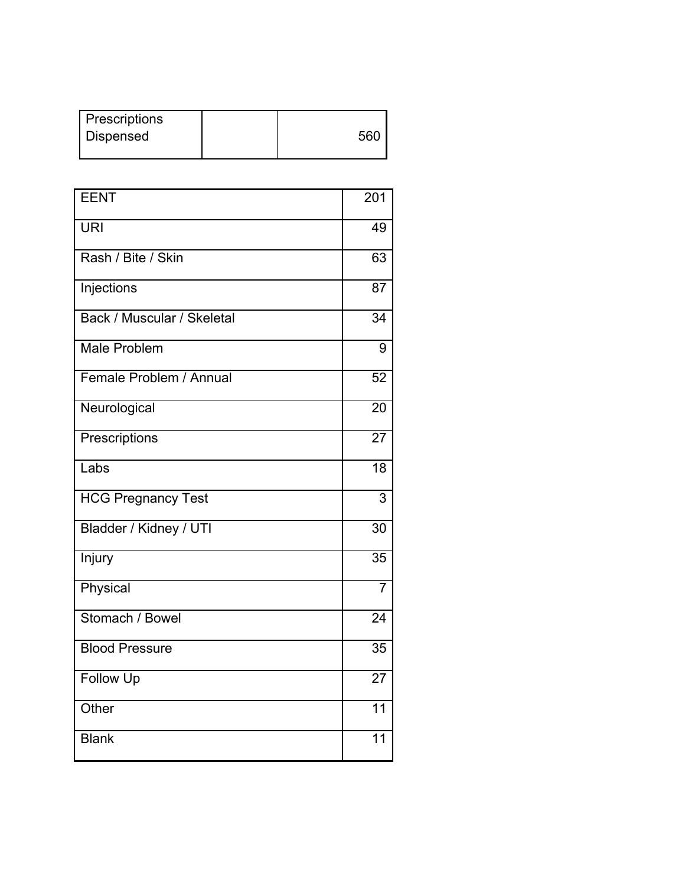| Prescriptions Dispensed | | 560 |
|---|---|---|

| EENT | 201 |
|---|---|
| URI | 49 |
| Rash / Bite / Skin | 63 |
| Injections | 87 |
| Back / Muscular / Skeletal | 34 |
| Male Problem | 9 |
| Female Problem / Annual | 52 |
| Neurological | 20 |
| Prescriptions | 27 |
| Labs | 18 |
| HCG Pregnancy Test | 3 |
| Bladder / Kidney / UTI | 30 |
| Injury | 35 |
| Physical | 7 |
| Stomach / Bowel | 24 |
| Blood Pressure | 35 |
| Follow Up | 27 |
| Other | 11 |
| Blank | 11 |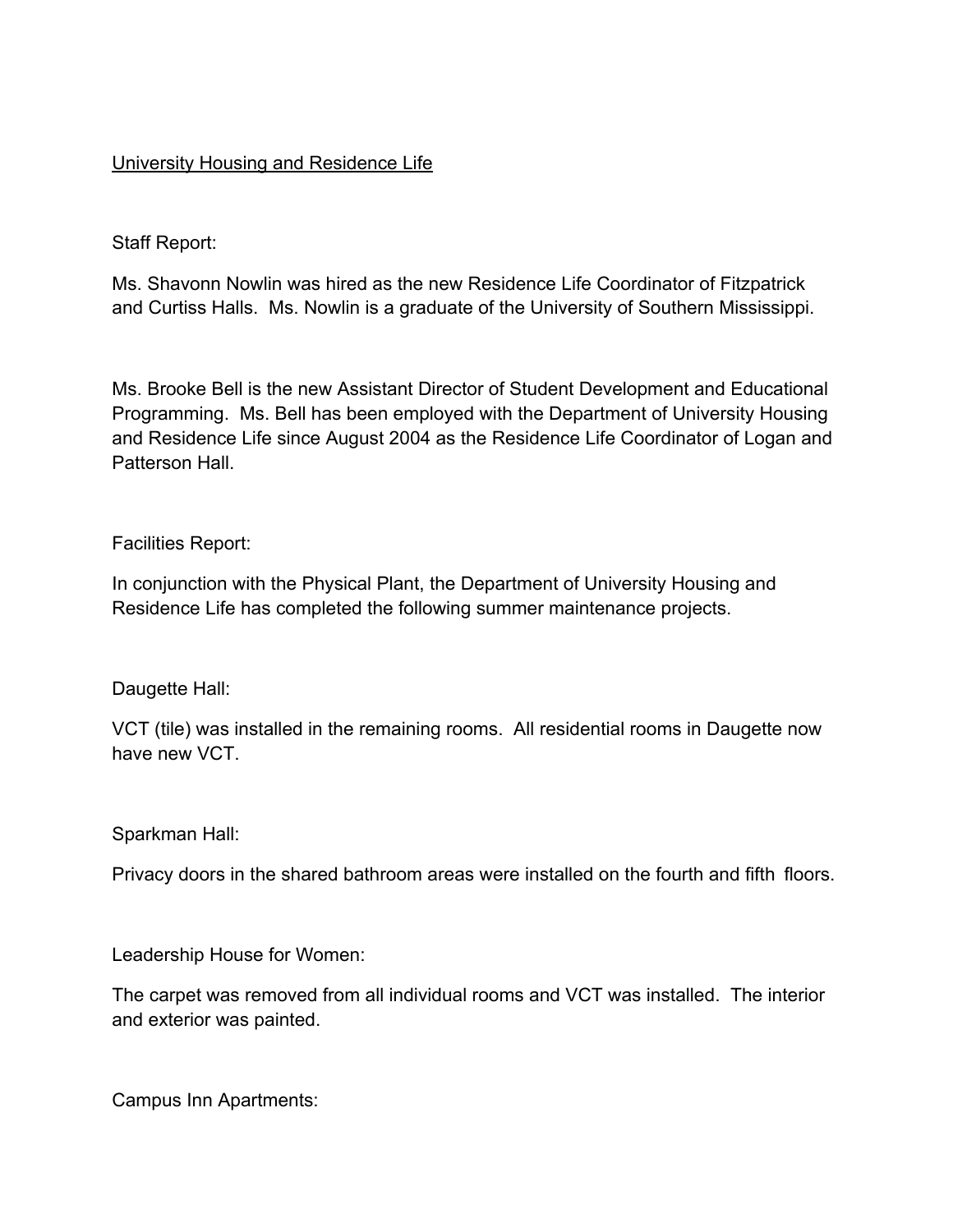University Housing and Residence Life

Staff Report:

Ms. Shavonn Nowlin was hired as the new Residence Life Coordinator of Fitzpatrick and Curtiss Halls. Ms. Nowlin is a graduate of the University of Southern Mississippi.

Ms. Brooke Bell is the new Assistant Director of Student Development and Educational Programming. Ms. Bell has been employed with the Department of University Housing and Residence Life since August 2004 as the Residence Life Coordinator of Logan and Patterson Hall.

Facilities Report:

In conjunction with the Physical Plant, the Department of University Housing and Residence Life has completed the following summer maintenance projects.

Daugette Hall:

VCT (tile) was installed in the remaining rooms. All residential rooms in Daugette now have new VCT.

Sparkman Hall:

Privacy doors in the shared bathroom areas were installed on the fourth and fifth floors.

Leadership House for Women:

The carpet was removed from all individual rooms and VCT was installed. The interior and exterior was painted.

Campus Inn Apartments: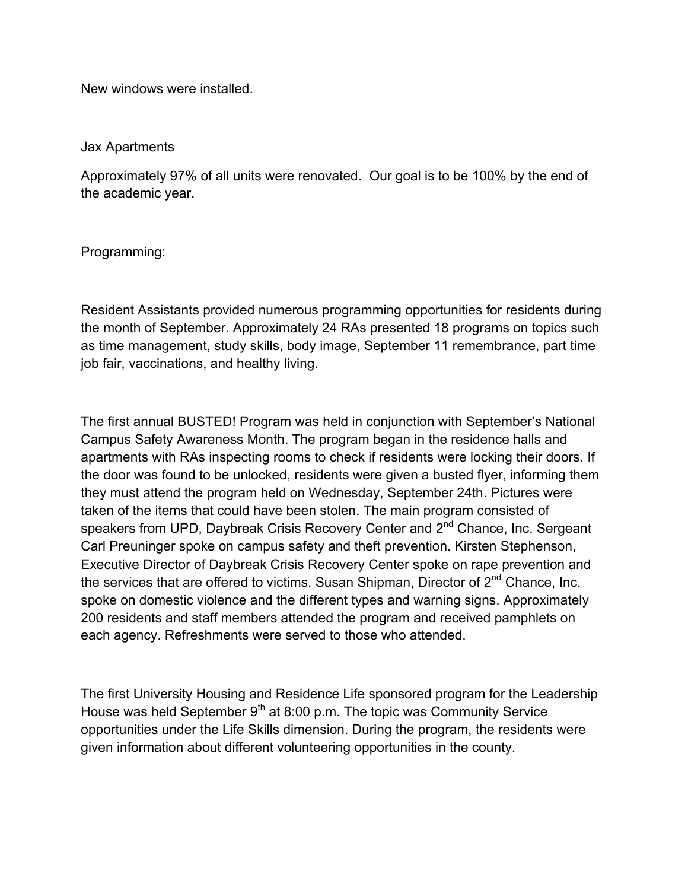New windows were installed.

Jax Apartments

Approximately 97% of all units were renovated. Our goal is to be 100% by the end of the academic year.

Programming:

Resident Assistants provided numerous programming opportunities for residents during the month of September. Approximately 24 RAs presented 18 programs on topics such as time management, study skills, body image, September 11 remembrance, part time job fair, vaccinations, and healthy living.

The first annual BUSTED! Program was held in conjunction with September's National Campus Safety Awareness Month. The program began in the residence halls and apartments with RAs inspecting rooms to check if residents were locking their doors. If the door was found to be unlocked, residents were given a busted flyer, informing them they must attend the program held on Wednesday, September 24th. Pictures were taken of the items that could have been stolen. The main program consisted of speakers from UPD, Daybreak Crisis Recovery Center and 2nd Chance, Inc. Sergeant Carl Preuninger spoke on campus safety and theft prevention. Kirsten Stephenson, Executive Director of Daybreak Crisis Recovery Center spoke on rape prevention and the services that are offered to victims. Susan Shipman, Director of 2nd Chance, Inc. spoke on domestic violence and the different types and warning signs. Approximately 200 residents and staff members attended the program and received pamphlets on each agency. Refreshments were served to those who attended.

The first University Housing and Residence Life sponsored program for the Leadership House was held September 9th at 8:00 p.m. The topic was Community Service opportunities under the Life Skills dimension. During the program, the residents were given information about different volunteering opportunities in the county.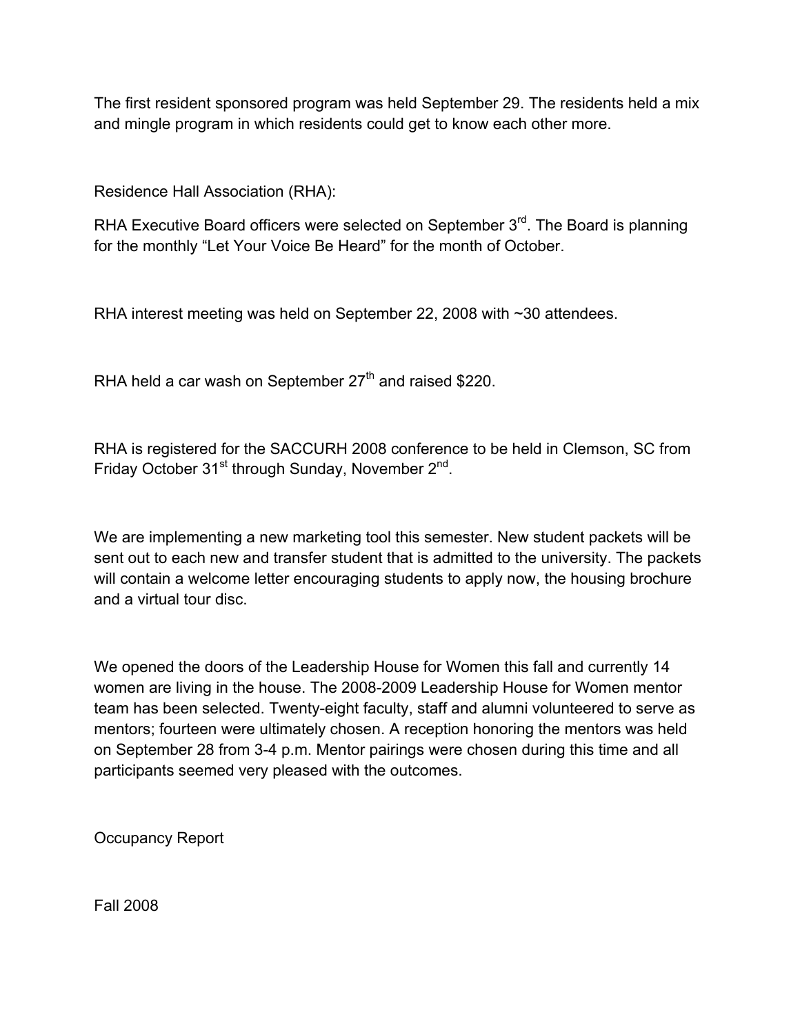The first resident sponsored program was held September 29. The residents held a mix and mingle program in which residents could get to know each other more.

Residence Hall Association (RHA):

RHA Executive Board officers were selected on September 3rd. The Board is planning for the monthly “Let Your Voice Be Heard” for the month of October.

RHA interest meeting was held on September 22, 2008 with ~30 attendees.

RHA held a car wash on September 27th and raised $220.

RHA is registered for the SACCURH 2008 conference to be held in Clemson, SC from Friday October 31st through Sunday, November 2nd.

We are implementing a new marketing tool this semester. New student packets will be sent out to each new and transfer student that is admitted to the university. The packets will contain a welcome letter encouraging students to apply now, the housing brochure and a virtual tour disc.

We opened the doors of the Leadership House for Women this fall and currently 14 women are living in the house. The 2008-2009 Leadership House for Women mentor team has been selected. Twenty-eight faculty, staff and alumni volunteered to serve as mentors; fourteen were ultimately chosen. A reception honoring the mentors was held on September 28 from 3-4 p.m. Mentor pairings were chosen during this time and all participants seemed very pleased with the outcomes.

Occupancy Report

Fall 2008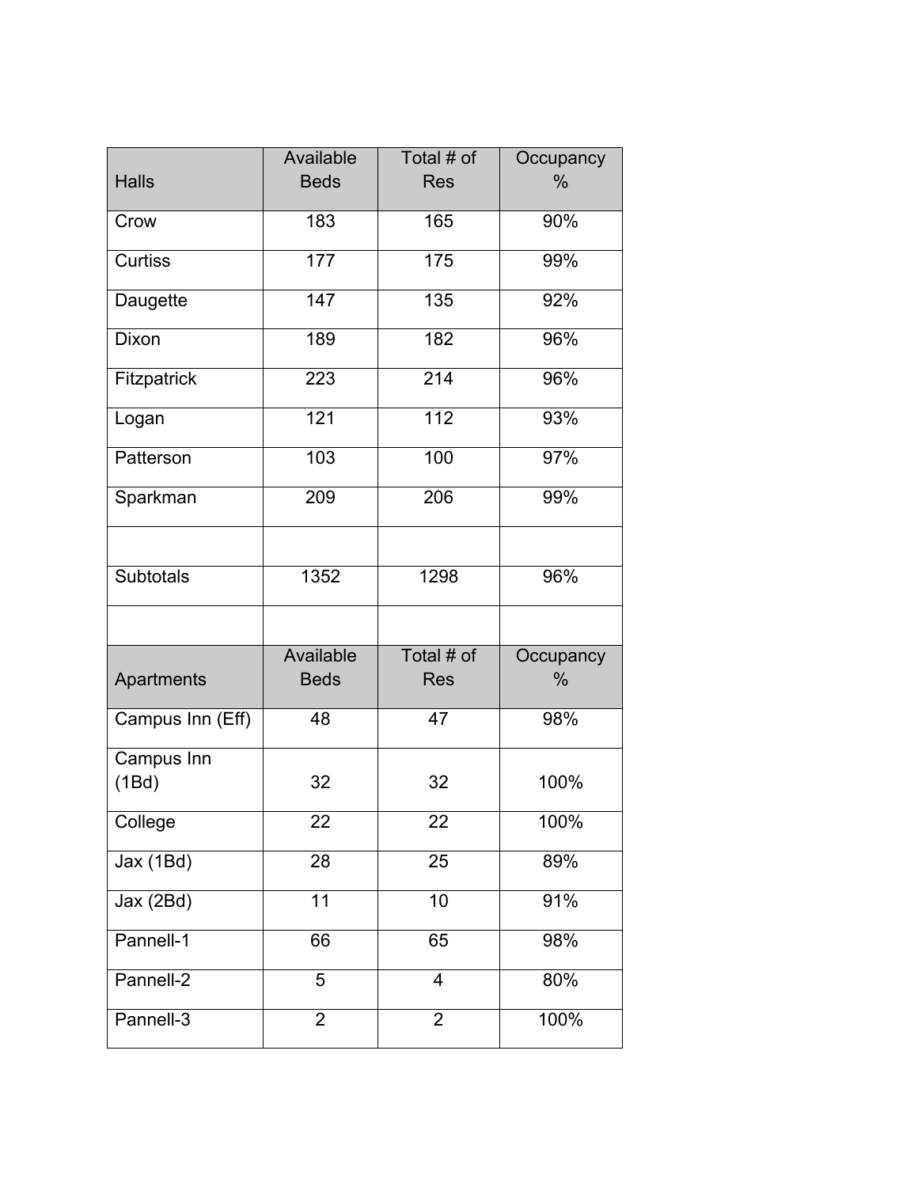| Halls | Available Beds | Total # of Res | Occupancy % |
|---|---|---|---|
| Crow | 183 | 165 | 90% |
| Curtiss | 177 | 175 | 99% |
| Daugette | 147 | 135 | 92% |
| Dixon | 189 | 182 | 96% |
| Fitzpatrick | 223 | 214 | 96% |
| Logan | 121 | 112 | 93% |
| Patterson | 103 | 100 | 97% |
| Sparkman | 209 | 206 | 99% |
| | | | |
| Subtotals | 1352 | 1298 | 96% |
| | | | |

| Apartments | Available Beds | Total # of Res | Occupancy % |
|---|---|---|---|
| Campus Inn (Eff) | 48 | 47 | 98% |
| Campus Inn (1Bd) | 32 | 32 | 100% |
| College | 22 | 22 | 100% |
| Jax (1Bd) | 28 | 25 | 89% |
| Jax (2Bd) | 11 | 10 | 91% |
| Pannell-1 | 66 | 65 | 98% |
| Pannell-2 | 5 | 4 | 80% |
| Pannell-3 | 2 | 2 | 100% |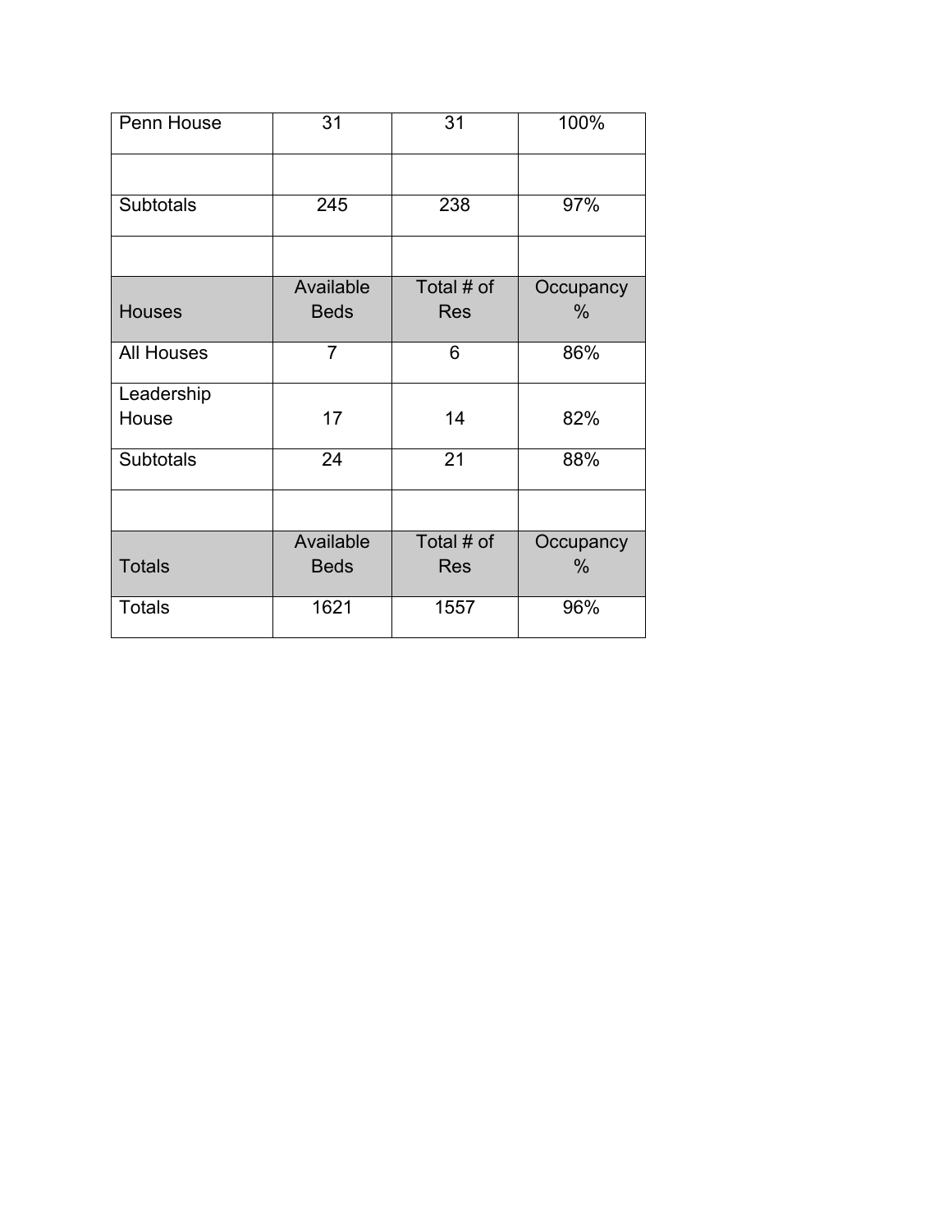| | | | |
|---|---|---|---|
| Penn House | 31 | 31 | 100% |
| | | | |
| Subtotals | 245 | 238 | 97% |
| | | | |
| Houses | Available Beds | Total # of Res | Occupancy % |
| All Houses | 7 | 6 | 86% |
| Leadership House | 17 | 14 | 82% |
| Subtotals | 24 | 21 | 88% |
| | | | |
| Totals | Available Beds | Total # of Res | Occupancy % |
| Totals | 1621 | 1557 | 96% |